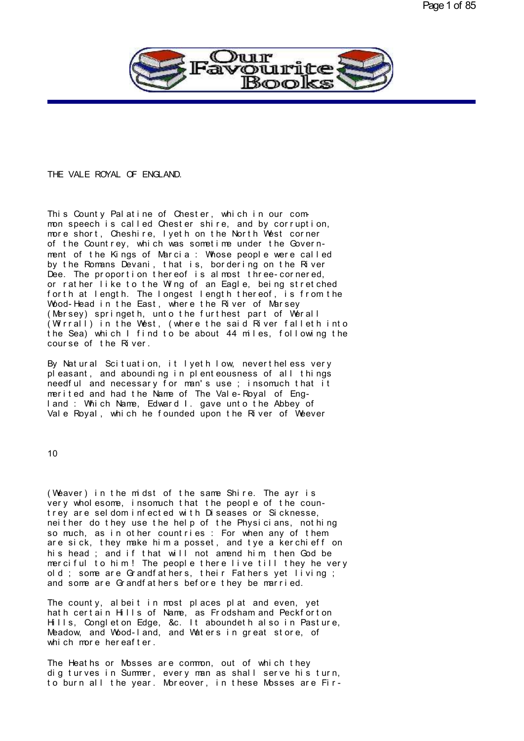# THE VALE ROYAL OF ENGLAND.

This County Palatine of Chester, which in our common speech is called Chester shire, and by corruption, more short, Cheshire, lyeth on the North West corner of the Countrey, which was sometime under the Government of the Kings of Marcia : Whose people were called by the Romans Devani, that is, bordering on the River Dee. The proportion thereof is almost three-cornered, or rather like to the Wing of an Eagle, being stretched forth at length. The longest length thereof, is from the Wood-Head in the East, where the River of Marsey (Mersey) springeth, unto the furthest part of Werall (Wirrall) in the West, (where the said River falleth into the Sea) which I find to be about 44 miles, following the course of the River.

By Natural Scituation, it lyeth low, nevertheless very pleasant, and abounding in plenteousness of all things needful and necessary for man's use ; insomuch that it merited and had the Name of The Vale-Royal of England : Which Name, Edward I. gave unto the Abbey of Vale Royal, which he founded upon the River of Weever (Weaver) in the midst of the same Shire. The ayr is very wholesome, insomuch that the people of the countrey are seldom infected with Diseases or Sicknesse, neither do they use the help of the Physicians, nothing so much, as in other countries : For when any of them are sick, they make him a posset, and tye a kerchieff on his head ; and if that will not amend him, then God be merciful to him ! The people there live till they he very old ; some are Grandfathers, their Fathers yet living ; and some are Grandfathers before they be married.

The county, albeit in most places plat and even, yet hath certain Hills of Name, as Frodsham and Peckforton Hills, Congleton Edge, &c. It aboundeth also in Pasture, Meadow, and Wood-land, and Waters in great store, of which more hereafter.

The Heaths or Mosses are common, out of which they dig turves in Summer, every man as shall serve his turn, to burn all the year. Moreover, in these Mosses are Fir-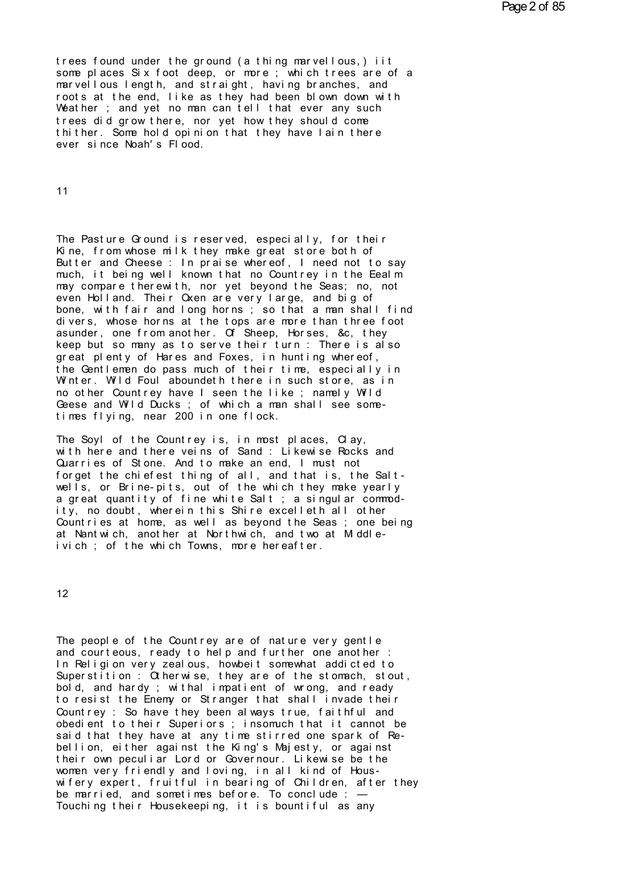trees found under the ground (a thing marvellous,) iit some places Six foot deep, or more ; which trees are of a marvellous length, and straight, having branches, and roots at the end, like as they had been blown down with Weather ; and yet no man can tell that ever any such trees did grow there, nor yet how they should come thither. Some hold opinion that they have lain there ever since Noah's Flood.

11

The Pasture Ground is reserved, especially, for their Kine, from whose milk they make great store both of Butter and Cheese : In praise whereof, I need not to say much, it being well known that no Countrey in the Eealm may compare therewith, nor yet beyond the Seas; no, not even Holland. Their Oxen are very large, and big of bone, with fair and long horns ; so that a man shall find divers, whose horns at the tops are more than three foot asunder, one from another. Of Sheep, Horses, &c, they keep but so many as to serve their turn : There is also great plenty of Hares and Foxes, in hunting whereof, the Gentlemen do pass much of their time, especially in Winter. Wild Foul aboundeth there in such store, as in no other Countrey have I seen the like ; namely Wild Geese and Wild Ducks ; of which a man shall see sometimes flying, near 200 in one flock.

The Soyl of the Countrey is, in most places, Clay, with here and there veins of Sand : Likewise Rocks and Quarries of Stone. And to make an end, I must not forget the chiefest thing of all, and that is, the Salt-wells, or Brine-pits, out of the which they make yearly a great quantity of fine white Salt ; a singular commodity, no doubt, wherein this Shire excelleth all other Countries at home, as well as beyond the Seas ; one being at Nantwich, another at Northwich, and two at Middle-ivich ; of the which Towns, more hereafter.

12

The people of the Countrey are of nature very gentle and courteous, ready to help and further one another : In Religion very zealous, howbeit somewhat addicted to Superstition : Otherwise, they are of the stomach, stout, bold, and hardy ; withal impatient of wrong, and ready to resist the Enemy or Stranger that shall invade their Countrey : So have they been always true, faithful and obedient to their Superiors ; insomuch that it cannot be said that they have at any time stirred one spark of Rebellion, either against the King's Majesty, or against their own peculiar Lord or Governour. Likewise be the women very friendly and loving, in all kind of Houswifery expert, fruitful in bearing of Children, after they be married, and sometimes before. To conclude : — Touching their Housekeeping, it is bountiful as any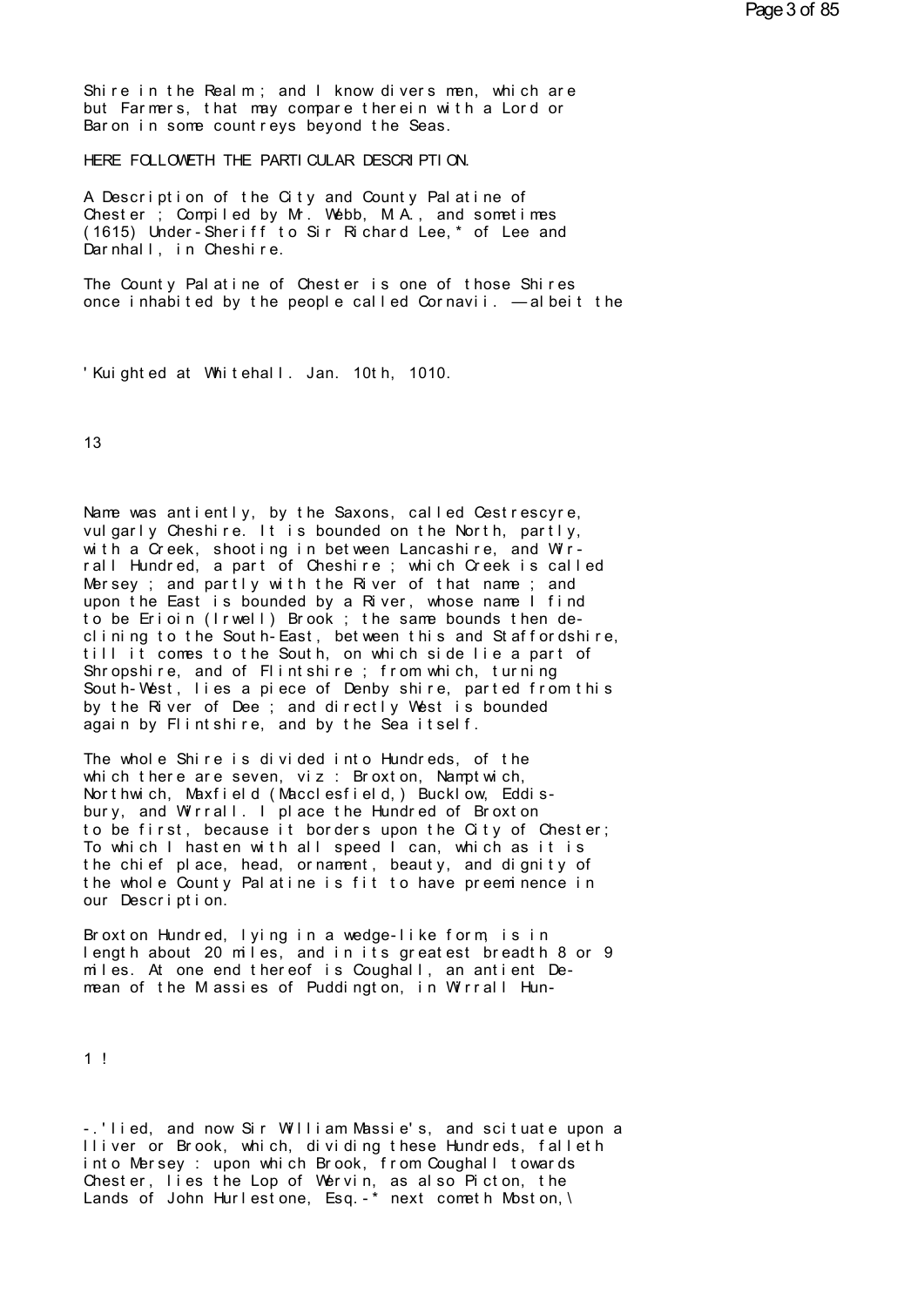Shire in the Realm; and I know divers men, which are but Farmers, that may compare therein with a Lord or Baron in some countreys beyond the Seas.

HERE FOLLOWETH THE PARTICULAR DESCRIPTION.

A Description of the City and County Palatine of Chester; Compiled by Mr. Webb, M.A., and sometimes (1615) Under-Sheriff to Sir Richard Lee,* of Lee and Darnhall, in Cheshire.

The County Palatine of Chester is one of those Shires once inhabited by the people called Cornavii. —albeit the

'Kuighted at Whitehall. Jan. 10th, 1010.

Name was antiently, by the Saxons, called Cestrescyre, vulgarly Cheshire. It is bounded on the North, partly, with a Creek, shooting in between Lancashire, and Wirrall Hundred, a part of Cheshire; which Creek is called Mersey; and partly with the River of that name; and upon the East is bounded by a River, whose name I find to be Erioin (Irwell) Brook; the same bounds then declining to the South-East, between this and Staffordshire, till it comes to the South, on which side lie a part of Shropshire, and of Flintshire; from which, turning South-West, lies a piece of Denby shire, parted from this by the River of Dee; and directly West is bounded again by Flintshire, and by the Sea itself.

The whole Shire is divided into Hundreds, of the which there are seven, viz: Broxton, Namptwich, Northwich, Maxfield (Macclesfield,) Bucklow, Eddisbury, and Wirrall. I place the Hundred of Broxton to be first, because it borders upon the City of Chester; To which I hasten with all speed I can, which as it is the chief place, head, ornament, beauty, and dignity of the whole County Palatine is fit to have preeminence in our Description.

Broxton Hundred, lying in a wedge-like form, is in length about 20 miles, and in its greatest breadth 8 or 9 miles. At one end thereof is Coughall, an antient Demean of the Massies of Puddington, in Wirrall Hun-

-.'lied, and now Sir William Massie's, and scituate upon a lliver or Brook, which, dividing these Hundreds, falleth into Mersey: upon which Brook, from Coughall towards Chester, lies the Lop of Wervin, as also Picton, the Lands of John Hurlestone, Esq.-* next cometh Moston,\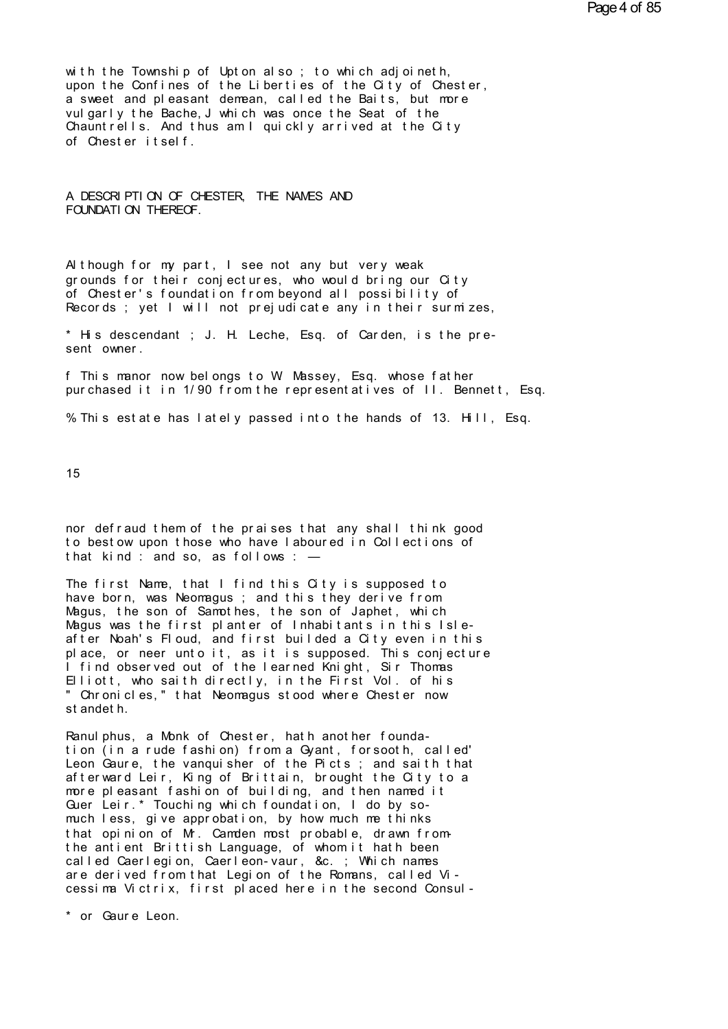with the Township of Upton also ; to which adjoineth, upon the Confines of the Liberties of the City of Chester, a sweet and pleasant demean, called the Baits, but more vulgarly the Bache,J which was once the Seat of the Chauntrells. And thus am I quickly arrived at the City of Chester itself.

## A DESCRIPTION OF CHESTER, THE NAMES AND FOUNDATION THEREOF.

Although for my part, I see not any but very weak grounds for their conjectures, who would bring our City of Chester's foundation from beyond all possibility of Records ; yet I will not prejudicate any in their surmizes,

* His descendant ; J. H. Leche, Esq. of Carden, is the present owner.

f This manor now belongs to W. Massey, Esq. whose father purchased it in 1/90 from the representatives of II. Bennett, Esq.

% This estate has lately passed into the hands of 13. Hill, Esq.

nor defraud them of the praises that any shall think good to bestow upon those who have laboured in Collections of that kind : and so, as follows : —

The first Name, that I find this City is supposed to have born, was Neomagus ; and this they derive from Magus, the son of Samothes, the son of Japhet, which Magus was the first planter of Inhabitants in this Isle-after Noah's Floud, and first builded a City even in this place, or neer unto it, as it is supposed. This conjecture I find observed out of the learned Knight, Sir Thomas Elliott, who saith directly, in the First Vol. of his " Chronicles," that Neomagus stood where Chester now standeth.

Ranulphus, a Monk of Chester, hath another foundation (in a rude fashion) from a Gyant, forsooth, called' Leon Gaure, the vanquisher of the Picts ; and saith that afterward Leir, King of Brittain, brought the City to a more pleasant fashion of building, and then named it Guer Leir.* Touching which foundation, I do by so-much less, give approbation, by how much me thinks that opinion of Mr. Camden most probable, drawn from-the antient Brittish Language, of whom it hath been called Caerlegion, Caerleon-vaur, &c. ; Which names are derived from that Legion of the Romans, called Vicessima Victrix, first placed here in the second Consul-

* or Gaure Leon.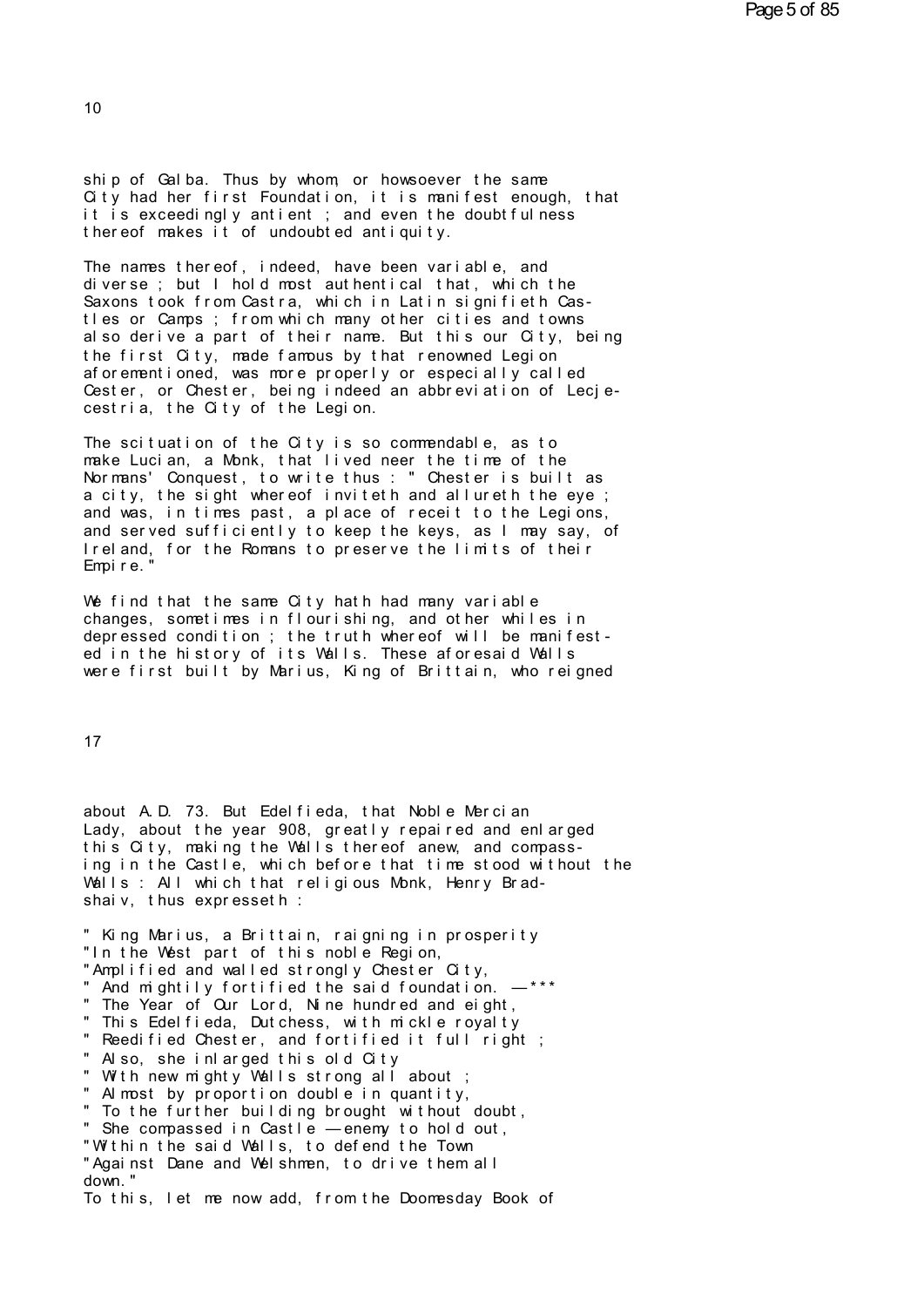ship of Galba. Thus by whom, or howsoever the same City had her first Foundation, it is manifest enough, that it is exceedingly antient ; and even the doubtfulness thereof makes it of undoubted antiquity.

The names thereof, indeed, have been variable, and diverse ; but I hold most authentical that, which the Saxons took from Castra, which in Latin signifieth Castles or Camps ; from which many other cities and towns also derive a part of their name. But this our City, being the first City, made famous by that renowned Legion aforementioned, was more properly or especially called Cester, or Chester, being indeed an abbreviation of Lecjecestria, the City of the Legion.

The scituation of the City is so commendable, as to make Lucian, a Monk, that lived neer the time of the Normans' Conquest, to write thus : " Chester is built as a city, the sight whereof inviteth and allureth the eye ; and was, in times past, a place of receit to the Legions, and served sufficiently to keep the keys, as I may say, of Ireland, for the Romans to preserve the limits of their Empire."

We find that the same City hath had many variable changes, sometimes in flourishing, and other whiles in depressed condition ; the truth whereof will be manifested in the history of its Walls. These aforesaid Walls were first built by Marius, King of Brittain, who reigned

about A.D. 73. But Edelfieda, that Noble Mercian Lady, about the year 908, greatly repaired and enlarged this City, making the Walls thereof anew, and compassing in the Castle, which before that time stood without the Walls : All which that religious Monk, Henry Bradshaiv, thus expresseth :

" King Marius, a Brittain, raigning in prosperity
"In the West part of this noble Region,
"Amplified and walled strongly Chester City,
" And mightily fortified the said foundation. —***
" The Year of Our Lord, Nine hundred and eight,
" This Edelfieda, Dutchess, with mickle royalty
" Reedified Chester, and fortified it full right ;
" Also, she inlarged this old City
" With new mighty Walls strong all about ;
" Almost by proportion double in quantity,
" To the further building brought without doubt,
" She compassed in Castle — enemy to hold out,
"Within the said Walls, to defend the Town
"Against Dane and Welshmen, to drive them all down."

To this, let me now add, from the Doomesday Book of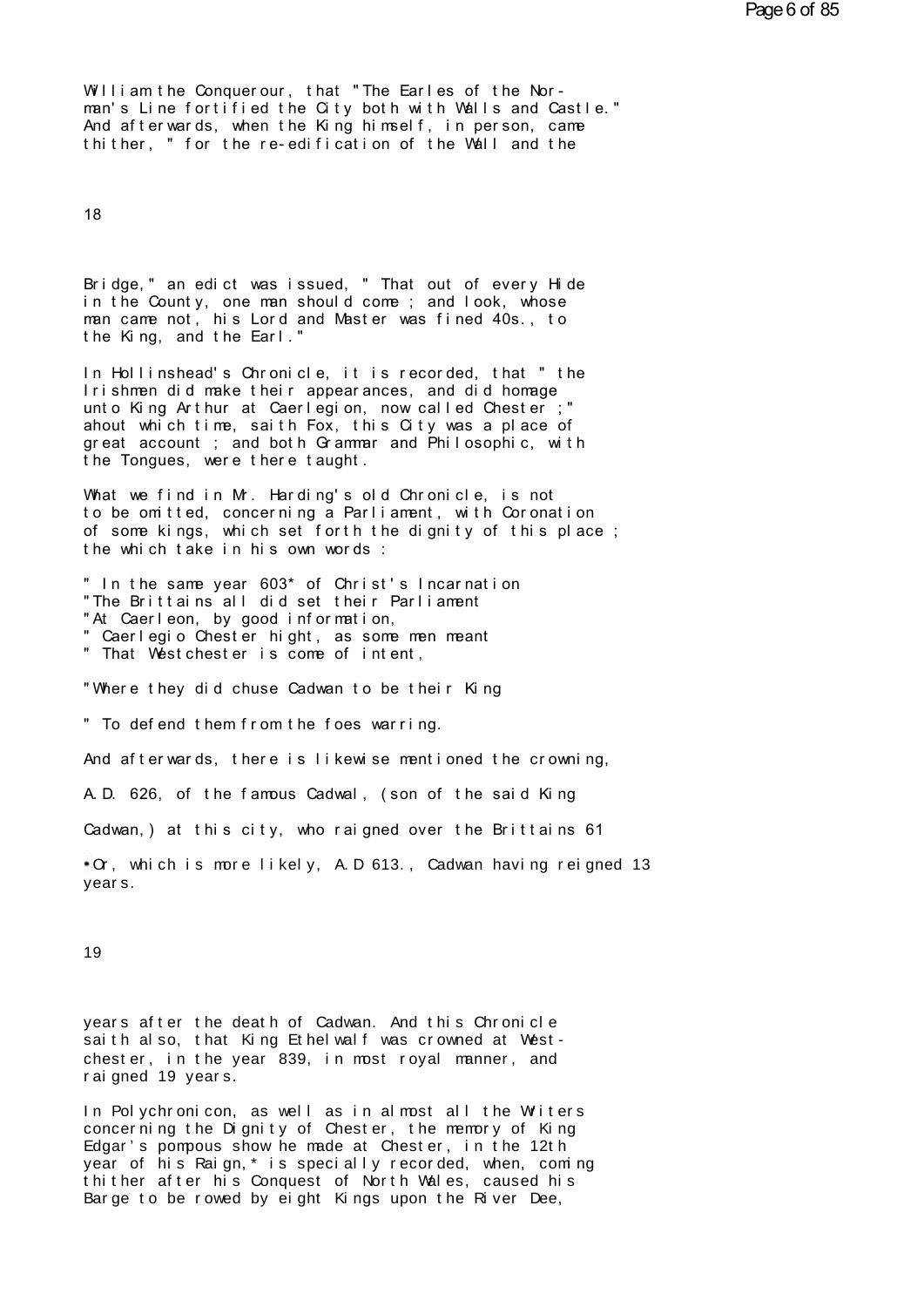William the Conquerour, that "The Earles of the Norman's Line fortified the City both with Walls and Castle." And afterwards, when the King himself, in person, came thither, " for the re-edification of the Wall and the Bridge," an edict was issued, " That out of every Hide in the County, one man should come ; and look, whose man came not, his Lord and Master was fined 40s., to the King, and the Earl."

In Hollinshead's Chronicle, it is recorded, that " the Irishmen did make their appearances, and did homage unto King Arthur at Caerlegion, now called Chester ;" ahout which time, saith Fox, this City was a place of great account ; and both Grammar and Philosophic, with the Tongues, were there taught.

What we find in Mr. Harding's old Chronicle, is not to be omitted, concerning a Parliament, with Coronation of some kings, which set forth the dignity of this place ; the which take in his own words :

" In the same year 603* of Christ's Incarnation
"The Brittains all did set their Parliament
"At Caerleon, by good information,
" Caerlegio Chester hight, as some men meant
" That Westchester is come of intent,

"Where they did chuse Cadwan to be their King

" To defend them from the foes warring.

And afterwards, there is likewise mentioned the crowning, A.D. 626, of the famous Cadwal, (son of the said King Cadwan,) at this city, who raigned over the Brittains 61 years after the death of Cadwan. And this Chronicle saith also, that King Ethelwalf was crowned at Westchester, in the year 839, in most royal manner, and raigned 19 years.

In Polychronicon, as well as in almost all the Writers concerning the Dignity of Chester, the memory of King Edgar's pompous show he made at Chester, in the 12th year of his Raign,* is specially recorded, when, coming thither after his Conquest of North Wales, caused his Barge to be rowed by eight Kings upon the River Dee,

*Or, which is more likely, A.D 613., Cadwan having reigned 13 years.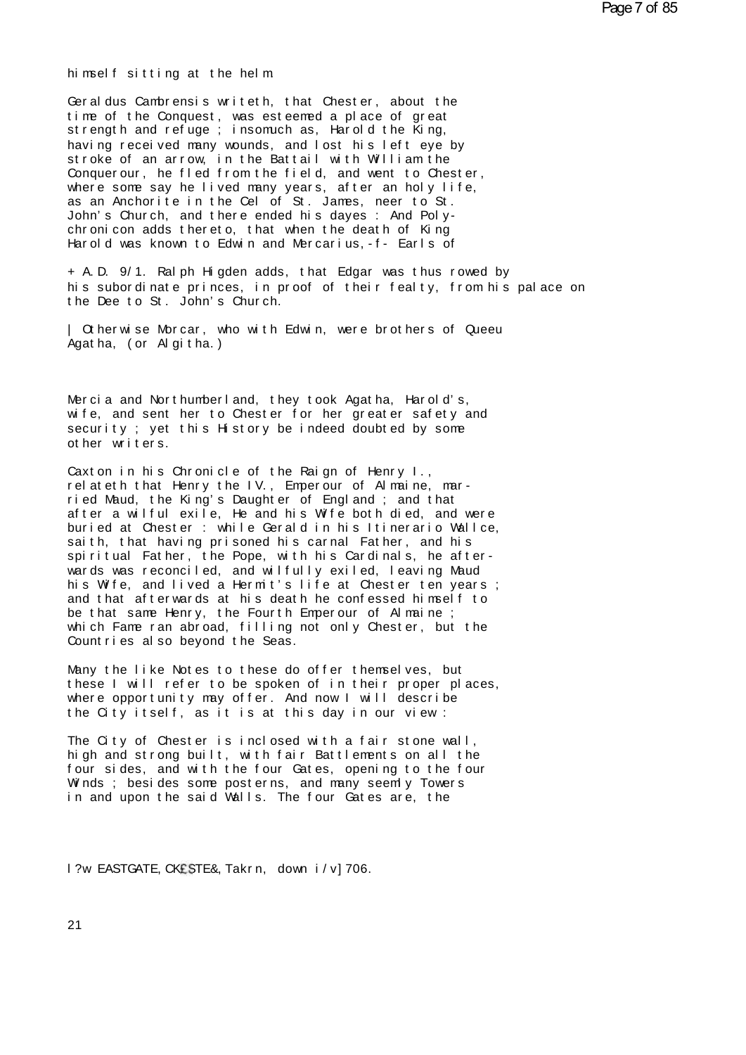himself sitting at the helm.

Geraldus Cambrensis writeth, that Chester, about the time of the Conquest, was esteemed a place of great strength and refuge ; insomuch as, Harold the King, having received many wounds, and lost his left eye by stroke of an arrow, in the Battail with William the Conquerour, he fled from the field, and went to Chester, where some say he lived many years, after an holy life, as an Anchorite in the Cel of St. James, neer to St. John's Church, and there ended his dayes : And Polychronicon adds thereto, that when the death of King Harold was known to Edwin and Mercarius,-f- Earls of

+ A.D. 9/1. Ralph Higden adds, that Edgar was thus rowed by his subordinate princes, in proof of their fealty, from his palace on the Dee to St. John's Church.

| Otherwise Morcar, who with Edwin, were brothers of Queeu Agatha, (or Algitha.)

Mercia and Northumberland, they took Agatha, Harold's, wife, and sent her to Chester for her greater safety and security ; yet this History be indeed doubted by some other writers.

Caxton in his Chronicle of the Raign of Henry I., relateth that Henry the IV., Emperour of Almaine, married Maud, the King's Daughter of England ; and that after a wilful exile, He and his Wife both died, and were buried at Chester : while Gerald in his Itinerario Wallce, saith, that having prisoned his carnal Father, and his spiritual Father, the Pope, with his Cardinals, he afterwards was reconciled, and wilfully exiled, leaving Maud his Wife, and lived a Hermit's life at Chester ten years ; and that afterwards at his death he confessed himself to be that same Henry, the Fourth Emperour of Almaine ; which Fame ran abroad, filling not only Chester, but the Countries also beyond the Seas.

Many the like Notes to these do offer themselves, but these I will refer to be spoken of in their proper places, where opportunity may offer. And now I will describe the City itself, as it is at this day in our view :

The City of Chester is inclosed with a fair stone wall, high and strong built, with fair Battlements on all the four sides, and with the four Gates, opening to the four Winds ; besides some posterns, and many seemly Towers in and upon the said Walls. The four Gates are, the

l?w EASTGATE, CK££STE&, Takrn, down i/v] 706.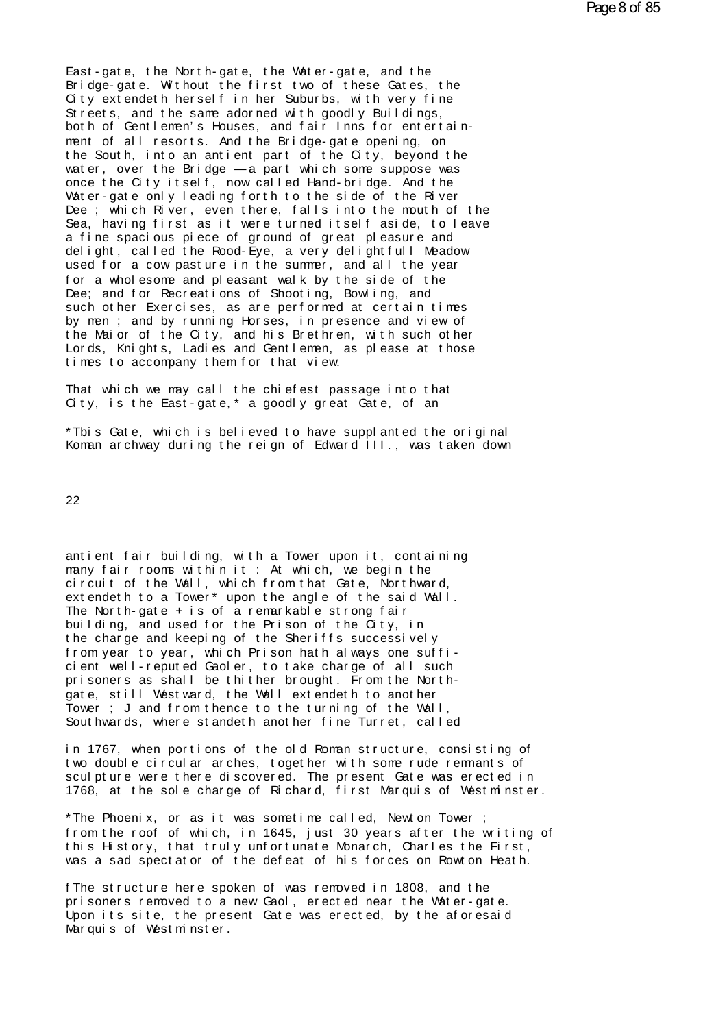East-gate, the North-gate, the Water-gate, and the Bridge-gate. Without the first two of these Gates, the City extendeth herself in her Suburbs, with very fine Streets, and the same adorned with goodly Buildings, both of Gentlemen's Houses, and fair Inns for entertainment of all resorts. And the Bridge-gate opening, on the South, into an antient part of the City, beyond the water, over the Bridge — a part which some suppose was once the City itself, now called Hand-bridge. And the Water-gate only leading forth to the side of the River Dee ; which River, even there, falls into the mouth of the Sea, having first as it were turned itself aside, to leave a fine spacious piece of ground of great pleasure and delight, called the Rood-Eye, a very delightfull Meadow used for a cow pasture in the summer, and all the year for a wholesome and pleasant walk by the side of the Dee; and for Recreations of Shooting, Bowling, and such other Exercises, as are performed at certain times by men ; and by running Horses, in presence and view of the Maior of the City, and his Brethren, with such other Lords, Knights, Ladies and Gentlemen, as please at those times to accompany them for that view.

That which we may call the chiefest passage into that City, is the East-gate,* a goodly great Gate, of an antient fair building, with a Tower upon it, containing many fair rooms within it : At which, we begin the circuit of the Wall, which from that Gate, Northward, extendeth to a Tower* upon the angle of the said Wall. The North-gate + is of a remarkable strong fair building, and used for the Prison of the City, in the charge and keeping of the Sheriffs successively from year to year, which Prison hath always one sufficient well-reputed Gaoler, to take charge of all such prisoners as shall be thither brought. From the North-gate, still Westward, the Wall extendeth to another Tower ; J and from thence to the turning of the Wall, Southwards, where standeth another fine Turret, called

*Tbis Gate, which is believed to have supplanted the original Koman archway during the reign of Edward III., was taken down in 1767, when portions of the old Roman structure, consisting of two double circular arches, together with some rude remnants of sculpture were there discovered. The present Gate was erected in 1768, at the sole charge of Richard, first Marquis of Westminster.

*The Phoenix, or as it was sometime called, Newton Tower ; from the roof of which, in 1645, just 30 years after the writing of this History, that truly unfortunate Monarch, Charles the First, was a sad spectator of the defeat of his forces on Rowton Heath.

fThe structure here spoken of was removed in 1808, and the prisoners removed to a new Gaol, erected near the Water-gate. Upon its site, the present Gate was erected, by the aforesaid Marquis of Westminster.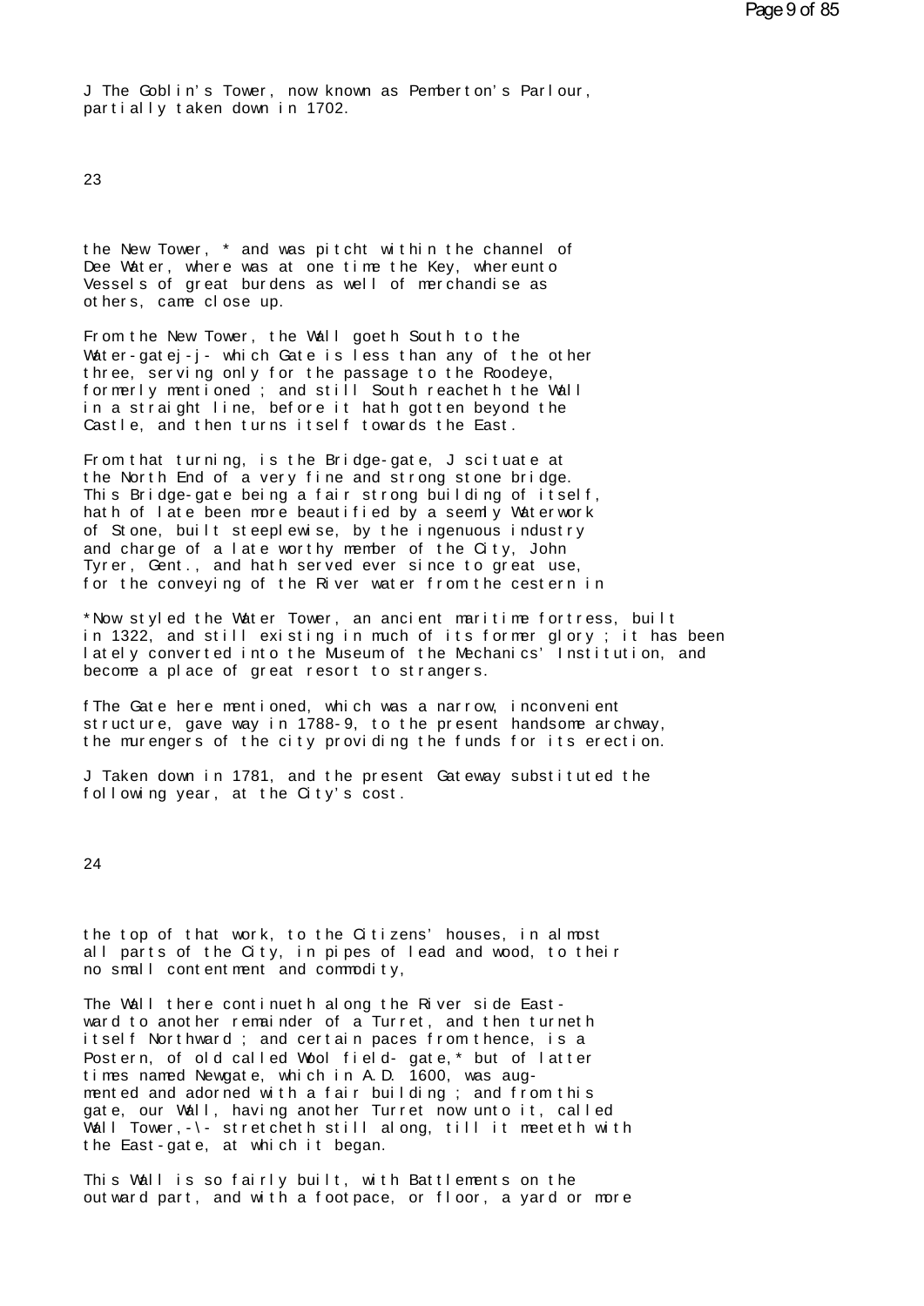‡ The Goblin's Tower, now known as Pemberton's Parlour, partially taken down in 1702.

the New Tower, * and was pitcht within the channel of Dee Water, where was at one time the Key, whereunto Vessels of great burdens as well of merchandise as others, came close up.

From the New Tower, the Wall goeth South to the Water-gatej-j- which Gate is less than any of the other three, serving only for the passage to the Roodeye, formerly mentioned ; and still South reacheth the Wall in a straight line, before it hath gotten beyond the Castle, and then turns itself towards the East.

From that turning, is the Bridge-gate, J scituate at the North End of a very fine and strong stone bridge. This Bridge-gate being a fair strong building of itself, hath of late been more beautified by a seemly Waterwork of Stone, built steeplewise, by the ingenuous industry and charge of a late worthy member of the City, John Tyrer, Gent., and hath served ever since to great use, for the conveying of the River water from the cestern in

*Now styled the Water Tower, an ancient maritime fortress, built in 1322, and still existing in much of its former glory ; it has been lately converted into the Museum of the Mechanics' Institution, and become a place of great resort to strangers.

fThe Gate here mentioned, which was a narrow, inconvenient structure, gave way in 1788-9, to the present handsome archway, the murengers of the city providing the funds for its erection.

J Taken down in 1781, and the present Gateway substituted the following year, at the City's cost.

the top of that work, to the Citizens' houses, in almost all parts of the City, in pipes of lead and wood, to their no small contentment and commodity,

The Wall there continueth along the River side Eastward to another remainder of a Turret, and then turneth itself Northward ; and certain paces from thence, is a Postern, of old called Wool field- gate,* but of latter times named Newgate, which in A.D. 1600, was augmented and adorned with a fair building ; and from this gate, our Wall, having another Turret now unto it, called Wall Tower,-\- stretcheth still along, till it meeteth with the East-gate, at which it began.

This Wall is so fairly built, with Battlements on the outward part, and with a footpace, or floor, a yard or more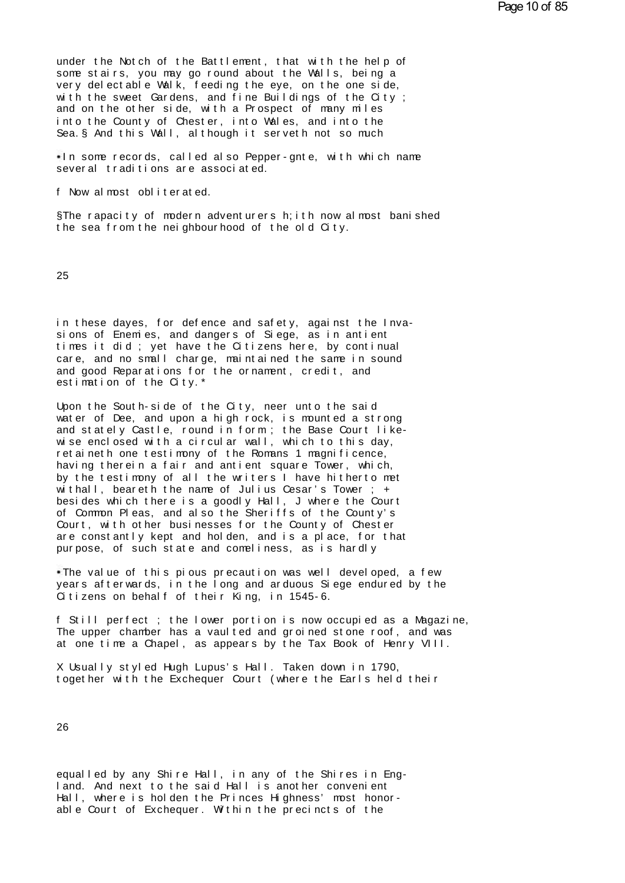under the Notch of the Battlement, that with the help of some stairs, you may go round about the Walls, being a very delectable Walk, feeding the eye, on the one side, with the sweet Gardens, and fine Buildings of the City ; and on the other side, with a Prospect of many miles into the County of Chester, into Wales, and into the Sea.§ And this Wall, although it serveth not so much

* In some records, called also Pepper-gnte, with which name several traditions are associated.

f Now almost obliterated.

§The rapacity of modern adventurers h;ith now almost banished the sea from the neighbourhood of the old City.

in these dayes, for defence and safety, against the Invasions of Enemies, and dangers of Siege, as in antient times it did ; yet have the Citizens here, by continual care, and no small charge, maintained the same in sound and good Reparations for the ornament, credit, and estimation of the City.*

Upon the South-side of the City, neer unto the said water of Dee, and upon a high rock, is mounted a strong and stately Castle, round in form ; the Base Court likewise enclosed with a circular wall, which to this day, retaineth one testimony of the Romans 1 magnificence, having therein a fair and antient square Tower, which, by the testimony of all the writers I have hitherto met withall, beareth the name of Julius Cesar's Tower ; + besides which there is a goodly Hall, J where the Court of Common Pleas, and also the Sheriffs of the County's Court, with other businesses for the County of Chester are constantly kept and holden, and is a place, for that purpose, of such state and comeliness, as is hardly

* The value of this pious precaution was well developed, a few years afterwards, in the long and arduous Siege endured by the Citizens on behalf of their King, in 1545-6.

f Still perfect ; the lower portion is now occupied as a Magazine, The upper chamber has a vaulted and groined stone roof, and was at one time a Chapel, as appears by the Tax Book of Henry VIII.

X Usually styled Hugh Lupus's Hall. Taken down in 1790, together with the Exchequer Court (where the Earls held their

equalled by any Shire Hall, in any of the Shires in England. And next to the said Hall is another convenient Hall, where is holden the Princes Highness' most honorable Court of Exchequer. Within the precincts of the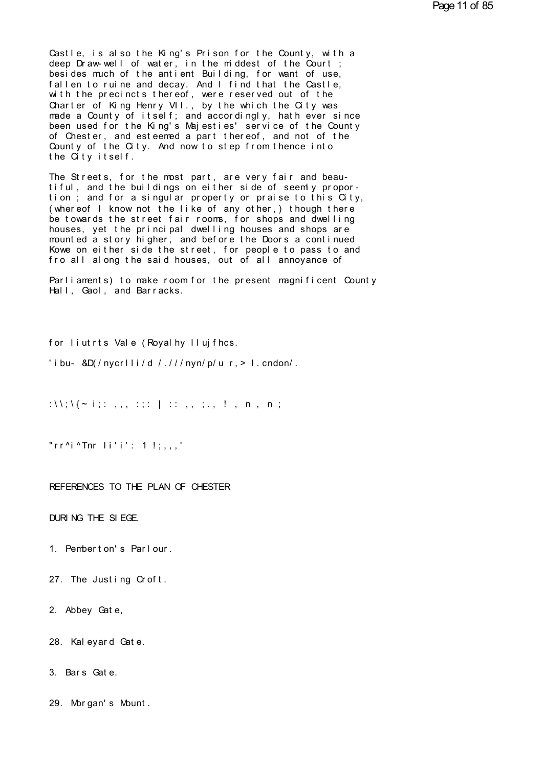Castle, is also the King's Prison for the County, with a deep Draw-well of water, in the middest of the Court ; besides much of the antient Building, for want of use, fallen to ruine and decay. And I find that the Castle, with the precincts thereof, were reserved out of the Charter of King Henry VII., by the which the City was made a County of itself; and accordingly, hath ever since been used for the King's Majesties' service of the County of Chester, and esteemed a part thereof, and not of the County of the City. And now to step from thence into the City itself.

The Streets, for the most part, are very fair and beautiful, and the buildings on either side of seemly proportion ; and for a singular property or praise to this City, (whereof I know not the like of any other,) though there be towards the street fair rooms, for shops and dwelling houses, yet the principal dwelling houses and shops are mounted a story higher, and before the Doors a continued Kowe on either side the street, for people to pass to and fro all along the said houses, out of all annoyance of

Parliaments) to make room for the present magnificent County Hall, Gaol, and Barracks.

for liutrts Vale (Royalhy llujfhcs.

'ibu- &D(/nycrlli/d /.///nyn/p/u r,> l.cndon/.

:\\;\{~ i;: ,,, :;: | :: ,, ;., ! , n , n ;

"rr^i^Tnr li'i': 1 !;,,,'

REFERENCES TO THE PLAN OF CHESTER

DURING THE SIEGE.

1. Pemberton's Parlour.

27. The Justing Croft.

2. Abbey Gate,

28. Kaleyard Gate.

3. Bars Gate.

29. Morgan's Mount.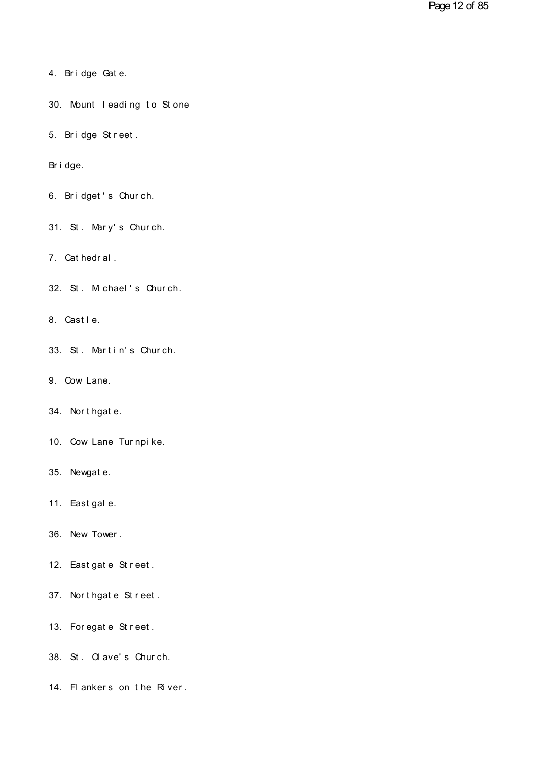4. Bridge Gate.

30. Mount leading to Stone

5. Bridge Street.

Bridge.

6. Bridget's Church.

31. St. Mary's Church.

7. Cathedral.

32. St. Michael's Church.

8. Castle.

33. St. Martin's Church.

9. Cow Lane.

34. Northgate.

10. Cow Lane Turnpike.

35. Newgate.

11. Eastgale.

36. New Tower.

12. Eastgate Street.

37. Northgate Street.

13. Foregate Street.

38. St. Olave's Church.

14. Flankers on the River.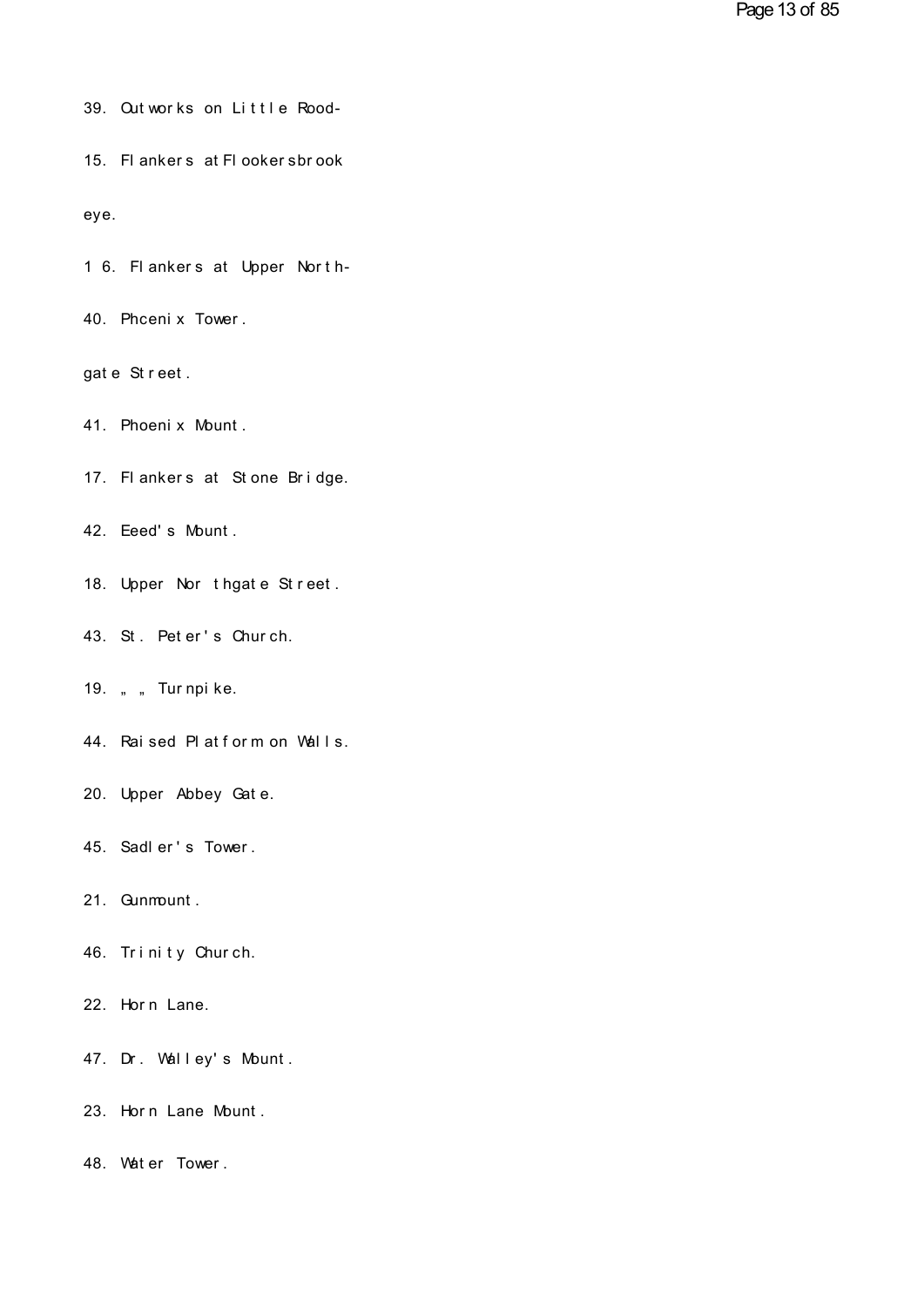39. Outworks on Little Rood-

15. Flankers at Flookersbrook

eye.

16. Flankers at Upper North-

40. Phcenix Tower.

gate Street.

41. Phoenix Mount.

17. Flankers at Stone Bridge.

42. Eeed's Mount.

18. Upper Northgate Street.

43. St. Peter's Church.

19. „ „ Turnpike.

44. Raised Platform on Walls.

20. Upper Abbey Gate.

45. Sadler's Tower.

21. Gunmount.

46. Trinity Church.

22. Horn Lane.

47. Dr. Walley's Mount.

23. Horn Lane Mount.

48. Water Tower.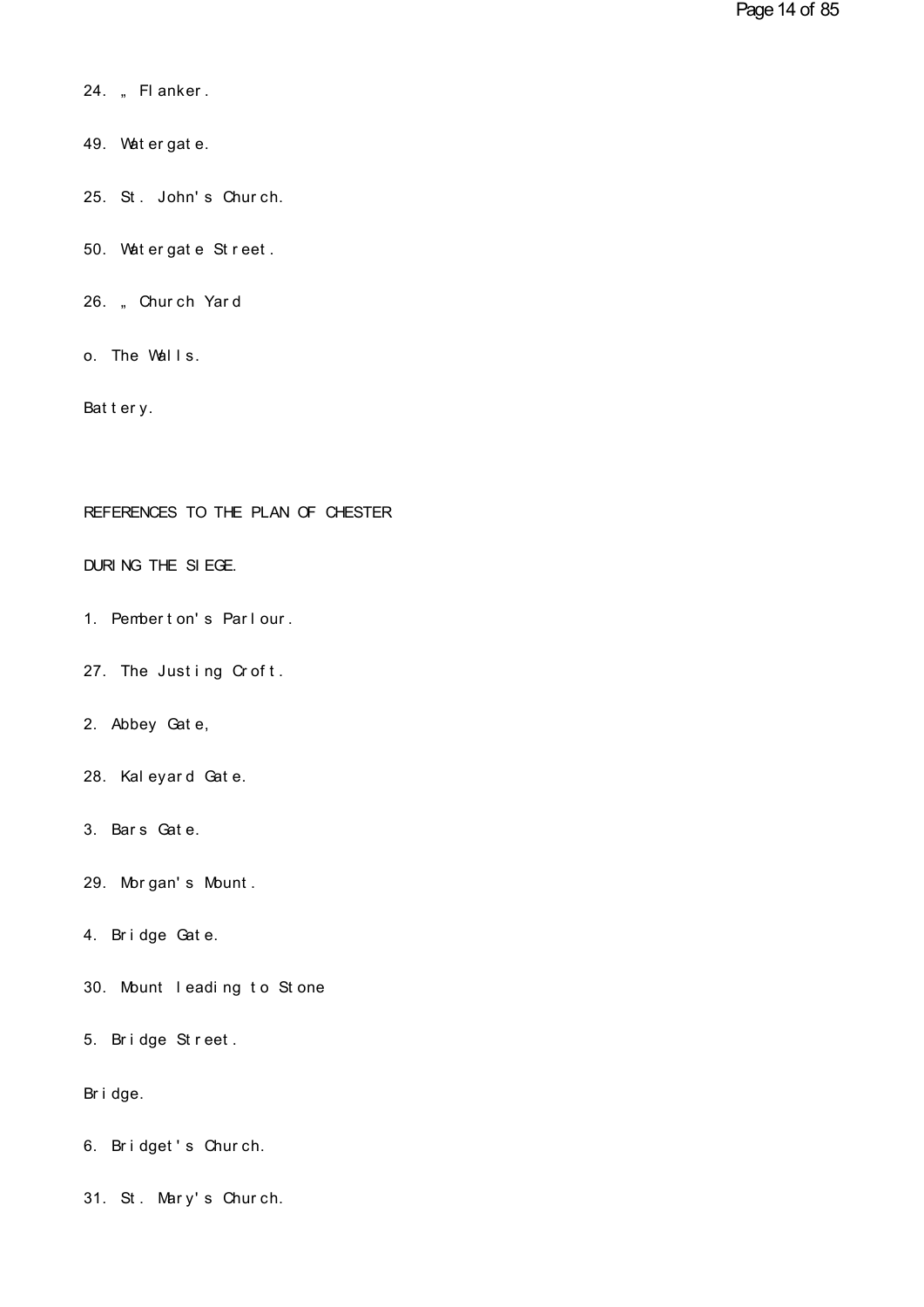24. „ Flanker.

49. Watergate.

25. St. John's Church.

50. Watergate Street.

26. „ Church Yard

o. The Walls.

Battery.

REFERENCES TO THE PLAN OF CHESTER

DURING THE SIEGE.

1. Pemberton's Parlour.

27. The Justing Croft.

2. Abbey Gate,

28. Kaleyard Gate.

3. Bars Gate.

29. Morgan's Mount.

4. Bridge Gate.

30. Mount leading to Stone

5. Bridge Street.

Bridge.

6. Bridget's Church.

31. St. Mary's Church.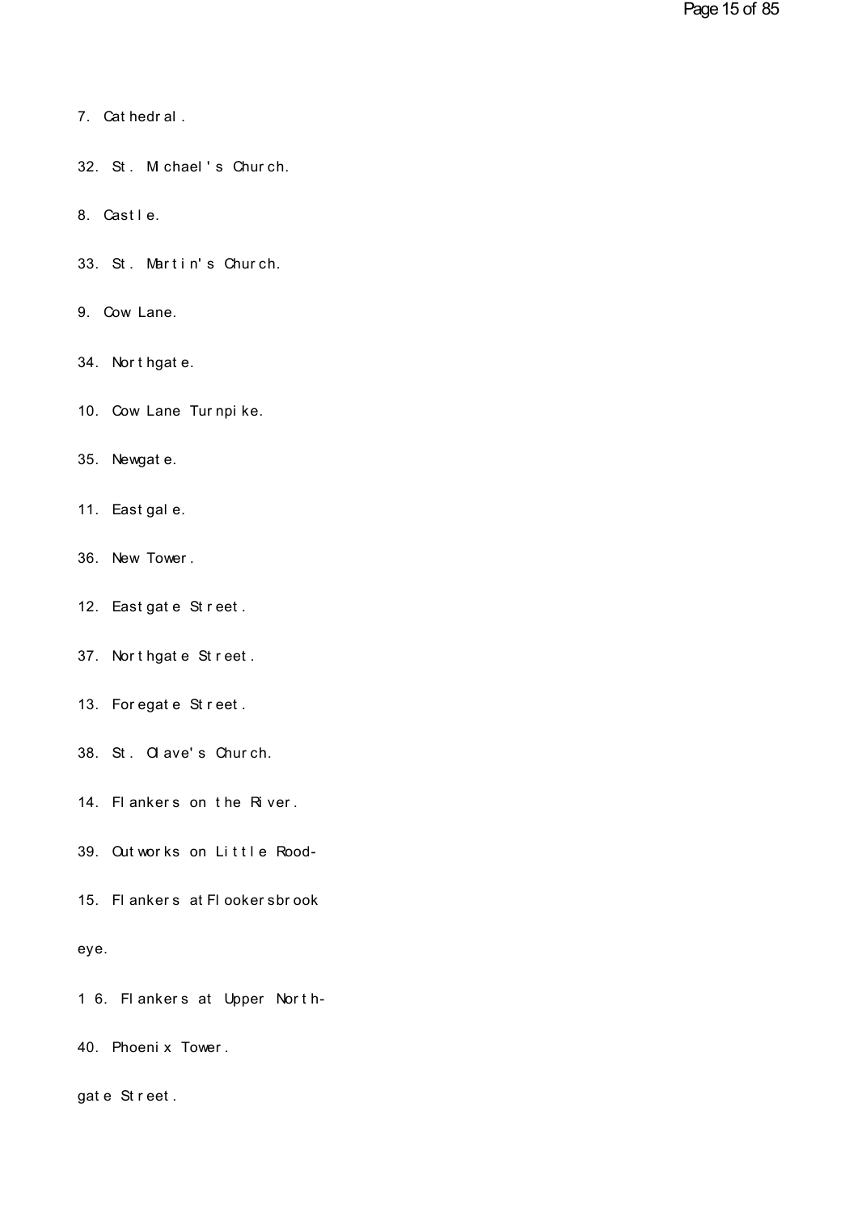7. Cathedral.

32. St. Michael's Church.

8. Castle.

33. St. Martin's Church.

9. Cow Lane.

34. Northgate.

10. Cow Lane Turnpike.

35. Newgate.

11. Eastgale.

36. New Tower.

12. Eastgate Street.

37. Northgate Street.

13. Foregate Street.

38. St. Olave's Church.

14. Flankers on the River.

39. Outworks on Little Rood-

15. Flankers at Flookersbrook

eye.

16. Flankers at Upper North-

40. Phoenix Tower.

gate Street.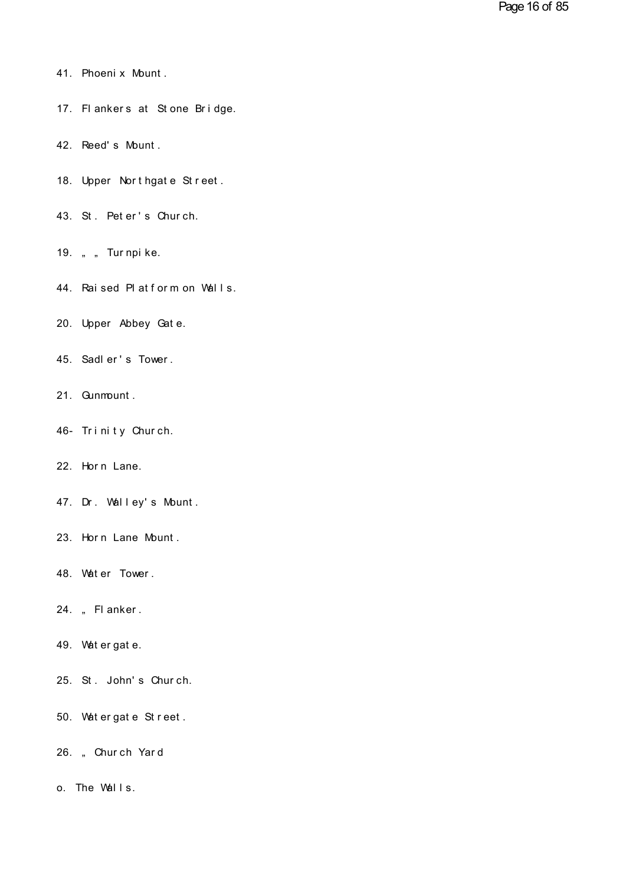41. Phoenix Mount.

17. Flankers at Stone Bridge.

42. Reed's Mount.

18. Upper Northgate Street.

43. St. Peter's Church.

19. „ „ Turnpike.

44. Raised Platform on Walls.

20. Upper Abbey Gate.

45. Sadler's Tower.

21. Gunmount.

46- Trinity Church.

22. Horn Lane.

47. Dr. Walley's Mount.

23. Horn Lane Mount.

48. Water Tower.

24. „ Flanker.

49. Watergate.

25. St. John's Church.

50. Watergate Street.

26. „ Church Yard

o. The Walls.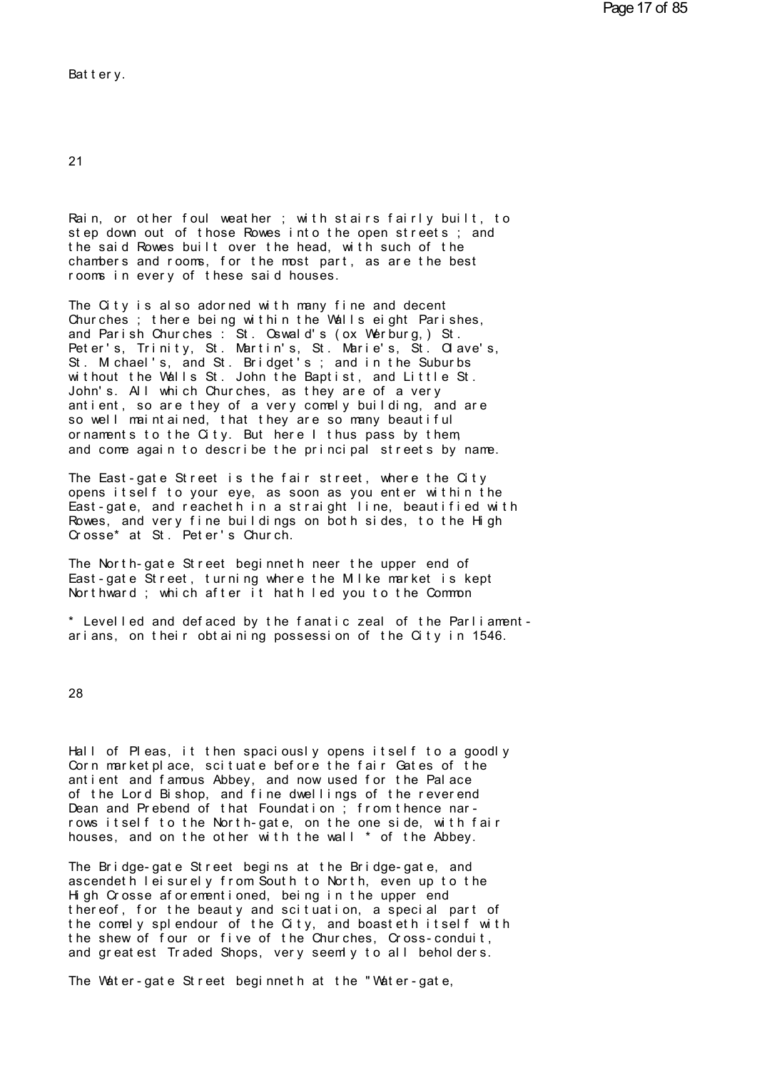Battery.

Rain, or other foul weather ; with stairs fairly built, to step down out of those Rowes into the open streets ; and the said Rowes built over the head, with such of the chambers and rooms, for the most part, as are the best rooms in every of these said houses.

The City is also adorned with many fine and decent Churches ; there being within the Walls eight Parishes, and Parish Churches : St. Oswald's (ox Werburg,) St. Peter's, Trinity, St. Martin's, St. Marie's, St. Olave's, St. Michael's, and St. Bridget's ; and in the Suburbs without the Walls St. John the Baptist, and Little St. John's. All which Churches, as they are of a very antient, so are they of a very comely building, and are so well maintained, that they are so many beautiful ornaments to the City. But here I thus pass by them, and come again to describe the principal streets by name.

The East-gate Street is the fair street, where the City opens itself to your eye, as soon as you enter within the East-gate, and reacheth in a straight line, beautified with Rowes, and very fine buildings on both sides, to the High Crosse* at St. Peter's Church.

The North-gate Street beginneth neer the upper end of East-gate Street, turning where the Milke market is kept Northward ; which after it hath led you to the Common

\* Levelled and defaced by the fanatic zeal of the Parliamentarians, on their obtaining possession of the City in 1546.

Hall of Pleas, it then spaciously opens itself to a goodly Corn marketplace, scituate before the fair Gates of the antient and famous Abbey, and now used for the Palace of the Lord Bishop, and fine dwellings of the reverend Dean and Prebend of that Foundation ; from thence narrows itself to the North-gate, on the one side, with fair houses, and on the other with the wall * of the Abbey.

The Bridge-gate Street begins at the Bridge-gate, and ascendeth leisurely from South to North, even up to the High Crosse aforementioned, being in the upper end thereof, for the beauty and scituation, a special part of the comely splendour of the City, and boasteth itself with the shew of four or five of the Churches, Cross-conduit, and greatest Traded Shops, very seemly to all beholders.

The Water-gate Street beginneth at the "Water-gate,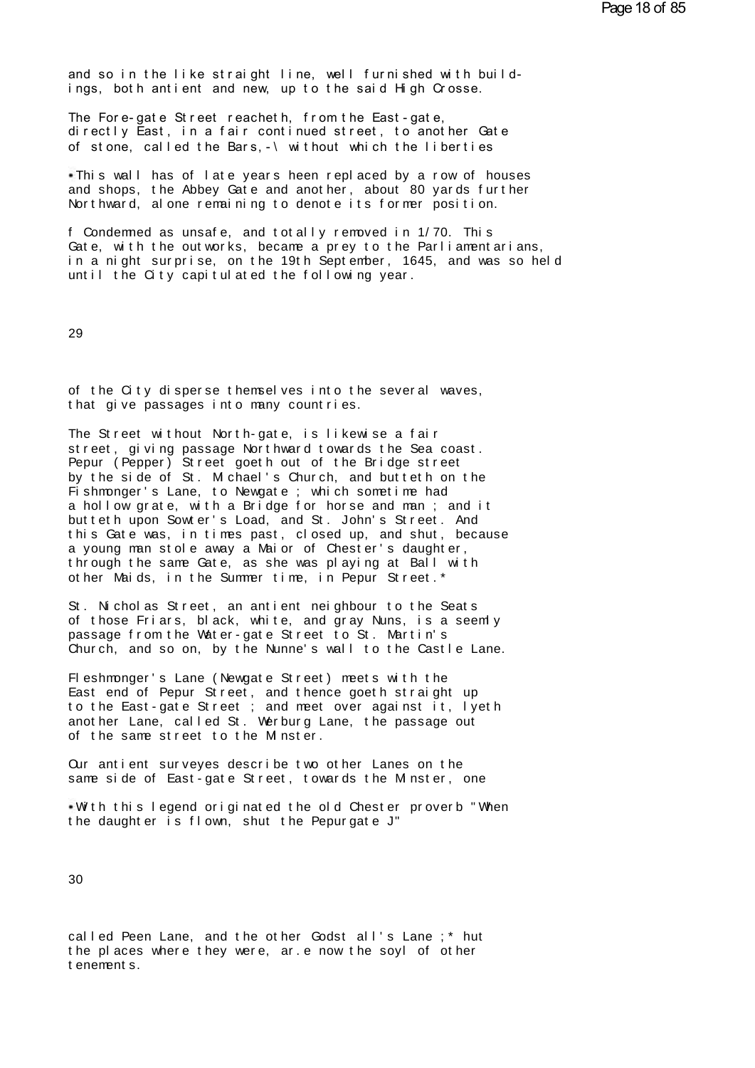and so in the like straight line, well furnished with buildings, both antient and new, up to the said High Crosse.

The Fore-gate Street reacheth, from the East-gate, directly East, in a fair continued street, to another Gate of stone, called the Bars,-\ without which the liberties

*This wall has of late years heen replaced by a row of houses and shops, the Abbey Gate and another, about 80 yards further Northward, alone remaining to denote its former position.

f Condemned as unsafe, and totally removed in 1/70. This Gate, with the outworks, became a prey to the Parliamentarians, in a night surprise, on the 19th September, 1645, and was so held until the City capitulated the following year.

of the City disperse themselves into the several waves, that give passages into many countries.

The Street without North-gate, is likewise a fair street, giving passage Northward towards the Sea coast. Pepur (Pepper) Street goeth out of the Bridge street by the side of St. Michael's Church, and butteth on the Fishmonger's Lane, to Newgate ; which sometime had a hollow grate, with a Bridge for horse and man ; and it butteth upon Sowter's Load, and St. John's Street. And this Gate was, in times past, closed up, and shut, because a young man stole away a Maior of Chester's daughter, through the same Gate, as she was playing at Ball with other Maids, in the Summer time, in Pepur Street.*

St. Nicholas Street, an antient neighbour to the Seats of those Friars, black, white, and gray Nuns, is a seemly passage from the Water-gate Street to St. Martin's Church, and so on, by the Nunne's wall to the Castle Lane.

Fleshmonger's Lane (Newgate Street) meets with the East end of Pepur Street, and thence goeth straight up to the East-gate Street ; and meet over against it, lyeth another Lane, called St. Werburg Lane, the passage out of the same street to the Minster.

Our antient surveyes describe two other Lanes on the same side of East-gate Street, towards the Minster, one

*With this legend originated the old Chester proverb "When the daughter is flown, shut the Pepurgate J"

called Peen Lane, and the other Godst all's Lane ;* hut the places where they were, ar.e now the soyl of other tenements.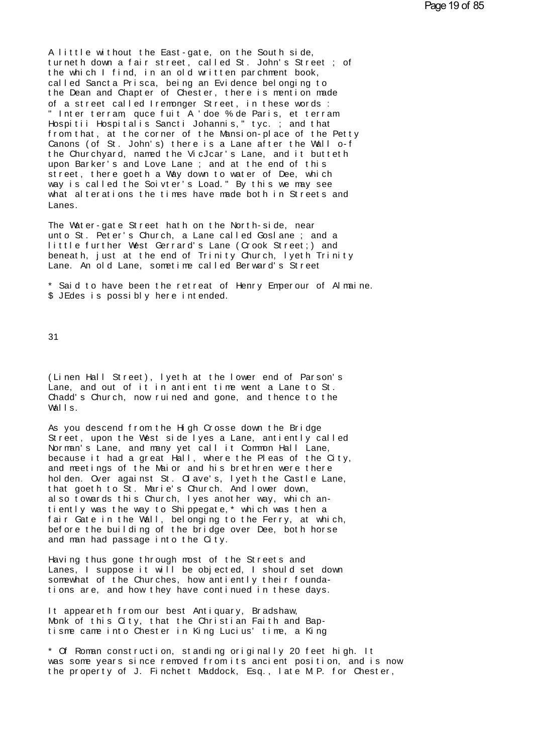A little without the East-gate, on the South side, turneth down a fair street, called St. John's Street ; of the which I find, in an old written parchment book, called Sancta Prisca, being an Evidence belonging to the Dean and Chapter of Chester, there is mention made of a street called Iremonger Street, in these words : " Inter terram, quce fuit A 'doe % de Paris, et terram Hospitii Hospitalis Sancti Johannis," tyc. ; and that from that, at the corner of the Mansion-place of the Petty Canons (of St. John's) there is a Lane after the Wall o-f the Churchyard, named the VicJcar's Lane, and it butteth upon Barker's and Love Lane ; and at the end of this street, there goeth a Way down to water of Dee, which way is called the Soivter's Load." By this we may see what alterations the times have made both in Streets and Lanes.

The Water-gate Street hath on the North-side, near unto St. Peter's Church, a Lane called Goslane ; and a little further West Gerrard's Lane (Crook Street;) and beneath, just at the end of Trinity Church, lyeth Trinity Lane. An old Lane, sometime called Berward's Street

* Said to have been the retreat of Henry Emperour of Almaine.
$ JEdes is possibly here intended.

(Linen Hall Street), lyeth at the lower end of Parson's Lane, and out of it in antient time went a Lane to St. Chadd's Church, now ruined and gone, and thence to the Walls.

As you descend from the High Crosse down the Bridge Street, upon the West side lyes a Lane, antiently called Norman's Lane, and many yet call it Common Hall Lane, because it had a great Hall, where the Pleas of the City, and meetings of the Maior and his brethren were there holden. Over against St. Olave's, lyeth the Castle Lane, that goeth to St. Marie's Church. And lower down, also towards this Church, lyes another way, which antiently was the way to Shippegate,* which was then a fair Gate in the Wall, belonging to the Ferry, at which, before the building of the bridge over Dee, both horse and man had passage into the City.

Having thus gone through most of the Streets and Lanes, I suppose it will be objected, I should set down somewhat of the Churches, how antiently their foundations are, and how they have continued in these days.

It appeareth from our best Antiquary, Bradshaw, Monk of this City, that the Christian Faith and Baptisme came into Chester in King Lucius' time, a King

* Of Roman construction, standing originally 20 feet high. It was some years since removed from its ancient position, and is now the property of J. Finchett Maddock, Esq., late M.P. for Chester,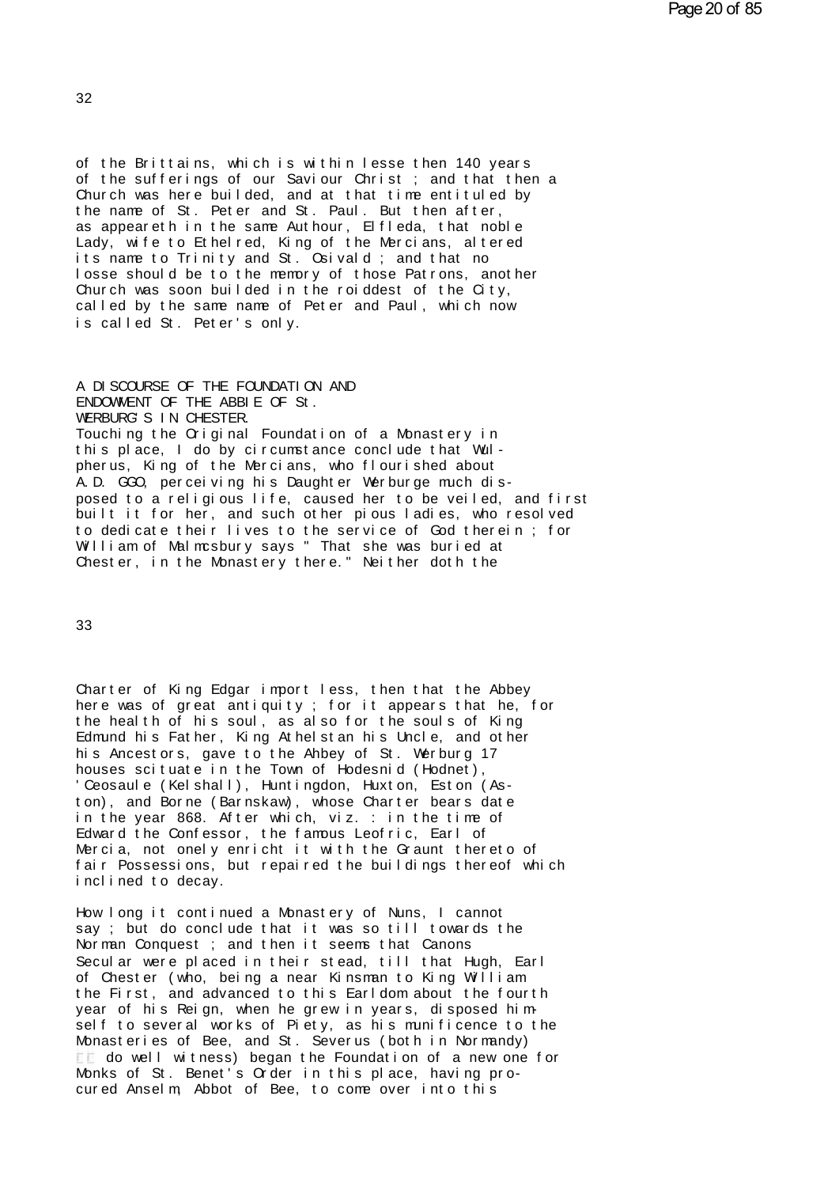of the Brittains, which is within lesse then 140 years of the sufferings of our Saviour Christ ; and that then a Church was here builded, and at that time entituled by the name of St. Peter and St. Paul. But then after, as appeareth in the same Authour, Elfleda, that noble Lady, wife to Ethelred, King of the Mercians, altered its name to Trinity and St. Osivald ; and that no losse should be to the memory of those Patrons, another Church was soon builded in the roiddest of the City, called by the same name of Peter and Paul, which now is called St. Peter's only.

## A DISCOURSE OF THE FOUNDATION AND ENDOWMENT OF THE ABBIE OF St. WERBURG'S IN CHESTER.

Touching the Original Foundation of a Monastery in this place, I do by circumstance conclude that Wulpherus, King of the Mercians, who flourished about A.D. GGO, perceiving his Daughter Werburge much disposed to a religious life, caused her to be veiled, and first built it for her, and such other pious ladies, who resolved to dedicate their lives to the service of God therein ; for William of Malmcsbury says " That she was buried at Chester, in the Monastery there." Neither doth the Charter of King Edgar import less, then that the Abbey here was of great antiquity ; for it appears that he, for the health of his soul, as also for the souls of King Edmund his Father, King Athelstan his Uncle, and other his Ancestors, gave to the Ahbey of St. Werburg 17 houses scituate in the Town of Hodesnid (Hodnet), 'Ceosaule (Kelshall), Huntingdon, Huxton, Eston (Aston), and Borne (Barnskaw), whose Charter bears date in the year 868. After which, viz. : in the time of Edward the Confessor, the famous Leofric, Earl of Mercia, not onely enricht it with the Graunt thereto of fair Possessions, but repaired the buildings thereof which inclined to decay.

How long it continued a Monastery of Nuns, I cannot say ; but do conclude that it was so till towards the Norman Conquest ; and then it seems that Canons Secular were placed in their stead, till that Hugh, Earl of Chester (who, being a near Kinsman to King William the First, and advanced to this Earldom about the fourth year of his Reign, when he grew in years, disposed himself to several works of Piety, as his munificence to the Monasteries of Bee, and St. Severus (both in Normandy) do well witness) began the Foundation of a new one for Monks of St. Benet's Order in this place, having procured Anselm, Abbot of Bee, to come over into this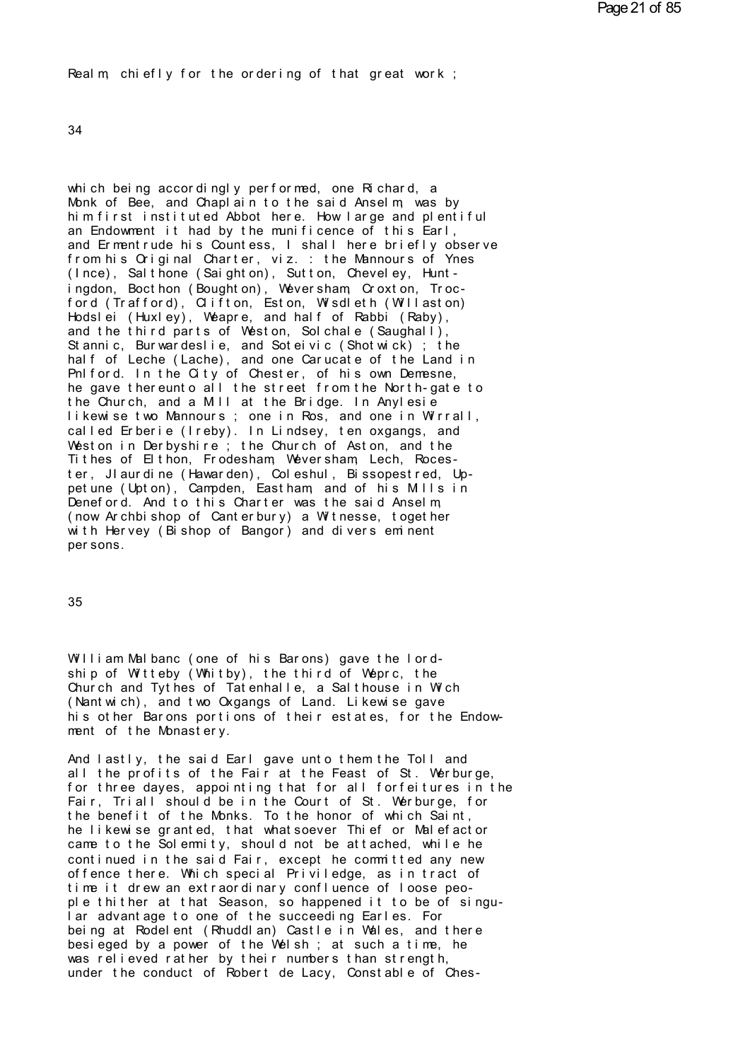Realm, chiefly for the ordering of that great work ;

34

which being accordingly performed, one Richard, a Monk of Bee, and Chaplain to the said Anselm, was by him first instituted Abbot here. How large and plentiful an Endowment it had by the munificence of this Earl, and Ermentrude his Countess, I shall here briefly observe from his Original Charter, viz. : the Mannours of Ynes (Ince), Salthone (Saighton), Sutton, Cheveley, Huntingdon, Bocthon (Boughton), Weversham, Croxton, Trocford (Trafford), Clifton, Eston, Wisdleth (Willaston) Hodslei (Huxley), Weapre, and half of Rabbi (Raby), and the third parts of Weston, Solchale (Saughall), Stannic, Burwardeslie, and Soteivic (Shotwick) ; the half of Leche (Lache), and one Carucate of the Land in Pnlford. In the City of Chester, of his own Demesne, he gave thereunto all the street from the North-gate to the Church, and a Mill at the Bridge. In Anylesie likewise two Mannours ; one in Ros, and one in Wirrall, called Erberie (Ireby). In Lindsey, ten oxgangs, and Weston in Derbyshire ; the Church of Aston, and the Tithes of Elthon, Frodesham, Weversham, Lech, Rocester, Jlaurdine (Hawarden), Coleshul, Bissopestred, Uppetune (Upton), Campden, Eastham, and of his Mills in Deneford. And to this Charter was the said Anselm, (now Archbishop of Canterbury) a Witnesse, together with Hervey (Bishop of Bangor) and divers eminent persons.

35

William Malbanc (one of his Barons) gave the lordship of Witteby (Whitby), the third of Weprc, the Church and Tythes of Tatenhalle, a Salthouse in Wich (Nantwich), and two Oxgangs of Land. Likewise gave his other Barons portions of their estates, for the Endowment of the Monastery.

And lastly, the said Earl gave unto them the Toll and all the profits of the Fair at the Feast of St. Werburge, for three dayes, appointing that for all forfeitures in the Fair, Triall should be in the Court of St. Werburge, for the benefit of the Monks. To the honor of which Saint, he likewise granted, that whatsoever Thief or Malefactor came to the Solemnity, should not be attached, while he continued in the said Fair, except he committed any new offence there. Which special Priviledge, as in tract of time it drew an extraordinary confluence of loose people thither at that Season, so happened it to be of singular advantage to one of the succeeding Earles. For being at Rodelent (Rhuddlan) Castle in Wales, and there besieged by a power of the Welsh ; at such a time, he was relieved rather by their numbers than strength, under the conduct of Robert de Lacy, Constable of Ches-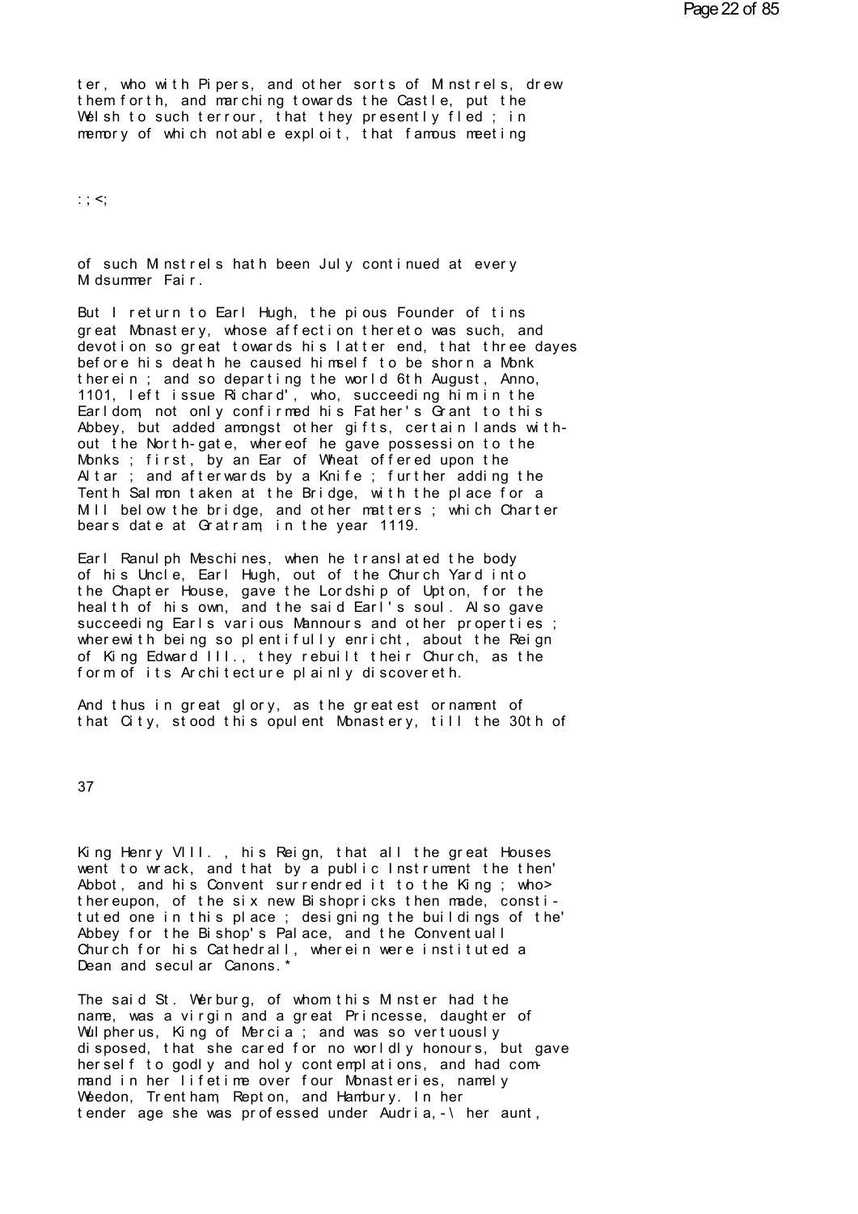ter, who with Pipers, and other sorts of Minstrels, drew them forth, and marching towards the Castle, put the Welsh to such terrour, that they presently fled ; in memory of which notable exploit, that famous meeting

:;<;

of such Minstrels hath been July continued at every Midsummer Fair.

But I return to Earl Hugh, the pious Founder of tins great Monastery, whose affection thereto was such, and devotion so great towards his latter end, that three dayes before his death he caused himself to be shorn a Monk therein ; and so departing the world 6th August, Anno, 1101, left issue Richard', who, succeeding him in the Earldom, not only confirmed his Father's Grant to this Abbey, but added amongst other gifts, certain lands without the North-gate, whereof he gave possession to the Monks ; first, by an Ear of Wheat offered upon the Altar ; and afterwards by a Knife ; further adding the Tenth Salmon taken at the Bridge, with the place for a Mill below the bridge, and other matters ; which Charter bears date at Gratram, in the year 1119.

Earl Ranulph Meschines, when he translated the body of his Uncle, Earl Hugh, out of the Church Yard into the Chapter House, gave the Lordship of Upton, for the health of his own, and the said Earl's soul. Also gave succeeding Earls various Mannours and other properties ; wherewith being so plentifully enricht, about the Reign of King Edward III., they rebuilt their Church, as the form of its Architecture plainly discovereth.

And thus in great glory, as the greatest ornament of that City, stood this opulent Monastery, till the 30th of

King Henry VIII. , his Reign, that all the great Houses went to wrack, and that by a public Instrument the then' Abbot, and his Convent surrendred it to the King ; who> thereupon, of the six new Bishopricks then made, constituted one in this place ; designing the buildings of the' Abbey for the Bishop's Palace, and the Conventuall Church for his Cathedrall, wherein were instituted a Dean and secular Canons.*

The said St. Werburg, of whom this Minster had the name, was a virgin and a great Princesse, daughter of Wulpherus, King of Mercia ; and was so vertuously disposed, that she cared for no worldly honours, but gave herself to godly and holy contemplations, and had command in her lifetime over four Monasteries, namely Weedon, Trentham, Repton, and Hambury. In her tender age she was professed under Audria,-\ her aunt,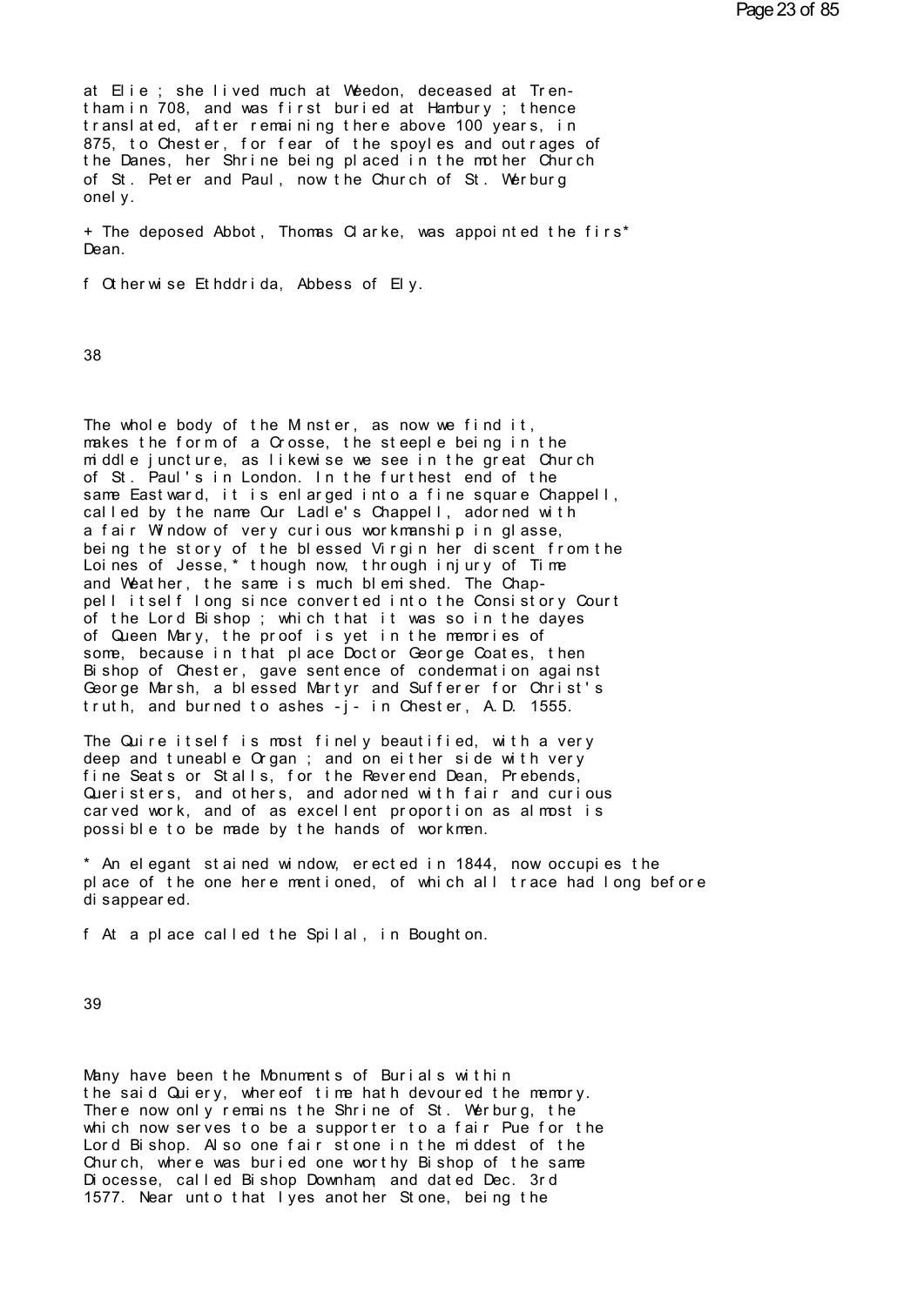at Elie ; she lived much at Weedon, deceased at Trentham in 708, and was first buried at Hambury ; thence translated, after remaining there above 100 years, in 875, to Chester, for fear of the spoyles and outrages of the Danes, her Shrine being placed in the mother Church of St. Peter and Paul, now the Church of St. Werburg onely.

+ The deposed Abbot, Thomas Clarke, was appointed the firs* Dean.

f Otherwise Ethddrida, Abbess of Ely.

38

The whole body of the Minster, as now we find it, makes the form of a Crosse, the steeple being in the middle juncture, as likewise we see in the great Church of St. Paul's in London. In the furthest end of the same Eastward, it is enlarged into a fine square Chappell, called by the name Our Ladie's Chappell, adorned with a fair Window of very curious workmanship in glasse, being the story of the blessed Virgin her discent from the Loines of Jesse,* though now, through injury of Time and Weather, the same is much blemished. The Chappell itself long since converted into the Consistory Court of the Lord Bishop ; which that it was so in the dayes of Queen Mary, the proof is yet in the memories of some, because in that place Doctor George Coates, then Bishop of Chester, gave sentence of condemnation against George Marsh, a blessed Martyr and Sufferer for Christ's truth, and burned to ashes -j- in Chester, A.D. 1555.

The Quire itself is most finely beautified, with a very deep and tuneable Organ ; and on either side with very fine Seats or Stalls, for the Reverend Dean, Prebends, Queristers, and others, and adorned with fair and curious carved work, and of as excellent proportion as almost is possible to be made by the hands of workmen.

* An elegant stained window, erected in 1844, now occupies the place of the one here mentioned, of which all trace had long before disappeared.

f At a place called the Spilal, in Boughton.

39

Many have been the Monuments of Burials within the said Quiery, whereof time hath devoured the memory. There now only remains the Shrine of St. Werburg, the which now serves to be a supporter to a fair Pue for the Lord Bishop. Also one fair stone in the middest of the Church, where was buried one worthy Bishop of the same Diocesse, called Bishop Downham, and dated Dec. 3rd 1577. Near unto that lyes another Stone, being the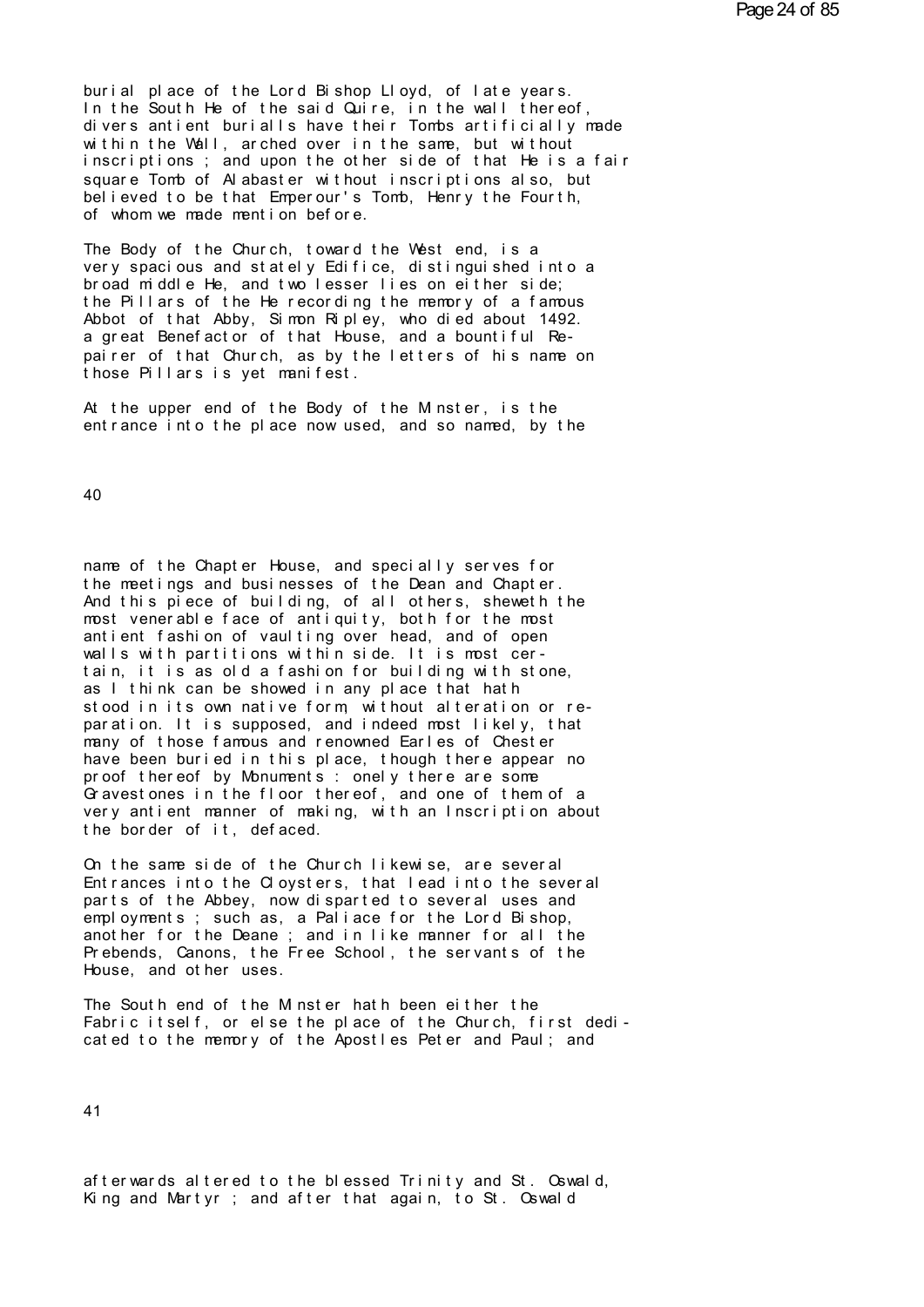burial place of the Lord Bishop Lloyd, of late years. In the South He of the said Quire, in the wall thereof, divers antient burialls have their Tombs artificially made within the Wall, arched over in the same, but without inscriptions ; and upon the other side of that He is a fair square Tomb of Alabaster without inscriptions also, but believed to be that Emperour's Tomb, Henry the Fourth, of whom we made mention before.

The Body of the Church, toward the West end, is a very spacious and stately Edifice, distinguished into a broad middle He, and two lesser lies on either side; the Pillars of the He recording the memory of a famous Abbot of that Abby, Simon Ripley, who died about 1492. a great Benefactor of that House, and a bountiful Repairer of that Church, as by the letters of his name on those Pillars is yet manifest.

At the upper end of the Body of the Minster, is the entrance into the place now used, and so named, by the

name of the Chapter House, and specially serves for the meetings and businesses of the Dean and Chapter. And this piece of building, of all others, sheweth the most venerable face of antiquity, both for the most antient fashion of vaulting over head, and of open walls with partitions within side. It is most certain, it is as old a fashion for building with stone, as I think can be showed in any place that hath stood in its own native form, without alteration or reparation. It is supposed, and indeed most likely, that many of those famous and renowned Earles of Chester have been buried in this place, though there appear no proof thereof by Monuments : onely there are some Gravestones in the floor thereof, and one of them of a very antient manner of making, with an Inscription about the border of it, defaced.

On the same side of the Church likewise, are several Entrances into the Cloysters, that lead into the several parts of the Abbey, now disparted to several uses and employments ; such as, a Paliace for the Lord Bishop, another for the Deane ; and in like manner for all the Prebends, Canons, the Free School, the servants of the House, and other uses.

The South end of the Minster hath been either the Fabric itself, or else the place of the Church, first dedicated to the memory of the Apostles Peter and Paul; and

afterwards altered to the blessed Trinity and St. Oswald, King and Martyr ; and after that again, to St. Oswald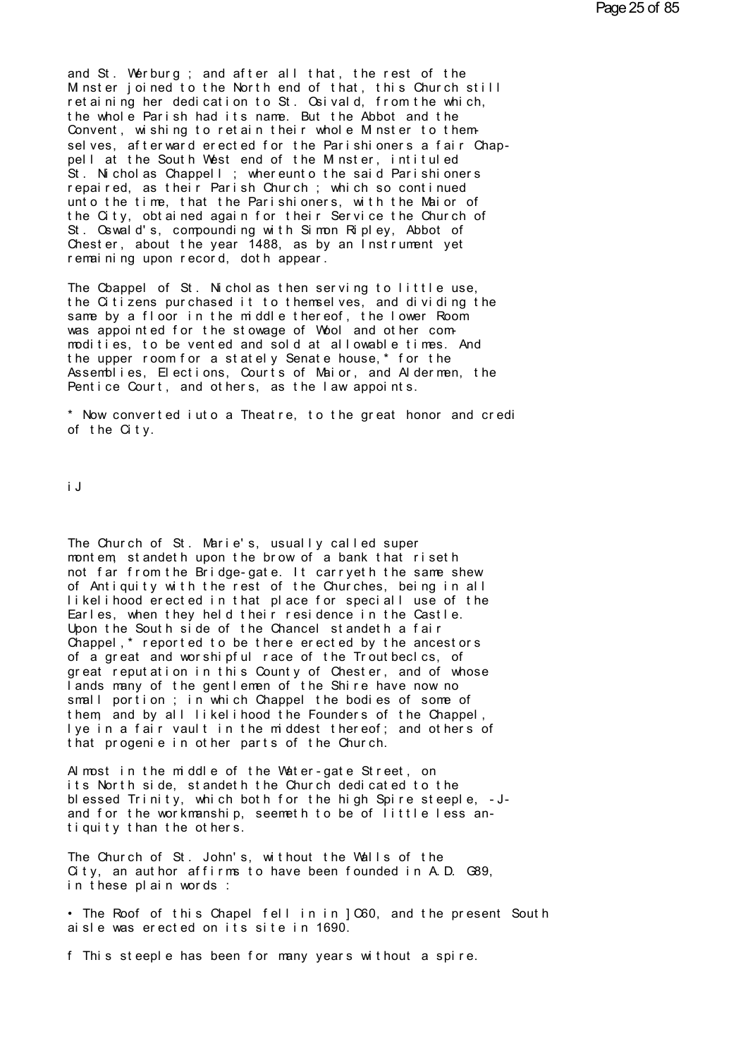and St. Werburg ; and after all that, the rest of the Minster joined to the North end of that, this Church still retaining her dedication to St. Osivald, from the which, the whole Parish had its name. But the Abbot and the Convent, wishing to retain their whole Minster to themselves, afterward erected for the Parishioners a fair Chappell at the South West end of the Minster, intituled St. Nicholas Chappell ; whereunto the said Parishioners repaired, as their Parish Church ; which so continued unto the time, that the Parishioners, with the Maior of the City, obtained again for their Service the Church of St. Oswald's, compounding with Simon Ripley, Abbot of Chester, about the year 1488, as by an Instrument yet remaining upon record, doth appear.

The Cbappel of St. Nicholas then serving to little use, the Citizens purchased it to themselves, and dividing the same by a floor in the middle thereof, the lower Room was appointed for the stowage of Wool and other commodities, to be vented and sold at allowable times. And the upper room for a stately Senate house,* for the Assemblies, Elections, Courts of Maior, and Aldermen, the Pentice Court, and others, as the law appoints.

* Now converted iuto a Theatre, to the great honor and credi of the City.

iJ

The Church of St. Marie's, usually called super montem, standeth upon the brow of a bank that riseth not far from the Bridge-gate. It carryeth the same shew of Antiquity with the rest of the Churches, being in all likelihood erected in that place for speciall use of the Earles, when they held their residence in the Castle. Upon the South side of the Chancel standeth a fair Chappel,* reported to be there erected by the ancestors of a great and worshipful race of the Troutbeclcs, of great reputation in this County of Chester, and of whose lands many of the gentlemen of the Shire have now no small portion ; in which Chappel the bodies of some of them, and by all likelihood the Founders of the Chappel, lye in a fair vault in the middest thereof; and others of that progenie in other parts of the Church.

Almost in the middle of the Water-gate Street, on its North side, standeth the Church dedicated to the blessed Trinity, which both for the high Spire steeple, -J- and for the workmanship, seemeth to be of little less antiquity than the others.

The Church of St. John's, without the Walls of the City, an author affirms to have been founded in A.D. G89, in these plain words :

• The Roof of this Chapel fell in in ]C60, and the present South aisle was erected on its site in 1690.

f This steeple has been for many years without a spire.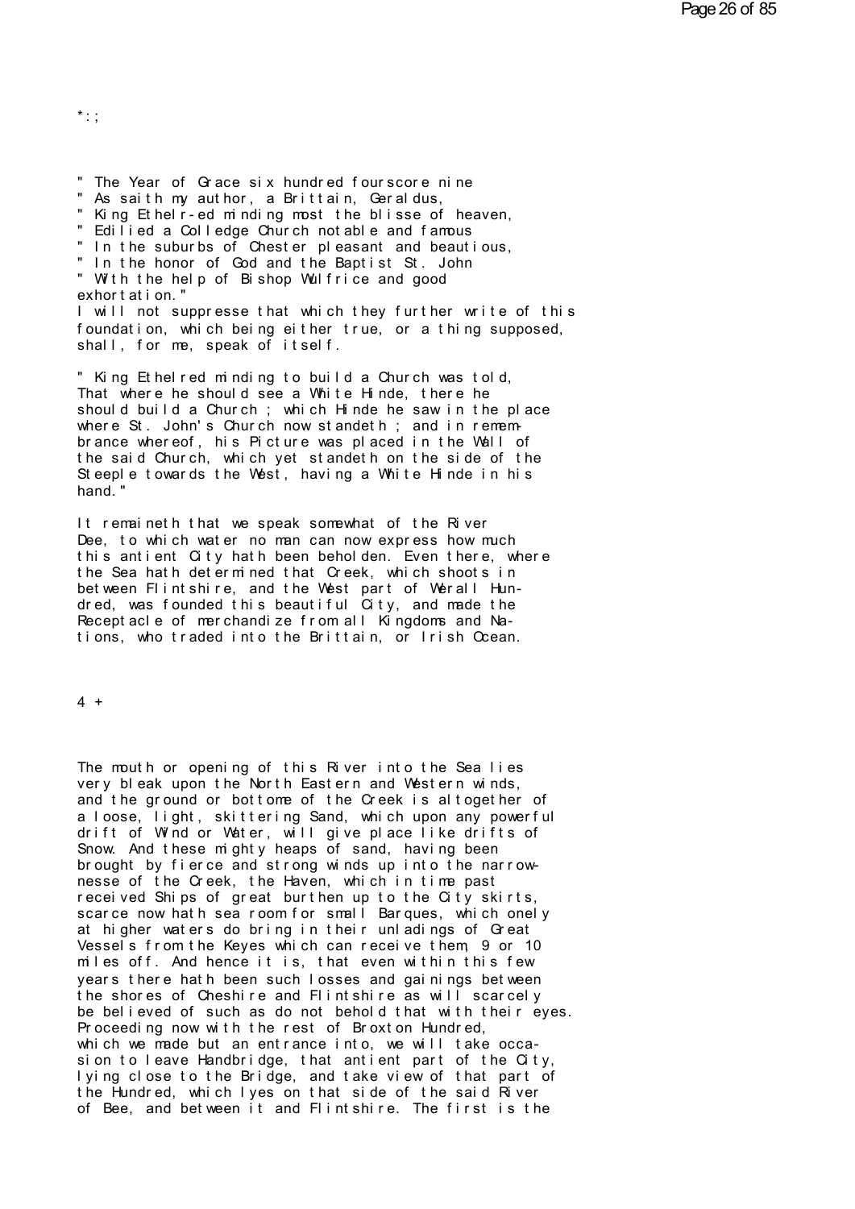*:;

" The Year of Grace six hundred fourscore nine
" As saith my author, a Brittain, Geraldus,
" King Ethelr-ed minding most the blisse of heaven,
" Edilied a Colledge Church notable and famous
" In the suburbs of Chester pleasant and beautious,
" In the honor of God and the Baptist St. John
" With the help of Bishop Wulfrice and good
exhortation."

I will not suppresse that which they further write of this foundation, which being either true, or a thing supposed, shall, for me, speak of itself.

" King Ethelred minding to build a Church was told, That where he should see a White Hinde, there he should build a Church ; which Hinde he saw in the place where St. John's Church now standeth ; and in remembrance whereof, his Picture was placed in the Wall of the said Church, which yet standeth on the side of the Steeple towards the West, having a White Hinde in his hand."

It remaineth that we speak somewhat of the River Dee, to which water no man can now express how much this antient City hath been beholden. Even there, where the Sea hath determined that Creek, which shoots in between Flintshire, and the West part of Werall Hundred, was founded this beautiful City, and made the Receptacle of merchandize from all Kingdoms and Nations, who traded into the Brittain, or Irish Ocean.

4 +

The mouth or opening of this River into the Sea lies very bleak upon the North Eastern and Western winds, and the ground or bottome of the Creek is altogether of a loose, light, skittering Sand, which upon any powerful drift of Wind or Water, will give place like drifts of Snow. And these mighty heaps of sand, having been brought by fierce and strong winds up into the narrownesse of the Creek, the Haven, which in time past received Ships of great burthen up to the City skirts, scarce now hath sea room for small Barques, which onely at higher waters do bring in their unladings of Great Vessels from the Keyes which can receive them, 9 or 10 miles off. And hence it is, that even within this few years there hath been such losses and gainings between the shores of Cheshire and Flintshire as will scarcely be believed of such as do not behold that with their eyes. Proceeding now with the rest of Broxton Hundred, which we made but an entrance into, we will take occasion to leave Handbridge, that antient part of the City, lying close to the Bridge, and take view of that part of the Hundred, which lyes on that side of the said River of Bee, and between it and Flintshire. The first is the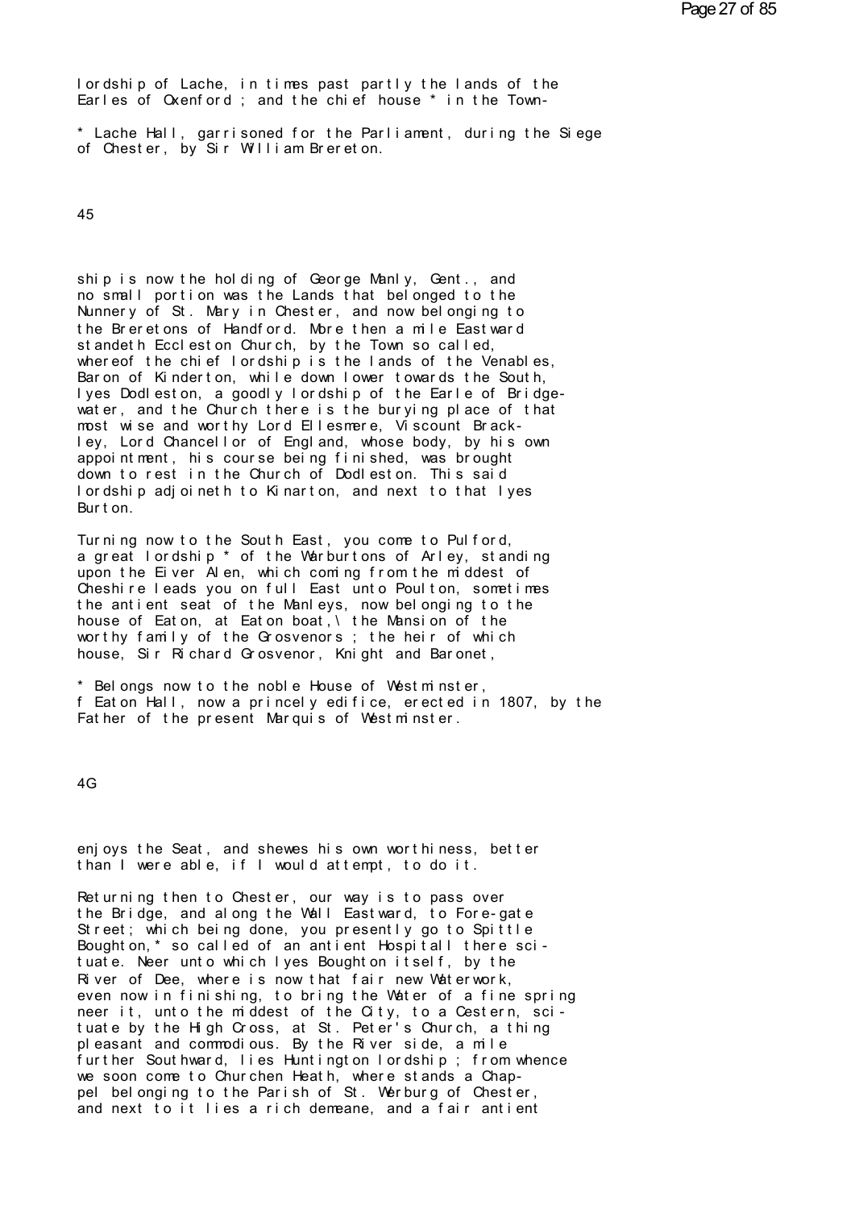lordship of Lache, in times past partly the lands of the Earles of Oxenford ; and the chief house * in the Town-

* Lache Hall, garrisoned for the Parliament, during the Siege of Chester, by Sir William Brereton.

ship is now the holding of George Manly, Gent., and no small portion was the Lands that belonged to the Nunnery of St. Mary in Chester, and now belonging to the Breretons of Handford. More then a mile Eastward standeth Eccleston Church, by the Town so called, whereof the chief lordship is the lands of the Venables, Baron of Kinderton, while down lower towards the South, lyes Dodleston, a goodly lordship of the Earle of Bridgewater, and the Church there is the burying place of that most wise and worthy Lord Ellesmere, Viscount Brackley, Lord Chancellor of England, whose body, by his own appointment, his course being finished, was brought down to rest in the Church of Dodleston. This said lordship adjoineth to Kinarton, and next to that lyes Burton.

Turning now to the South East, you come to Pulford, a great lordship * of the Warburtons of Arley, standing upon the Eiver Alen, which coming from the middest of Cheshire leads you on full East unto Poulton, sometimes the antient seat of the Manleys, now belonging to the house of Eaton, at Eaton boat,\ the Mansion of the worthy family of the Grosvenors ; the heir of which house, Sir Richard Grosvenor, Knight and Baronet,

* Belongs now to the noble House of Westminster,
f Eaton Hall, now a princely edifice, erected in 1807, by the Father of the present Marquis of Westminster.

enjoys the Seat, and shewes his own worthiness, better than I were able, if I would attempt, to do it.

Returning then to Chester, our way is to pass over the Bridge, and along the Wall Eastward, to Fore-gate Street; which being done, you presently go to Spittle Boughton,* so called of an antient Hospitall there scituate. Neer unto which lyes Boughton itself, by the River of Dee, where is now that fair new Waterwork, even now in finishing, to bring the Water of a fine spring neer it, unto the middest of the City, to a Cestern, scituate by the High Cross, at St. Peter's Church, a thing pleasant and commodious. By the River side, a mile further Southward, lies Huntington lordship ; from whence we soon come to Churchen Heath, where stands a Chappel belonging to the Parish of St. Werburg of Chester, and next to it lies a rich demeane, and a fair antient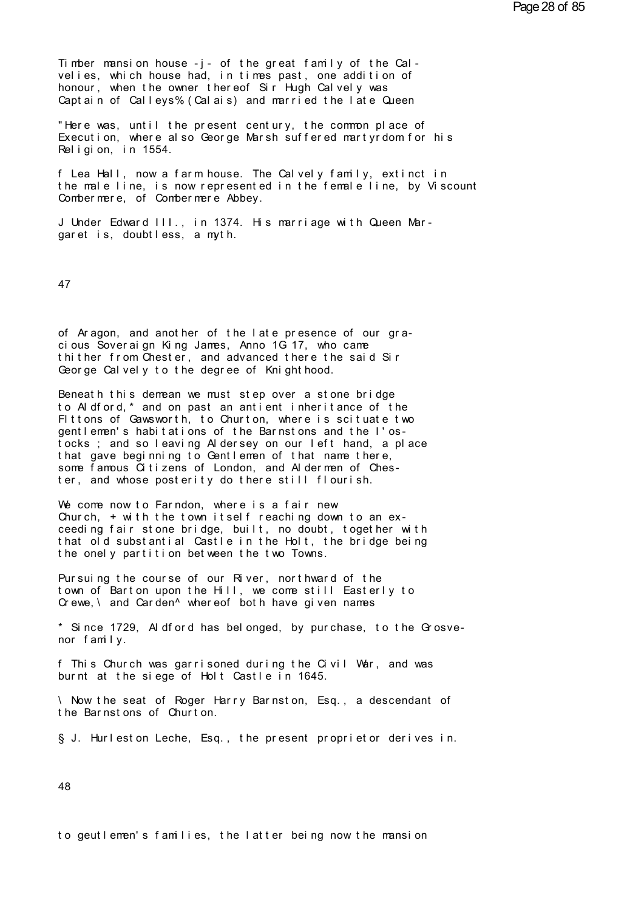Timber mansion house -j- of the great family of the Cal-
velies, which house had, in times past, one addition of
honour, when the owner thereof Sir Hugh Calvely was
Captain of Calleys% (Calais) and married the late Queen

"Here was, until the present century, the common place of
Execution, where also George Marsh suffered martyrdom for his
Religion, in 1554.

f Lea Hall, now a farm house. The Calvely family, extinct in
the male line, is now represented in the female line, by Viscount
Combermere, of Combermere Abbey.

J Under Edward III., in 1374. His marriage with Queen Mar-
garet is, doubtless, a myth.

of Aragon, and another of the late presence of our gra-
cious Soveraign King James, Anno 1G 17, who came
thither from Chester, and advanced there the said Sir
George Calvely to the degree of Knighthood.

Beneath this demean we must step over a stone bridge
to Aldford,* and on past an antient inheritance of the
Fittons of Gawsworth, to Churton, where is scituate two
gentlemen's habitations of the Barnstons and the I'os-
tocks ; and so leaving Aldersey on our left hand, a place
that gave beginning to Gentlemen of that name there,
some famous Citizens of London, and Aldermen of Ches-
ter, and whose posterity do there still flourish.

We come now to Farndon, where is a fair new
Church, + with the town itself reaching down to an ex-
ceeding fair stone bridge, built, no doubt, together with
that old substantial Castle in the Holt, the bridge being
the onely partition between the two Towns.

Pursuing the course of our River, northward of the
town of Barton upon the Hill, we come still Easterly to
Crewe,\ and Carden^ whereof both have given names

* Since 1729, Aldford has belonged, by purchase, to the Grosve-
nor family.

f This Church was garrisoned during the Civil War, and was
burnt at the siege of Holt Castle in 1645.

\ Now the seat of Roger Harry Barnston, Esq., a descendant of
the Barnstons of Churton.

§ J. Hurleston Leche, Esq., the present proprietor derives in.

to geutlemen's families, the latter being now the mansion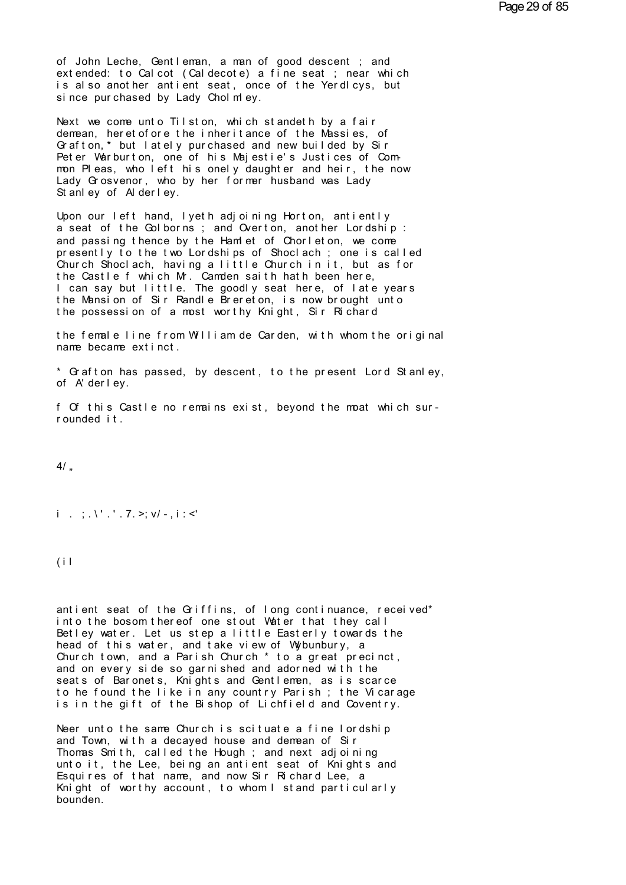of John Leche, Gentleman, a man of good descent ; and extended: to Calcot (Caldecote) a fine seat ; near which is also another antient seat, once of the Yerdlcys, but since purchased by Lady Cholmley.

Next we come unto Tilston, which standeth by a fair demean, heretofore the inheritance of the Massies, of Grafton,* but lately purchased and new builded by Sir Peter Warburton, one of his Majestie's Justices of Common Pleas, who left his onely daughter and heir, the now Lady Grosvenor, who by her former husband was Lady Stanley of Alderley.

Upon our left hand, lyeth adjoining Horton, antiently a seat of the Golborns ; and Overton, another Lordship : and passing thence by the Hamlet of Chorleton, we come presently to the two Lordships of Shoclach ; one is called Church Shoclach, having a little Church in it, but as for the Castle f which Mr. Camden saith hath been here, I can say but little. The goodly seat here, of late years the Mansion of Sir Randle Brereton, is now brought unto the possession of a most worthy Knight, Sir Richard

the female line from William de Carden, with whom the original name became extinct.

\* Grafton has passed, by descent, to the present Lord Stanley, of A'derley.

f Of this Castle no remains exist, beyond the moat which surrounded it.

4/„

i . ;.\'.'.7.>;v/-,i:<'

(il

antient seat of the Griffins, of long continuance, received* into the bosom thereof one stout Water that they call Betley water. Let us step a little Easterly towards the head of this water, and take view of Wybunbury, a Church town, and a Parish Church * to a great precinct, and on every side so garnished and adorned with the seats of Baronets, Knights and Gentlemen, as is scarce to he found the like in any country Parish ; the Vicarage is in the gift of the Bishop of Lichfield and Coventry.

Neer unto the same Church is scituate a fine lordship and Town, with a decayed house and demean of Sir Thomas Smith, called the Hough ; and next adjoining unto it, the Lee, being an antient seat of Knights and Esquires of that name, and now Sir Richard Lee, a Knight of worthy account, to whom I stand particularly bounden.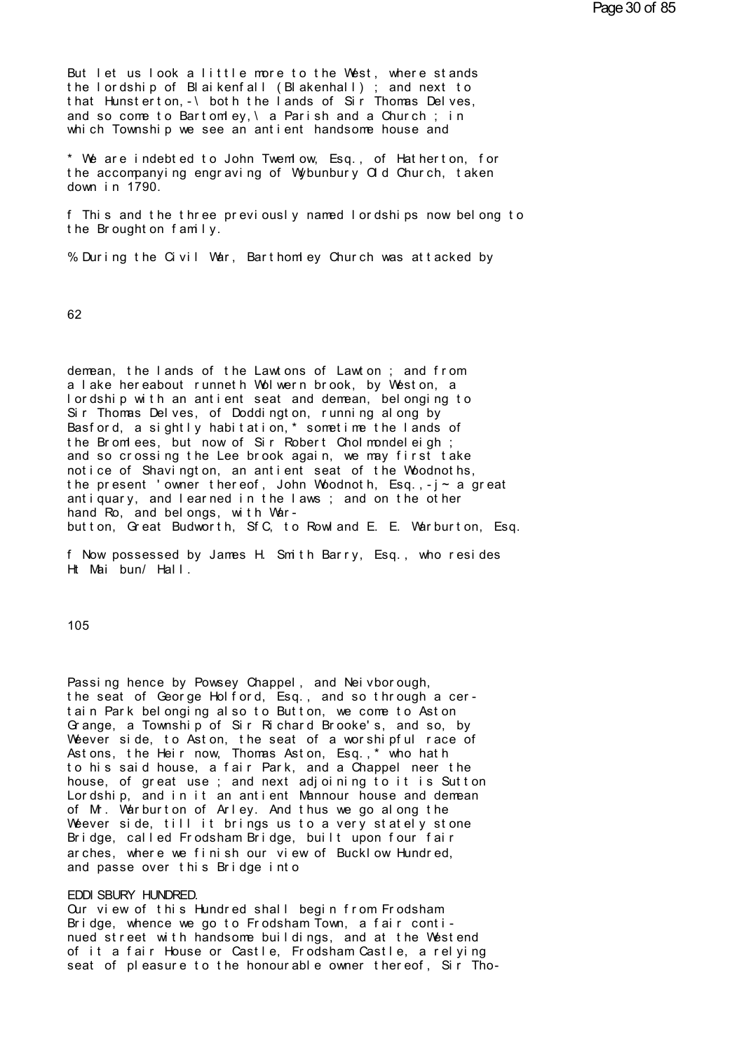But let us look a little more to the West, where stands the lordship of Blaikenfall (Blakenhall) ; and next to that Hunsterton,-\ both the lands of Sir Thomas Delves, and so come to Bartomley,\ a Parish and a Church ; in which Township we see an antient handsome house and

* We are indebted to John Twemlow, Esq., of Hatherton, for the accompanying engraving of Wybunbury Old Church, taken down in 1790.

f This and the three previously named lordships now belong to the Broughton family.

% During the Civil War, Barthomley Church was attacked by

62

demean, the lands of the Lawtons of Lawton ; and from a lake hereabout runneth Wolwern brook, by Weston, a lordship with an antient seat and demean, belonging to Sir Thomas Delves, of Doddington, running along by Basford, a sightly habitation,* sometime the lands of the Bromlees, but now of Sir Robert Cholmondeleigh ; and so crossing the Lee brook again, we may first take notice of Shavington, an antient seat of the Woodnoths, the present 'owner thereof, John Woodnoth, Esq.,-j~ a great antiquary, and learned in the laws ; and on the other hand Ro, and belongs, with War-
button, Great Budworth, SfC, to Rowland E. E. Warburton, Esq.

f Now possessed by James H. Smith Barry, Esq., who resides Ht Mai bun/ Hall.

105

Passing hence by Powsey Chappel, and Neivborough, the seat of George Holford, Esq., and so through a certain Park belonging also to Button, we come to Aston Grange, a Township of Sir Richard Brooke's, and so, by Weever side, to Aston, the seat of a worshipful race of Astons, the Heir now, Thomas Aston, Esq.,* who hath to his said house, a fair Park, and a Chappel neer the house, of great use ; and next adjoining to it is Sutton Lordship, and in it an antient Mannour house and demean of Mr. Warburton of Arley. And thus we go along the Weever side, till it brings us to a very stately stone Bridge, called Frodsham Bridge, built upon four fair arches, where we finish our view of Bucklow Hundred, and passe over this Bridge into

## EDDISBURY HUNDRED.

Our view of this Hundred shall begin from Frodsham Bridge, whence we go to Frodsham Town, a fair continued street with handsome buildings, and at the Westend of it a fair House or Castle, Frodsham Castle, a relying seat of pleasure to the honourable owner thereof, Sir Tho-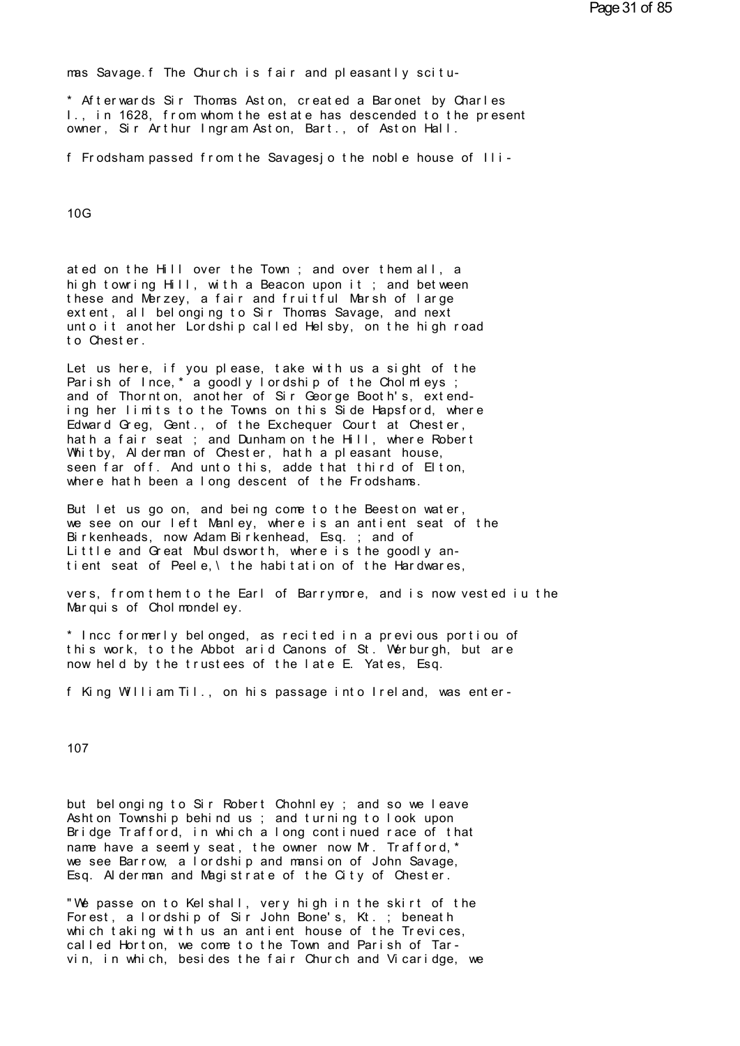mas Savage.f The Church is fair and pleasantly scitu-

* Afterwards Sir Thomas Aston, created a Baronet by Charles I., in 1628, from whom the estate has descended to the present owner, Sir Arthur Ingram Aston, Bart., of Aston Hall.

f Frodsham passed from the Savagesjo the noble house of Ili-

ated on the Hill over the Town ; and over them all, a high towring Hill, with a Beacon upon it ; and between these and Merzey, a fair and fruitful Marsh of large extent, all belonging to Sir Thomas Savage, and next unto it another Lordship called Helsby, on the high road to Chester.

Let us here, if you please, take with us a sight of the Parish of Ince,* a goodly lordship of the Cholmleys ; and of Thornton, another of Sir George Booth's, extending her limits to the Towns on this Side Hapsford, where Edward Greg, Gent., of the Exchequer Court at Chester, hath a fair seat ; and Dunham on the Hill, where Robert Whitby, Alderman of Chester, hath a pleasant house, seen far off. And unto this, adde that third of Elton, where hath been a long descent of the Frodshams.

But let us go on, and being come to the Beeston water, we see on our left Manley, where is an antient seat of the Birkenheads, now Adam Birkenhead, Esq. ; and of Little and Great Mouldsworth, where is the goodly antient seat of Peele,\ the habitation of the Hardwares,

vers, from them to the Earl of Barrymore, and is now vested iu the Marquis of Cholmondeley.

* Incc formerly belonged, as recited in a previous portiou of this work, to the Abbot arid Canons of St. Werburgh, but are now held by the trustees of the late E. Yates, Esq.

f King William Til., on his passage into Ireland, was enter-

but belonging to Sir Robert Chohnley ; and so we leave Ashton Township behind us ; and turning to look upon Bridge Trafford, in which a long continued race of that name have a seemly seat, the owner now Mr. Trafford,* we see Barrow, a lordship and mansion of John Savage, Esq. Alderman and Magistrate of the City of Chester.

"We passe on to Kelshall, very high in the skirt of the Forest, a lordship of Sir John Bone's, Kt. ; beneath which taking with us an antient house of the Trevices, called Horton, we come to the Town and Parish of Tarvin, in which, besides the fair Church and Vicaridge, we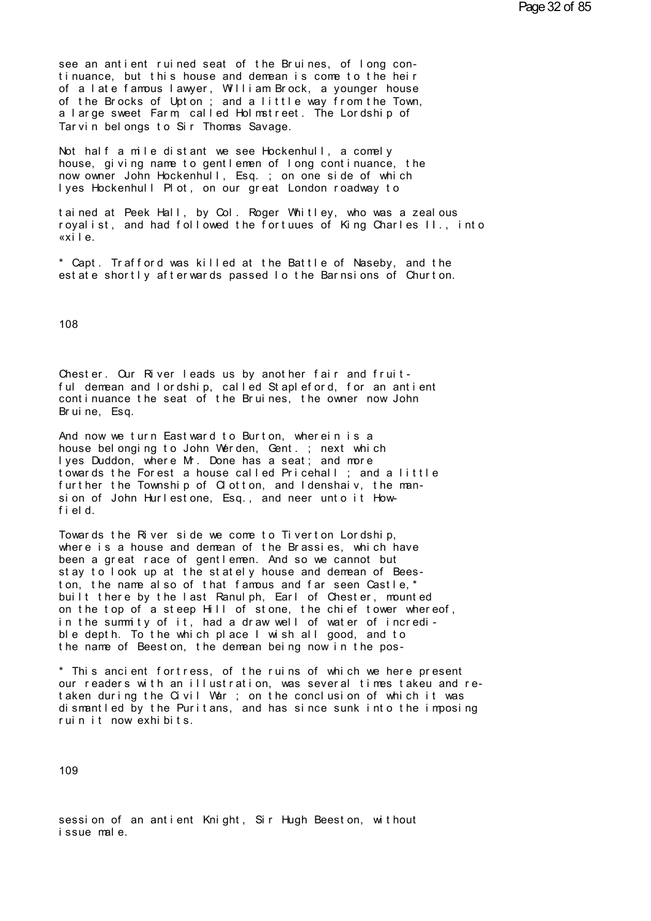see an antient ruined seat of the Bruines, of long continuance, but this house and demean is come to the heir of a late famous lawyer, William Brock, a younger house of the Brocks of Upton ; and a little way from the Town, a large sweet Farm, called Holmstreet. The Lordship of Tarvin belongs to Sir Thomas Savage.

Not half a mile distant we see Hockenhull, a comely house, giving name to gentlemen of long continuance, the now owner John Hockenhull, Esq. ; on one side of which lyes Hockenhull Plot, on our great London roadway to

tained at Peek Hall, by Col. Roger Whitley, who was a zealous royalist, and had followed the fortuues of King Charles II., into «xile.

* Capt. Trafford was killed at the Battle of Naseby, and the estate shortly afterwards passed lo the Barnsions of Churton.

Chester. Our River leads us by another fair and fruitful demean and lordship, called Stapleford, for an antient continuance the seat of the Bruines, the owner now John Bruine, Esq.

And now we turn Eastward to Burton, wherein is a house belonging to John Werden, Gent. ; next which lyes Duddon, where Mr. Done has a seat; and more towards the Forest a house called Pricehall ; and a little further the Township of Clotton, and Idenshaiv, the mansion of John Hurlestone, Esq., and neer unto it Howfield.

Towards the River side we come to Tiverton Lordship, where is a house and demean of the Brassies, which have been a great race of gentlemen. And so we cannot but stay to look up at the stately house and demean of Beeston, the name also of that famous and far seen Castle,* built there by the last Ranulph, Earl of Chester, mounted on the top of a steep Hill of stone, the chief tower whereof, in the summity of it, had a draw well of water of incredible depth. To the which place I wish all good, and to the name of Beeston, the demean being now in the possession of an antient Knight, Sir Hugh Beeston, without issue male.

* This ancient fortress, of the ruins of which we here present our readers with an illustration, was several times takeu and retaken during the Civil War ; on the conclusion of which it was dismantled by the Puritans, and has since sunk into the imposing ruin it now exhibits.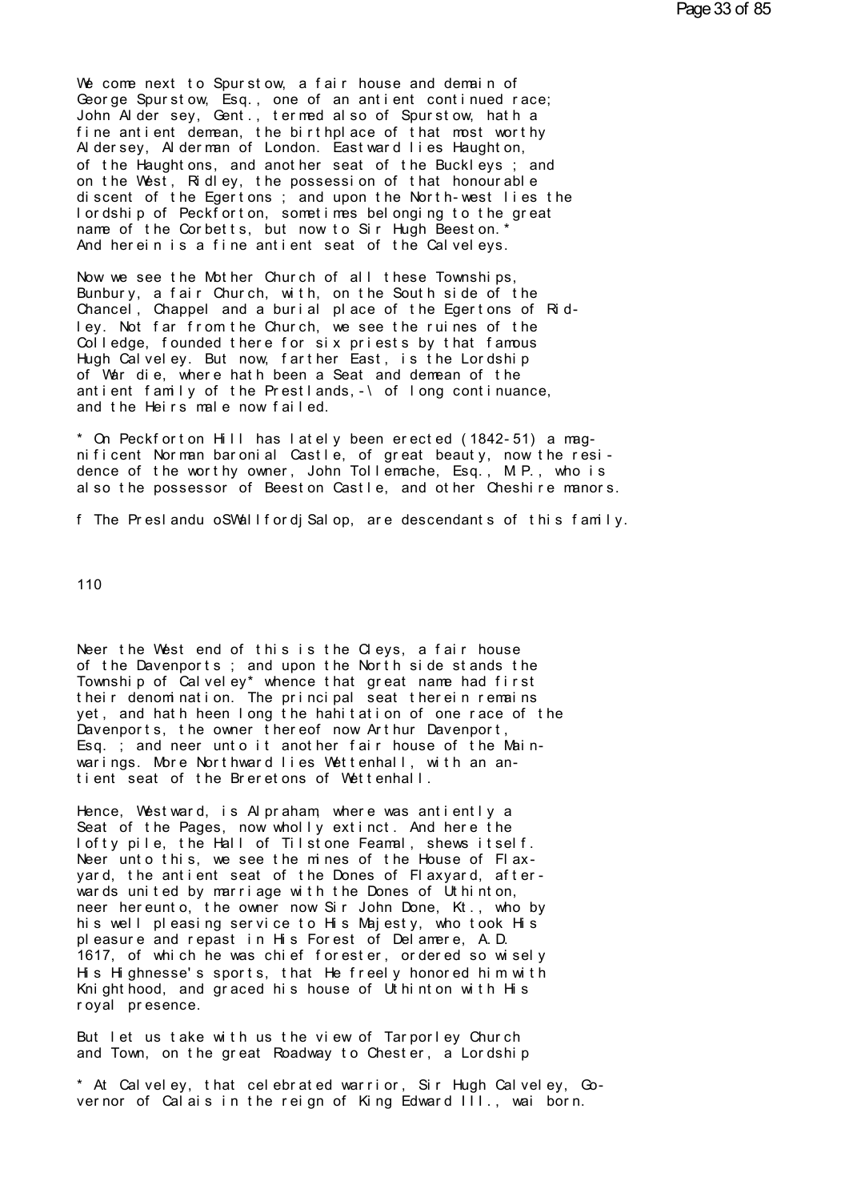We come next to Spurstow, a fair house and demain of George Spurstow, Esq., one of an antient continued race; John Aldersey, Gent., termed also of Spurstow, hath a fine antient demean, the birthplace of that most worthy Aldersey, Alderman of London. Eastward lies Haughton, of the Haughtons, and another seat of the Buckleys ; and on the West, Ridley, the possession of that honourable discent of the Egertons ; and upon the North-west lies the lordship of Peckforton, sometimes belonging to the great name of the Corbetts, but now to Sir Hugh Beeston.* And herein is a fine antient seat of the Calveleys.

Now we see the Mother Church of all these Townships, Bunbury, a fair Church, with, on the South side of the Chancel, Chappel and a burial place of the Egertons of Ridley. Not far from the Church, we see the ruines of the Colledge, founded there for six priests by that famous Hugh Calveley. But now, farther East, is the Lordship of Wardie, where hath been a Seat and demean of the antient family of the Prestlands,-\ of long continuance, and the Heirs male now failed.

* On Peckforton Hill has lately been erected (1842-51) a magnificent Norman baronial Castle, of great beauty, now the residence of the worthy owner, John Tollemache, Esq., M.P., who is also the possessor of Beeston Castle, and other Cheshire manors.

f The Preslandu oSWallfordj Salop, are descendants of this family.

Neer the West end of this is the Cleys, a fair house of the Davenports ; and upon the North side stands the Township of Calveley* whence that great name had first their denomination. The principal seat therein remains yet, and hath heen long the hahitation of one race of the Davenports, the owner thereof now Arthur Davenport, Esq. ; and neer unto it another fair house of the Mainwarings. More Northward lies Wettenhall, with an antient seat of the Breretons of Wettenhall.

Hence, Westward, is Alpraham, where was antiently a Seat of the Pages, now wholly extinct. And here the lofty pile, the Hall of Tilstone Feamal, shews itself. Neer unto this, we see the mines of the House of Flaxyard, the antient seat of the Dones of Flaxyard, afterwards united by marriage with the Dones of Uthinton, neer hereunto, the owner now Sir John Done, Kt., who by his well pleasing service to His Majesty, who took His pleasure and repast in His Forest of Delamere, A.D. 1617, of which he was chief forester, ordered so wisely His Highnesse's sports, that He freely honored him with Knighthood, and graced his house of Uthinton with His royal presence.

But let us take with us the view of Tarporley Church and Town, on the great Roadway to Chester, a Lordship

* At Calveley, that celebrated warrior, Sir Hugh Calveley, Governor of Calais in the reign of King Edward III., wai born.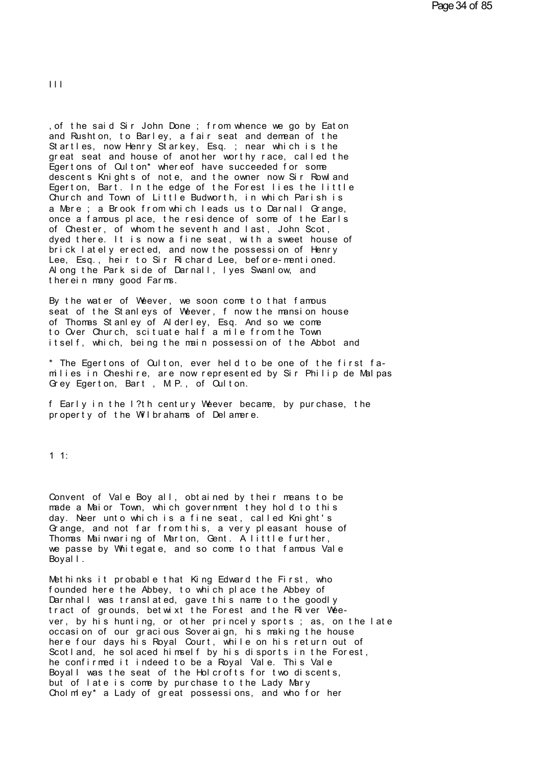, of the said Sir John Done ; from whence we go by Eaton and Rushton, to Barley, a fair seat and demean of the Startles, now Henry Starkey, Esq. ; near which is the great seat and house of another worthy race, called the Egertons of Oulton* whereof have succeeded for some descents Knights of note, and the owner now Sir Rowland Egerton, Bart. In the edge of the Forest lies the little Church and Town of Little Budworth, in which Parish is a Mere ; a Brook from which leads us to Darnall Grange, once a famous place, the residence of some of the Earls of Chester, of whom the seventh and last, John Scot, dyed there. It is now a fine seat, with a sweet house of brick lately erected, and now the possession of Henry Lee, Esq., heir to Sir Richard Lee, before-mentioned. Along the Park side of Darnall, lyes Swanlow, and therein many good Farms.

By the water of Weever, we soon come to that famous seat of the Stanleys of Weever, f now the mansion house of Thomas Stanley of Alderley, Esq. And so we come to Over Church, scituate half a mile from the Town itself, which, being the main possession of the Abbot and Convent of Vale Boyall, obtained by their means to be made a Maior Town, which government they hold to this day. Neer unto which is a fine seat, called Knight's Grange, and not far from this, a very pleasant house of Thomas Mainwaring of Marton, Gent. A little further, we passe by Whitegate, and so come to that famous Vale Boyall.

Methinks it probable that King Edward the First, who founded here the Abbey, to which place the Abbey of Darnhall was translated, gave this name to the goodly tract of grounds, betwixt the Forest and the River Weever, by his hunting, or other princely sports ; as, on the late occasion of our gracious Soveraign, his making the house here four days his Royal Court, while on his return out of Scotland, he solaced himself by his disports in the Forest, he confirmed it indeed to be a Royal Vale. This Vale Boyall was the seat of the Holcrofts for two discents, but of late is come by purchase to the Lady Mary Cholmley* a Lady of great possessions, and who for her

* The Egertons of Oulton, ever held to be one of the first families in Cheshire, are now represented by Sir Philip de Malpas Grey Egerton, Bart , M.P., of Oulton.

f Early in the l?th century Weever became, by purchase, the property of the Wilbrahams of Delamere.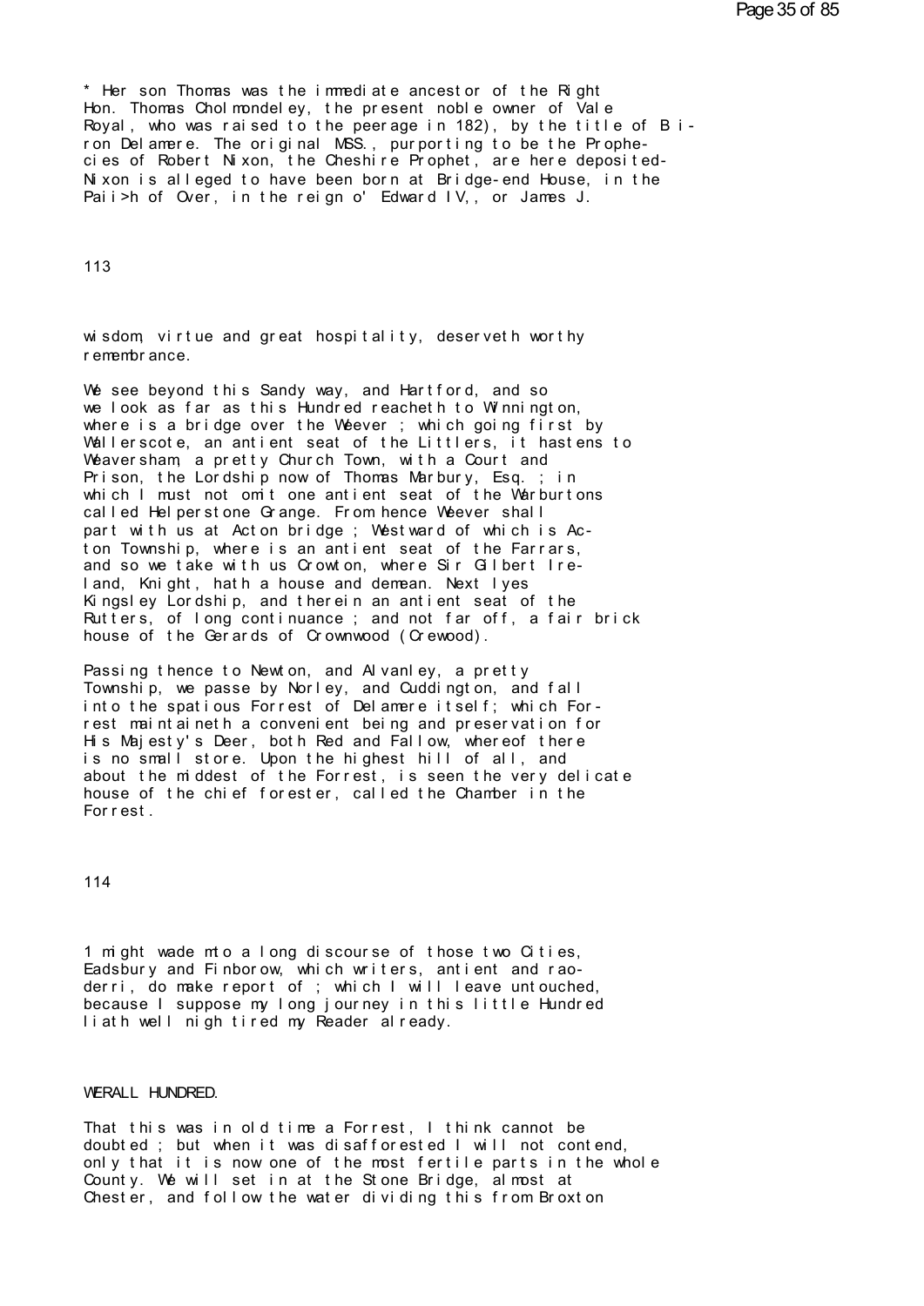* Her son Thomas was the immediate ancestor of the Right Hon. Thomas Cholmondeley, the present noble owner of Vale Royal, who was raised to the peerage in 182), by the title of Biron Delamere. The original MSS., purporting to be the Prophecies of Robert Nixon, the Cheshire Prophet, are here deposited-Nixon is alleged to have been born at Bridge-end House, in the Paii>h of Over, in the reign o' Edward IV,, or James J.

wisdom, virtue and great hospitality, deserveth worthy remembrance.

We see beyond this Sandy way, and Hartford, and so we look as far as this Hundred reacheth to Winnington, where is a bridge over the Weever ; which going first by Wallerscote, an antient seat of the Littlers, it hastens to Weaversham, a pretty Church Town, with a Court and Prison, the Lordship now of Thomas Marbury, Esq. ; in which I must not omit one antient seat of the Warburtons called Helperstone Grange. From hence Weever shall part with us at Acton bridge ; Westward of which is Acton Township, where is an antient seat of the Farrars, and so we take with us Crowton, where Sir Gilbert Ireland, Knight, hath a house and demean. Next lyes Kingsley Lordship, and therein an antient seat of the Rutters, of long continuance ; and not far off, a fair brick house of the Gerards of Crownwood (Crewood).

Passing thence to Newton, and Alvanley, a pretty Township, we passe by Norley, and Cuddington, and fall into the spatious Forrest of Delamere itself; which Forrest maintaineth a convenient being and preservation for His Majesty's Deer, both Red and Fallow, whereof there is no small store. Upon the highest hill of all, and about the middest of the Forrest, is seen the very delicate house of the chief forester, called the Chamber in the Forrest.

1 might wade mto a long discourse of those two Cities, Eadsbury and Finborow, which writers, antient and raoderri, do make report of ; which I will leave untouched, because I suppose my long journey in this little Hundred liath well nigh tired my Reader already.

## WERALL HUNDRED.

That this was in old time a Forrest, I think cannot be doubted ; but when it was disafforested I will not contend, only that it is now one of the most fertile parts in the whole County. We will set in at the Stone Bridge, almost at Chester, and follow the water dividing this from Broxton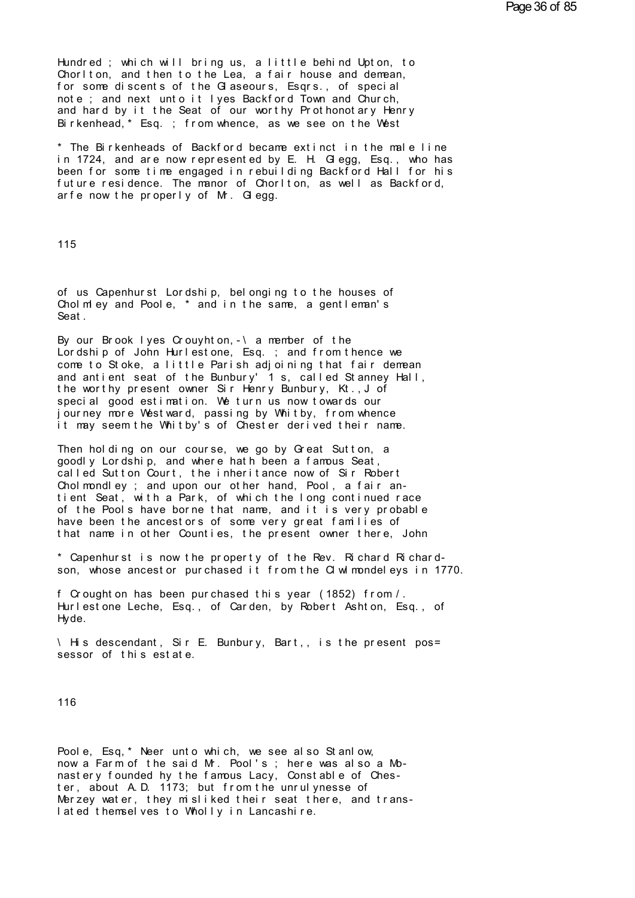Hundred ; which will bring us, a little behind Upton, to Chorlton, and then to the Lea, a fair house and demean, for some discents of the Glaseours, Esqrs., of special note ; and next unto it lyes Backford Town and Church, and hard by it the Seat of our worthy Prothonotary Henry Birkenhead,* Esq. ; from whence, as we see on the West

* The Birkenheads of Backford became extinct in the male line in 1724, and are now represented by E. H. Glegg, Esq., who has been for some time engaged in rebuilding Backford Hall for his future residence. The manor of Chorlton, as well as Backford, arfe now the properly of Mr. Glegg.

115

of us Capenhurst Lordship, belonging to the houses of Cholmley and Poole, * and in the same, a gentleman's Seat.

By our Brook lyes Crouyhton,-\ a member of the Lordship of John Hurlestone, Esq. ; and from thence we come to Stoke, a little Parish adjoining that fair demean and antient seat of the Bunbury' 1 s, called Stanney Hall, the worthy present owner Sir Henry Bunbury, Kt.,J of special good estimation. We turn us now towards our journey more Westward, passing by Whitby, from whence it may seem the Whitby's of Chester derived their name.

Then holding on our course, we go by Great Sutton, a goodly Lordship, and where hath been a famous Seat, called Sutton Court, the inheritance now of Sir Robert Cholmondley ; and upon our other hand, Pool, a fair antient Seat, with a Park, of which the long continued race of the Pools have borne that name, and it is very probable have been the ancestors of some very great families of that name in other Counties, the present owner there, John

* Capenhurst is now the property of the Rev. Richard Richardson, whose ancestor purchased it from the Clwlmondeleys in 1770.

f Croughton has been purchased this year (1852) from /. Hurlestone Leche, Esq., of Carden, by Robert Ashton, Esq., of Hyde.

\ His descendant, Sir E. Bunbury, Bart,, is the present pos= sessor of this estate.

116

Poole, Esq,* Neer unto which, we see also Stanlow, now a Farm of the said Mr. Pool's ; here was also a Monastery founded hy the famous Lacy, Constable of Chester, about A.D. 1173; but from the unrulynesse of Merzey water, they misliked their seat there, and translated themselves to Wholly in Lancashire.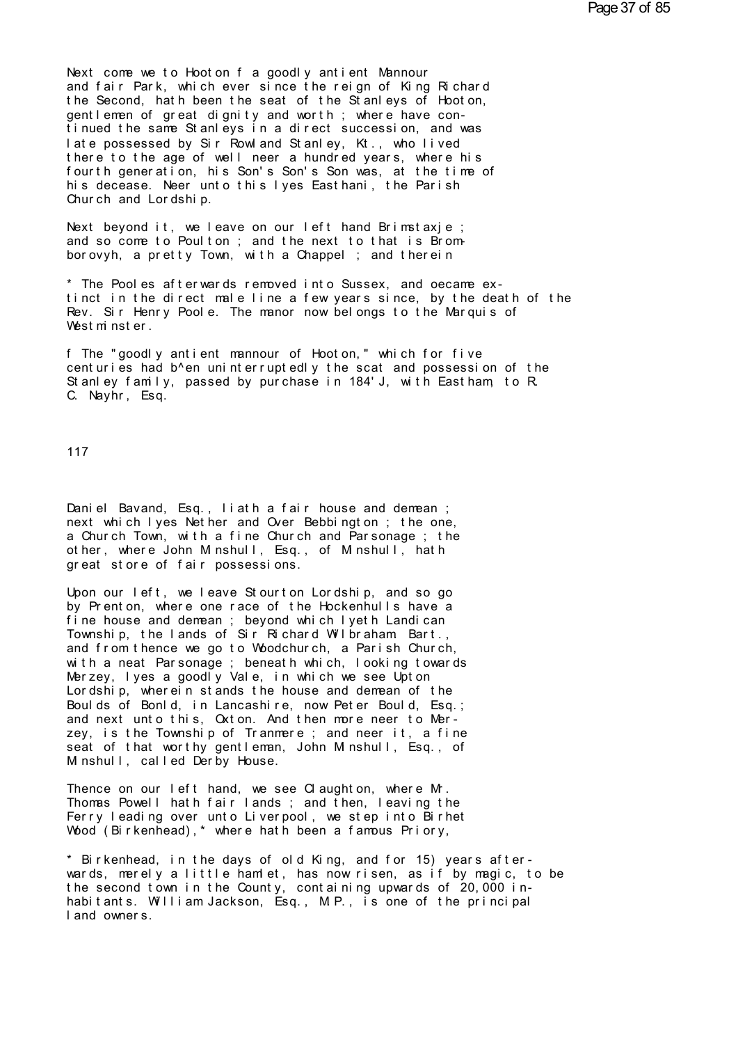Next come we to Hooton f a goodly antient Mannour and fair Park, which ever since the reign of King Richard the Second, hath been the seat of the Stanleys of Hooton, gentlemen of great dignity and worth ; where have continued the same Stanleys in a direct succession, and was late possessed by Sir Rowland Stanley, Kt., who lived there to the age of well neer a hundred years, where his fourth generation, his Son's Son's Son was, at the time of his decease. Neer unto this lyes Easthani, the Parish Church and Lordship.

Next beyond it, we leave on our left hand Brimstaxje ; and so come to Poulton ; and the next to that is Bromborovyh, a pretty Town, with a Chappel ; and therein

* The Pooles afterwards removed into Sussex, and oecame extinct in the direct male line a few years since, by the death of the Rev. Sir Henry Poole. The manor now belongs to the Marquis of Westminster.

f The "goodly antient mannour of Hooton," which for five centuries had b^en uninterruptedly the scat and possession of the Stanley family, passed by purchase in 184'J, with Eastham, to R. C. Nayhr, Esq.

117

Daniel Bavand, Esq., liath a fair house and demean ; next which lyes Nether and Over Bebbington ; the one, a Church Town, with a fine Church and Parsonage ; the other, where John Minshull, Esq., of Minshull, hath great store of fair possessions.

Upon our left, we leave Stourton Lordship, and so go by Prenton, where one race of the Hockenhulls have a fine house and demean ; beyond which lyeth Landican Township, the lands of Sir Richard Wilbraham Bart., and from thence we go to Woodchurch, a Parish Church, with a neat Parsonage ; beneath which, looking towards Merzey, lyes a goodly Vale, in which we see Upton Lordship, wherein stands the house and demean of the Boulds of Bonld, in Lancashire, now Peter Bould, Esq.; and next unto this, Oxton. And then more neer to Merzey, is the Township of Tranmere ; and neer it, a fine seat of that worthy gentleman, John Minshull, Esq., of Minshull, called Derby House.

Thence on our left hand, we see Claughton, where Mr. Thomas Powell hath fair lands ; and then, leaving the Ferry leading over unto Liverpool, we step into Birhet Wood (Birkenhead),* where hath been a famous Priory,

* Birkenhead, in the days of old King, and for 15) years afterwards, merely a little hamlet, has now risen, as if by magic, to be the second town in the County, containing upwards of 20,000 inhabitants. William Jackson, Esq., M.P., is one of the principal land owners.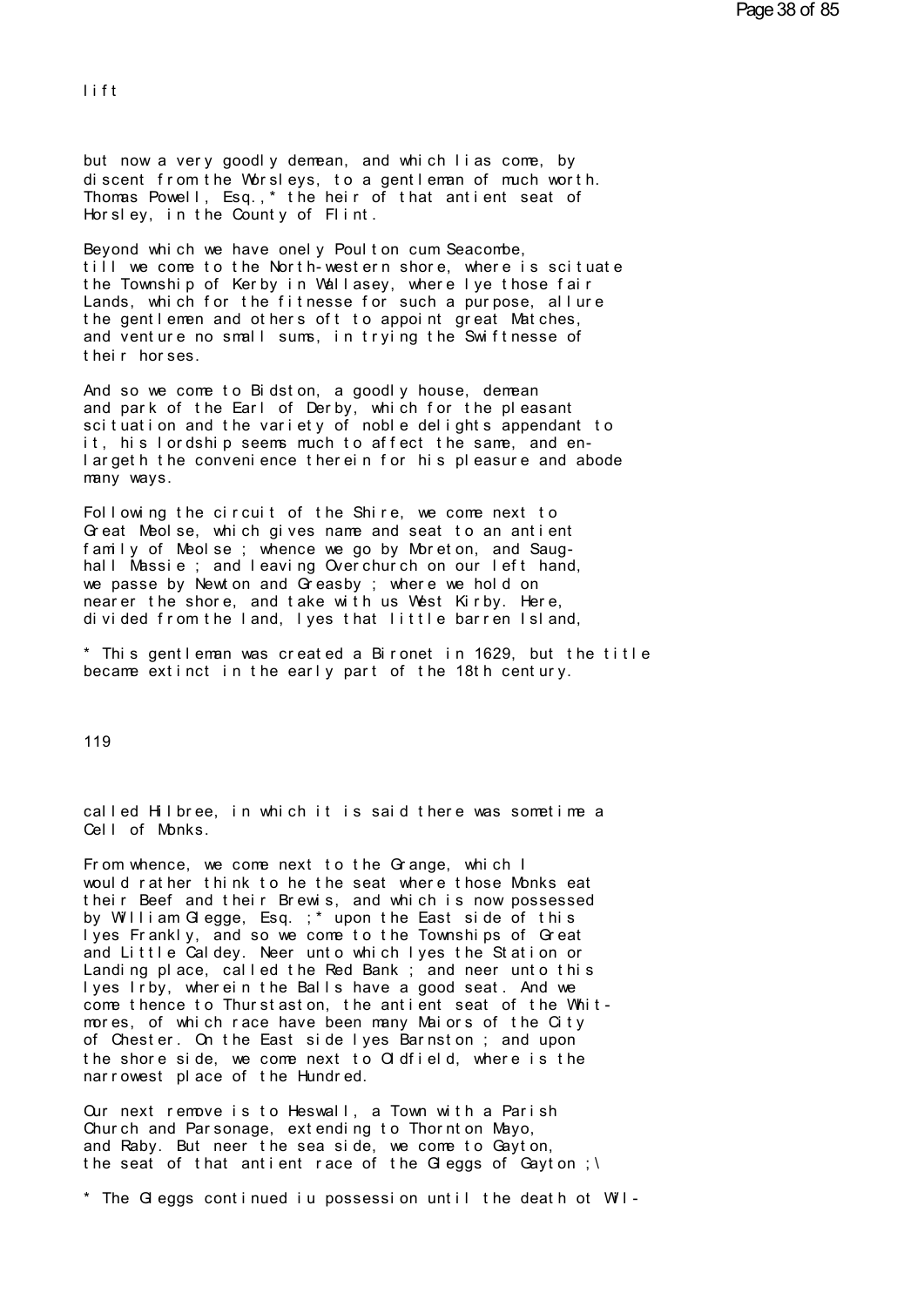lift

but now a very goodly demean, and which lias come, by discent from the Worsleys, to a gentleman of much worth. Thomas Powell, Esq.,* the heir of that antient seat of Horsley, in the County of Flint.

Beyond which we have onely Poulton cum Seacombe, till we come to the North-western shore, where is scituate the Township of Kerby in Wallasey, where lye those fair Lands, which for the fitnesse for such a purpose, allure the gentlemen and others oft to appoint great Matches, and venture no small sums, in trying the Swiftnesse of their horses.

And so we come to Bidston, a goodly house, demean and park of the Earl of Derby, which for the pleasant scituation and the variety of noble delights appendant to it, his lordship seems much to affect the same, and enlargeth the convenience therein for his pleasure and abode many ways.

Following the circuit of the Shire, we come next to Great Meolse, which gives name and seat to an antient family of Meolse ; whence we go by Moreton, and Saughall Massie ; and leaving Overchurch on our left hand, we passe by Newton and Greasby ; where we hold on nearer the shore, and take with us West Kirby. Here, divided from the land, lyes that little barren Island,

* This gentleman was created a Bironet in 1629, but the title became extinct in the early part of the 18th century.

called Hilbree, in which it is said there was sometime a Cell of Monks.

From whence, we come next to the Grange, which I would rather think to he the seat where those Monks eat their Beef and their Brewis, and which is now possessed by William Glegge, Esq. ;* upon the East side of this lyes Frankly, and so we come to the Townships of Great and Little Caldey. Neer unto which lyes the Station or Landing place, called the Red Bank ; and neer unto this lyes Irby, wherein the Balls have a good seat. And we come thence to Thurstaston, the antient seat of the Whitmores, of which race have been many Maiors of the City of Chester. On the East side lyes Barnston ; and upon the shore side, we come next to Oldfield, where is the narrowest place of the Hundred.

Our next remove is to Heswall, a Town with a Parish Church and Parsonage, extending to Thornton Mayo, and Raby. But neer the sea side, we come to Gayton, the seat of that antient race of the Gleggs of Gayton ;\

* The Gleggs continued iu possession until the death ot Wil-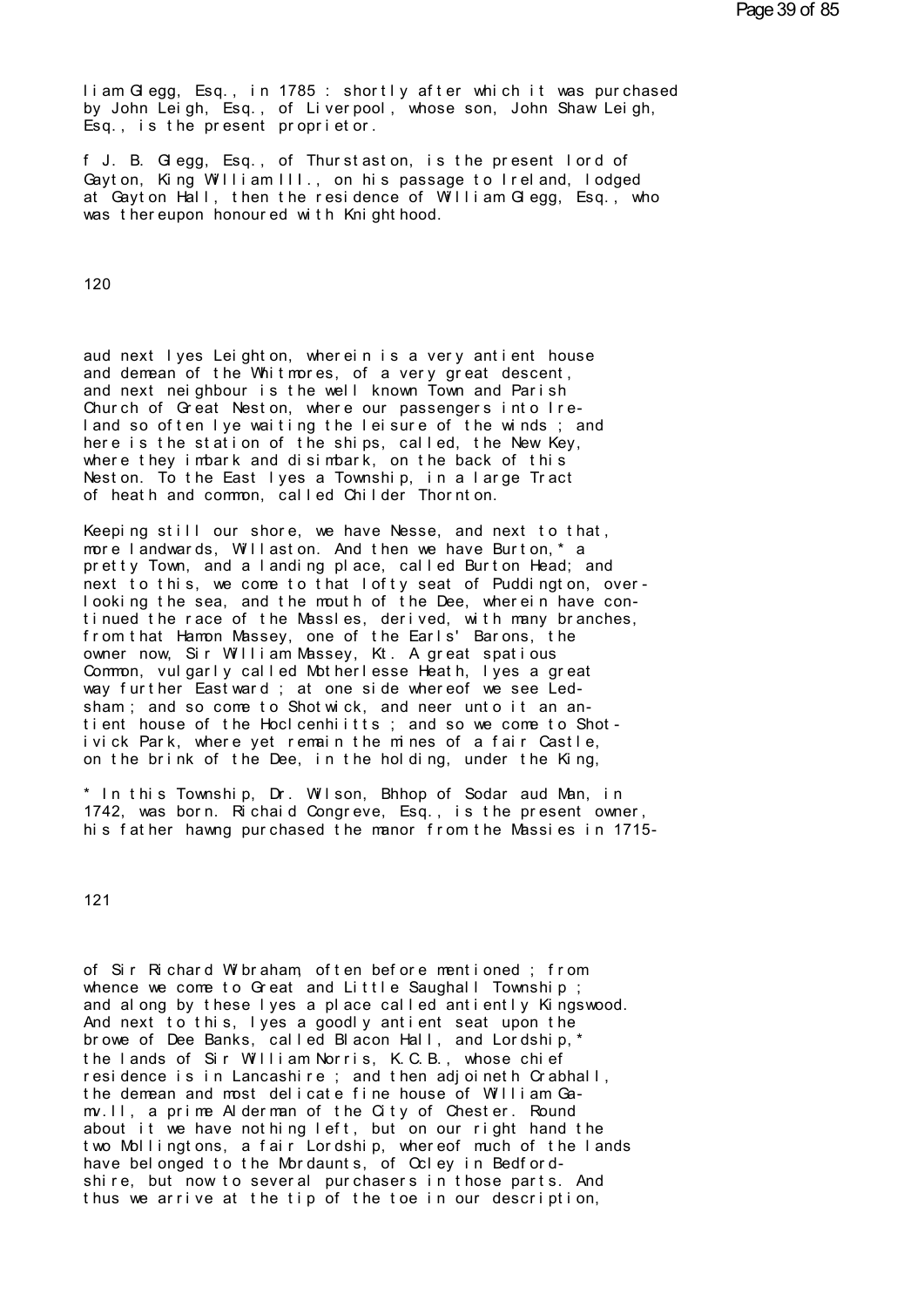liam Glegg, Esq., in 1785 : shortly after which it was purchased by John Leigh, Esq., of Liverpool, whose son, John Shaw Leigh, Esq., is the present proprietor.

f J. B. Glegg, Esq., of Thurstaston, is the present lord of Gayton, King William III., on his passage to Ireland, lodged at Gayton Hall, then the residence of William Glegg, Esq., who was thereupon honoured with Knighthood.

120

aud next lyes Leighton, wherein is a very antient house and demean of the Whitmores, of a very great descent, and next neighbour is the well known Town and Parish Church of Great Neston, where our passengers into Ireland so often lye waiting the leisure of the winds ; and here is the station of the ships, called, the New Key, where they imbark and disimbark, on the back of this Neston. To the East lyes a Township, in a large Tract of heath and common, called Childer Thornton.

Keeping still our shore, we have Nesse, and next to that, more landwards, Willaston. And then we have Burton,* a pretty Town, and a landing place, called Burton Head; and next to this, we come to that lofty seat of Puddington, overlooking the sea, and the mouth of the Dee, wherein have continued the race of the Massles, derived, with many branches, from that Hamon Massey, one of the Earls' Barons, the owner now, Sir William Massey, Kt. A great spatious Common, vulgarly called Motherlesse Heath, lyes a great way further Eastward ; at one side whereof we see Ledsham ; and so come to Shotwick, and neer unto it an antient house of the Hoclcenhiitts ; and so we come to Shotivick Park, where yet remain the mines of a fair Castle, on the brink of the Dee, in the holding, under the King,

* In this Township, Dr. Wilson, Bhhop of Sodar aud Man, in 1742, was born. Richaid Congreve, Esq., is the present owner, his father hawng purchased the manor from the Massies in 1715-

121

of Sir Richard Wibraham, often before mentioned ; from whence we come to Great and Little Saughall Township ; and along by these lyes a place called antiently Kingswood. And next to this, lyes a goodly antient seat upon the browe of Dee Banks, called Blacon Hall, and Lordship,* the lands of Sir William Norris, K.C.B., whose chief residence is in Lancashire ; and then adjoineth Crabhall, the demean and most delicate fine house of William Gamv.ll, a prime Alderman of the City of Chester. Round about it we have nothing left, but on our right hand the two Mollingtons, a fair Lordship, whereof much of the lands have belonged to the Mordaunts, of Ocley in Bedfordshire, but now to several purchasers in those parts. And thus we arrive at the tip of the toe in our description,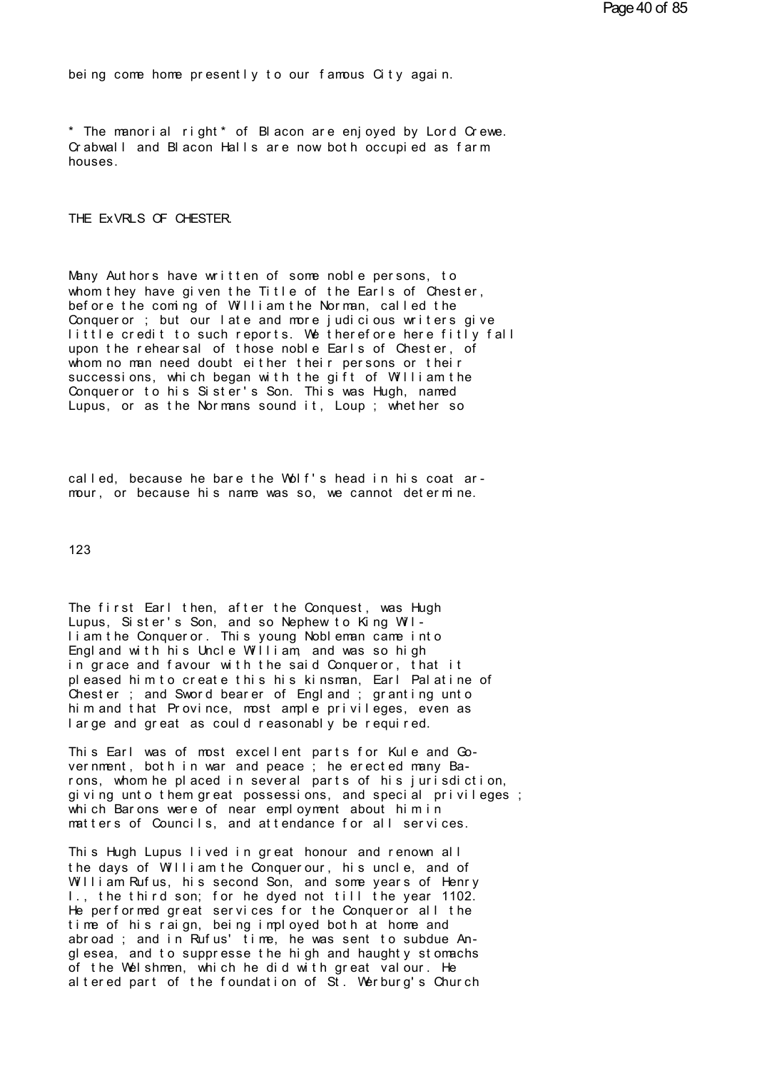being come home presently to our famous City again.

* The manorial right* of Blacon are enjoyed by Lord Crewe. Crabwall and Blacon Halls are now both occupied as farm houses.

## THE ExVRLS OF CHESTER.

Many Authors have written of some noble persons, to whom they have given the Title of the Earls of Chester, before the coming of William the Norman, called the Conqueror ; but our late and more judicious writers give little credit to such reports. We therefore here fitly fall upon the rehearsal of those noble Earls of Chester, of whom no man need doubt either their persons or their successions, which began with the gift of William the Conqueror to his Sister's Son. This was Hugh, named Lupus, or as the Normans sound it, Loup ; whether so

called, because he bare the Wolf's head in his coat armour, or because his name was so, we cannot determine.

The first Earl then, after the Conquest, was Hugh Lupus, Sister's Son, and so Nephew to King William the Conqueror. This young Nobleman came into England with his Uncle William, and was so high in grace and favour with the said Conqueror, that it pleased him to create this his kinsman, Earl Palatine of Chester ; and Sword bearer of England ; granting unto him and that Province, most ample privileges, even as large and great as could reasonably be required.

This Earl was of most excellent parts for Kule and Government, both in war and peace ; he erected many Barons, whom he placed in several parts of his jurisdiction, giving unto them great possessions, and special privileges ; which Barons were of near employment about him in matters of Councils, and attendance for all services.

This Hugh Lupus lived in great honour and renown all the days of William the Conquerour, his uncle, and of William Rufus, his second Son, and some years of Henry I., the third son; for he dyed not till the year 1102. He performed great services for the Conqueror all the time of his raign, being imployed both at home and abroad ; and in Rufus' time, he was sent to subdue Anglesea, and to suppresse the high and haughty stomachs of the Welshmen, which he did with great valour. He altered part of the foundation of St. Werburg's Church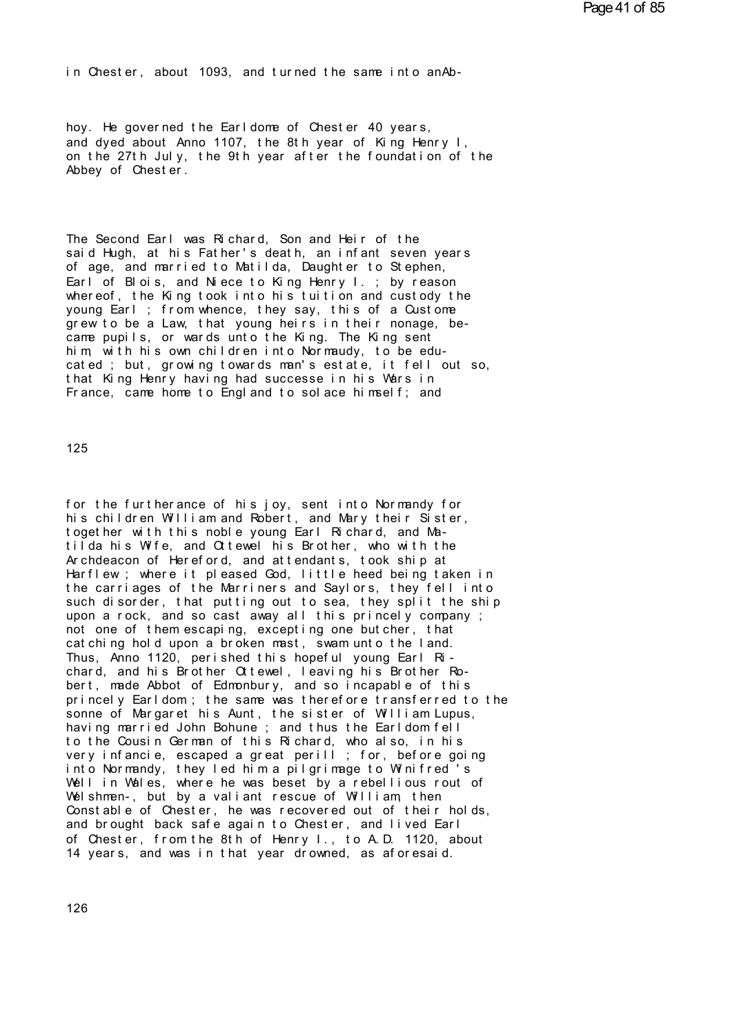in Chester, about 1093, and turned the same into anAb-

hoy. He governed the Earldome of Chester 40 years, and dyed about Anno 1107, the 8th year of King Henry I, on the 27th July, the 9th year after the foundation of the Abbey of Chester.

The Second Earl was Richard, Son and Heir of the said Hugh, at his Father's death, an infant seven years of age, and married to Matilda, Daughter to Stephen, Earl of Blois, and Niece to King Henry I. ; by reason whereof, the King took into his tuition and custody the young Earl ; from whence, they say, this of a Custome grew to be a Law, that young heirs in their nonage, became pupils, or wards unto the King. The King sent him, with his own children into Normaudy, to be educated ; but, growing towards man's estate, it fell out so, that King Henry having had successe in his Wars in France, came home to England to solace himself; and

for the furtherance of his joy, sent into Normandy for his children William and Robert, and Mary their Sister, together with this noble young Earl Richard, and Matilda his Wife, and Ottewel his Brother, who with the Archdeacon of Hereford, and attendants, took ship at Harflew ; where it pleased God, little heed being taken in the carriages of the Marriners and Saylors, they fell into such disorder, that putting out to sea, they split the ship upon a rock, and so cast away all this princely company ; not one of them escaping, excepting one butcher, that catching hold upon a broken mast, swam unto the land. Thus, Anno 1120, perished this hopeful young Earl Richard, and his Brother Ottewel, leaving his Brother Robert, made Abbot of Edmonbury, and so incapable of this princely Earldom ; the same was therefore transferred to the sonne of Margaret his Aunt, the sister of William Lupus, having married John Bohune ; and thus the Earldom fell to the Cousin German of this Richard, who also, in his very infancie, escaped a great perill ; for, before going into Normandy, they led him a pilgrimage to Winifred 's Well in Wales, where he was beset by a rebellious rout of Welshmen-, but by a valiant rescue of William, then Constable of Chester, he was recovered out of their holds, and brought back safe again to Chester, and lived Earl of Chester, from the 8th of Henry I., to A.D. 1120, about 14 years, and was in that year drowned, as aforesaid.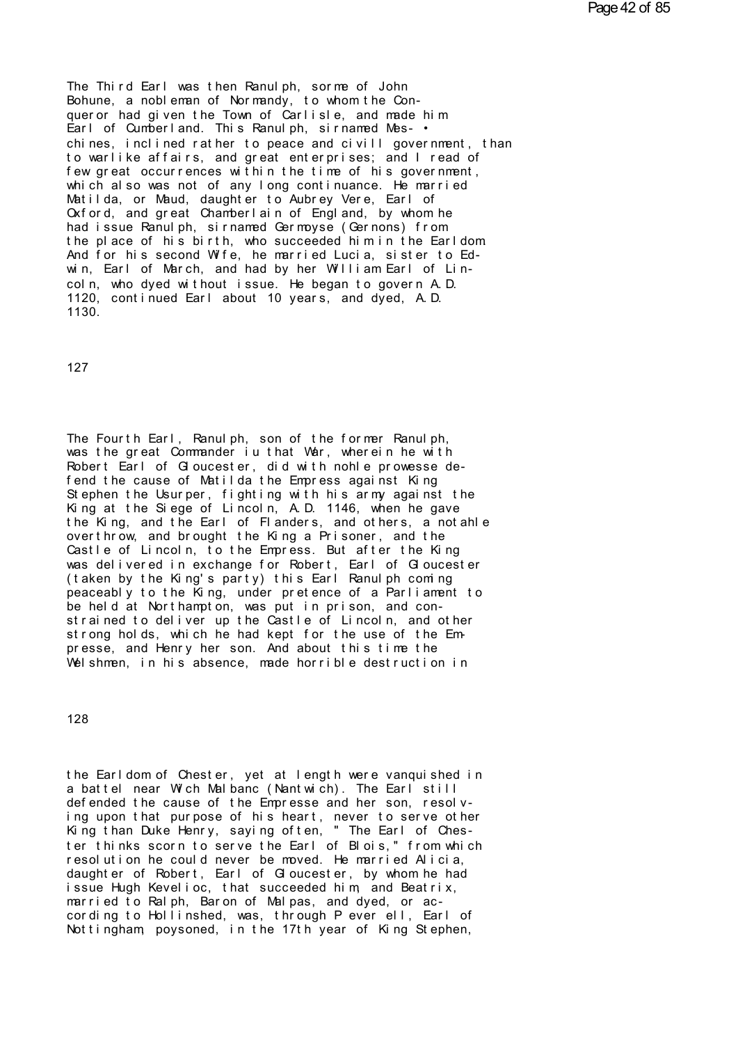The Third Earl was then Ranulph, sorme of John Bohune, a nobleman of Normandy, to whom the Conqueror had given the Town of Carlisle, and made him Earl of Cumberland. This Ranulph, sirnamed Mes- • chines, inclined rather to peace and civill government, than to warlike affairs, and great enterprises; and I read of few great occurrences within the time of his government, which also was not of any long continuance. He married Matilda, or Maud, daughter to Aubrey Vere, Earl of Oxford, and great Chamberlain of England, by whom he had issue Ranulph, sirnamed Germoyse (Gernons) from the place of his birth, who succeeded him in the Earldom. And for his second Wife, he married Lucia, sister to Edwin, Earl of March, and had by her William Earl of Lincoln, who dyed without issue. He began to govern A.D. 1120, continued Earl about 10 years, and dyed, A.D. 1130.

127

The Fourth Earl, Ranulph, son of the former Ranulph, was the great Commander iu that War, wherein he with Robert Earl of Gloucester, did with nohle prowesse defend the cause of Matilda the Empress against King Stephen the Usurper, fighting with his army against the King at the Siege of Lincoln, A.D. 1146, when he gave the King, and the Earl of Flanders, and others, a notahle overthrow, and brought the King a Prisoner, and the Castle of Lincoln, to the Empress. But after the King was delivered in exchange for Robert, Earl of Gloucester (taken by the King's party) this Earl Ranulph coming peaceably to the King, under pretence of a Parliament to be held at Northampton, was put in prison, and constrained to deliver up the Castle of Lincoln, and other strong holds, which he had kept for the use of the Empresse, and Henry her son. And about this time the Welshmen, in his absence, made horrible destruction in

128

the Earldom of Chester, yet at length were vanquished in a battel near Wich Malbanc (Nantwich). The Earl still defended the cause of the Empresse and her son, resolving upon that purpose of his heart, never to serve other King than Duke Henry, saying often, " The Earl of Chester thinks scorn to serve the Earl of Blois," from which resolution he could never be moved. He married Alicia, daughter of Robert, Earl of Gloucester, by whom he had issue Hugh Kevelioc, that succeeded him, and Beatrix, married to Ralph, Baron of Malpas, and dyed, or according to Hollinshed, was, through P everell, Earl of Nottingham, poysoned, in the 17th year of King Stephen,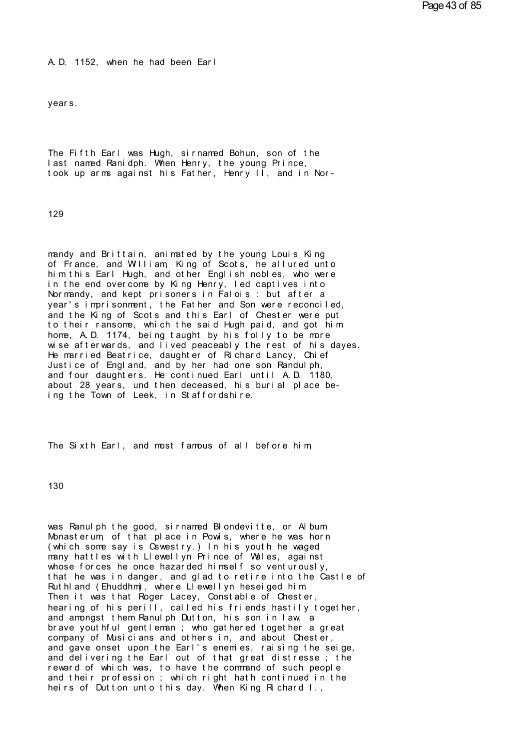A.D. 1152, when he had been Earl

years.

The Fifth Earl was Hugh, sirnamed Bohun, son of the last named Ranidph. When Henry, the young Prince, took up arms against his Father, Henry II, and in Normandy and Brittain, animated by the young Louis King of France, and William, King of Scots, he allured unto him this Earl Hugh, and other English nobles, who were in the end overcome by King Henry, led captives into Normandy, and kept prisoners in Falois : but after a year's imprisonment, the Father and Son were reconciled, and the King of Scots and this Earl of Chester were put to their ransome, which the said Hugh paid, and got him home, A.D. 1174, being taught by his folly to be more wise afterwards, and lived peaceably the rest of his dayes. He married Beatrice, daughter of Richard Lancy, Chief Justice of England, and by her had one son Randulph, and four daughters. He continued Earl until A.D. 1180, about 28 years, und then deceased, his burial place being the Town of Leek, in Staffordshire.

The Sixth Earl, and most famous of all before him, was Ranulph the good, sirnamed Blondevitte, or Album Monasterum, of that place in Powis, where he was horn (which some say is Oswestry.) In his youth he waged many hattles with Llewellyn Prince of Wales, against whose forces he once hazarded himself so venturously, that he was in danger, and glad to retire into the Castle of Ruthland (Ehuddhm), where Llewellyn heseiged him. Then it was that Roger Lacey, Constable of Chester, hearing of his perill, called his friends hastily together, and amongst them Ranulph Dutton, his son in law, a brave youthful gentleman ; who gathered together a great company of Musicians and others in, and about Chester, and gave onset upon the Earl's enemies, raising the seige, and delivering the Earl out of that great distresse ; the reward of which was, to have the command of such people and their profession ; which right hath continued in the heirs of Dutton unto this day. When King Richard I.,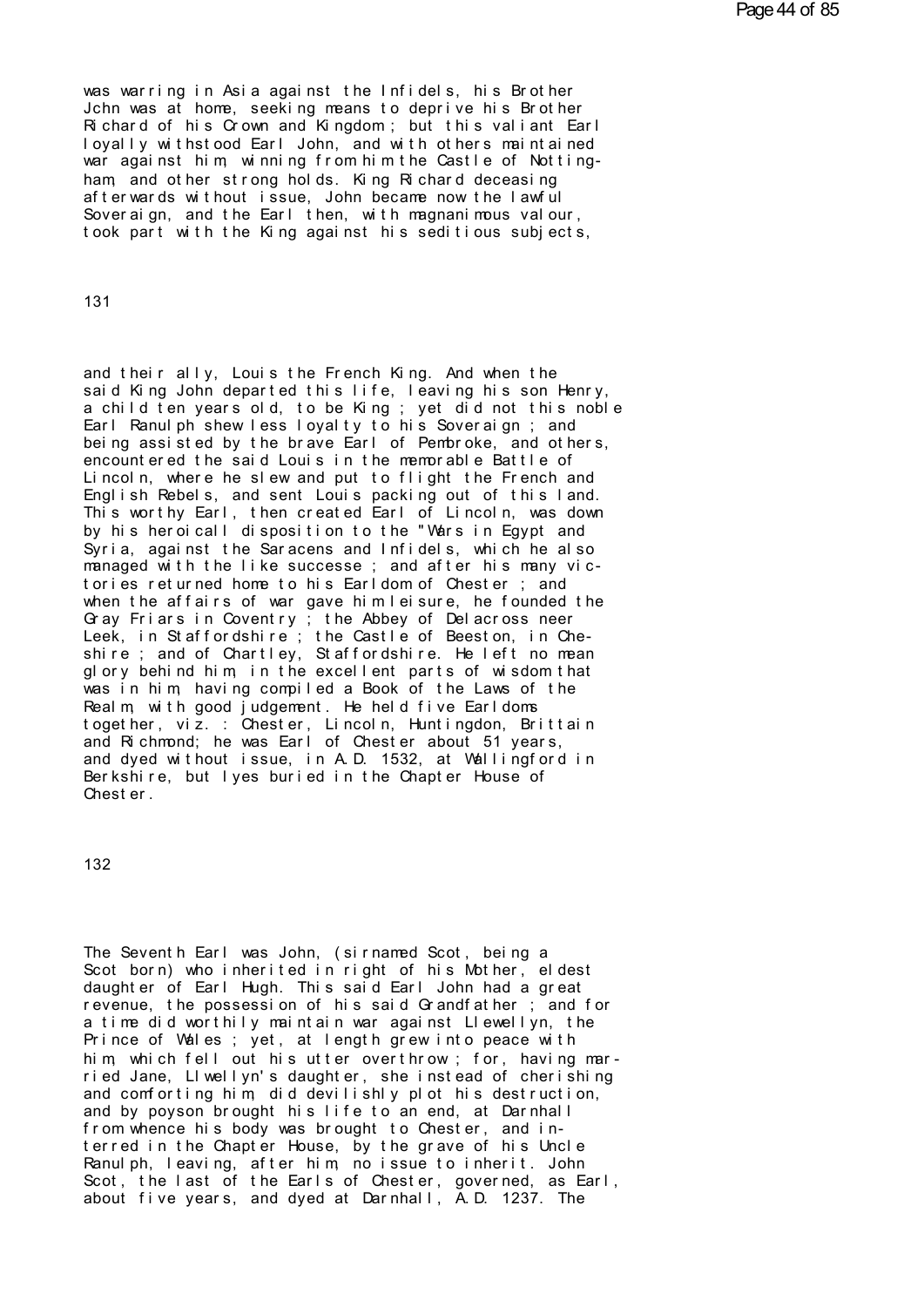was warring in Asia against the Infidels, his Brother Jchn was at home, seeking means to deprive his Brother Richard of his Crown and Kingdom ; but this valiant Earl loyally withstood Earl John, and with others maintained war against him, winning from him the Castle of Nottingham, and other strong holds. King Richard deceasing afterwards without issue, John became now the lawful Soveraign, and the Earl then, with magnanimous valour, took part with the King against his seditious subjects,

and their ally, Louis the French King. And when the said King John departed this life, leaving his son Henry, a child ten years old, to be King ; yet did not this noble Earl Ranulph shew less loyalty to his Soveraign ; and being assisted by the brave Earl of Pembroke, and others, encountered the said Louis in the memorable Battle of Lincoln, where he slew and put to flight the French and English Rebels, and sent Louis packing out of this land. This worthy Earl, then created Earl of Lincoln, was down by his heroicall disposition to the "Wars in Egypt and Syria, against the Saracens and Infidels, which he also managed with the like successe ; and after his many victories returned home to his Earldom of Chester ; and when the affairs of war gave him leisure, he founded the Gray Friars in Coventry ; the Abbey of Delacross neer Leek, in Staffordshire ; the Castle of Beeston, in Cheshire ; and of Chartley, Staffordshire. He left no mean glory behind him, in the excellent parts of wisdom that was in him, having compiled a Book of the Laws of the Realm, with good judgement. He held five Earldoms together, viz. : Chester, Lincoln, Huntingdon, Brittain and Richmond; he was Earl of Chester about 51 years, and dyed without issue, in A.D. 1532, at Wallingford in Berkshire, but lyes buried in the Chapter House of Chester.

The Seventh Earl was John, (sirnamed Scot, being a Scot born) who inherited in right of his Mother, eldest daughter of Earl Hugh. This said Earl John had a great revenue, the possession of his said Grandfather ; and for a time did worthily maintain war against Llewellyn, the Prince of Wales ; yet, at length grew into peace with him, which fell out his utter overthrow ; for, having married Jane, Llwellyn's daughter, she instead of cherishing and comforting him, did devilishly plot his destruction, and by poyson brought his life to an end, at Darnhall from whence his body was brought to Chester, and interred in the Chapter House, by the grave of his Uncle Ranulph, leaving, after him, no issue to inherit. John Scot, the last of the Earls of Chester, governed, as Earl, about five years, and dyed at Darnhall, A.D. 1237. The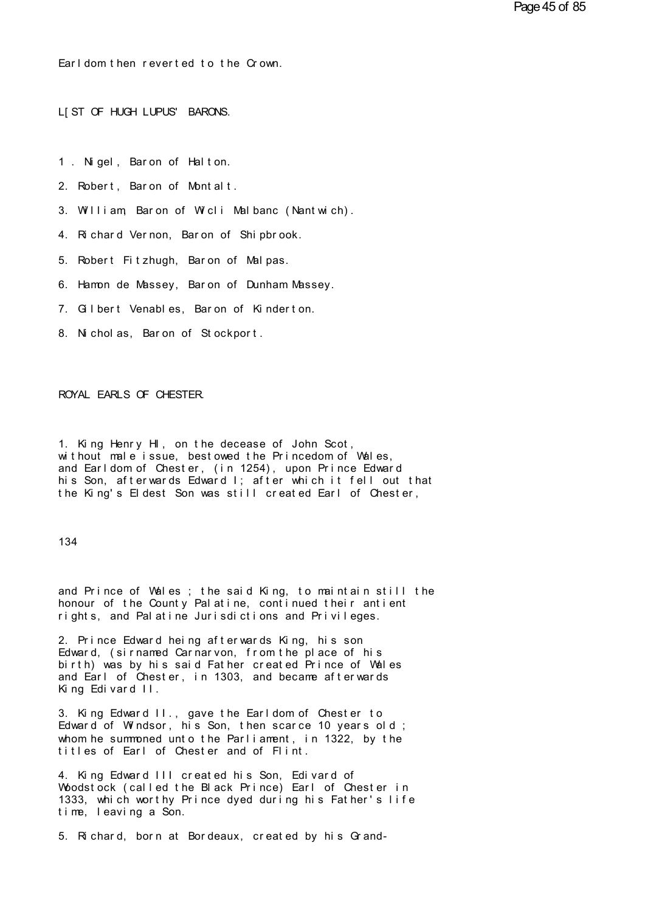Earldom then reverted to the Crown.

## L[ST OF HUGH LUPUS' BARONS.

1 . Nigel, Baron of Halton.

2. Robert, Baron of Montalt.

3. William, Baron of Wicli Malbanc (Nantwich).

4. Richard Vernon, Baron of Shipbrook.

5. Robert Fitzhugh, Baron of Malpas.

6. Hamon de Massey, Baron of Dunham Massey.

7. Gilbert Venables, Baron of Kinderton.

8. Nicholas, Baron of Stockport.

## ROYAL EARLS OF CHESTER.

1. King Henry HI, on the decease of John Scot, without male issue, bestowed the Princedom of Wales, and Earldom of Chester, (in 1254), upon Prince Edward his Son, afterwards Edward I; after which it fell out that the King's Eldest Son was still created Earl of Chester, and Prince of Wales ; the said King, to maintain still the honour of the County Palatine, continued their antient rights, and Palatine Jurisdictions and Privileges.

2. Prince Edward heing afterwards King, his son Edward, (sirnamed Carnarvon, from the place of his birth) was by his said Father created Prince of Wales and Earl of Chester, in 1303, and became afterwards King Edivard II.

3. King Edward II., gave the Earldom of Chester to Edward of Windsor, his Son, then scarce 10 years old ; whom he summoned unto the Parliament, in 1322, by the titles of Earl of Chester and of Flint.

4. King Edward III created his Son, Edivard of Woodstock (called the Black Prince) Earl of Chester in 1333, which worthy Prince dyed during his Father's life time, leaving a Son.

5. Richard, born at Bordeaux, created by his Grand-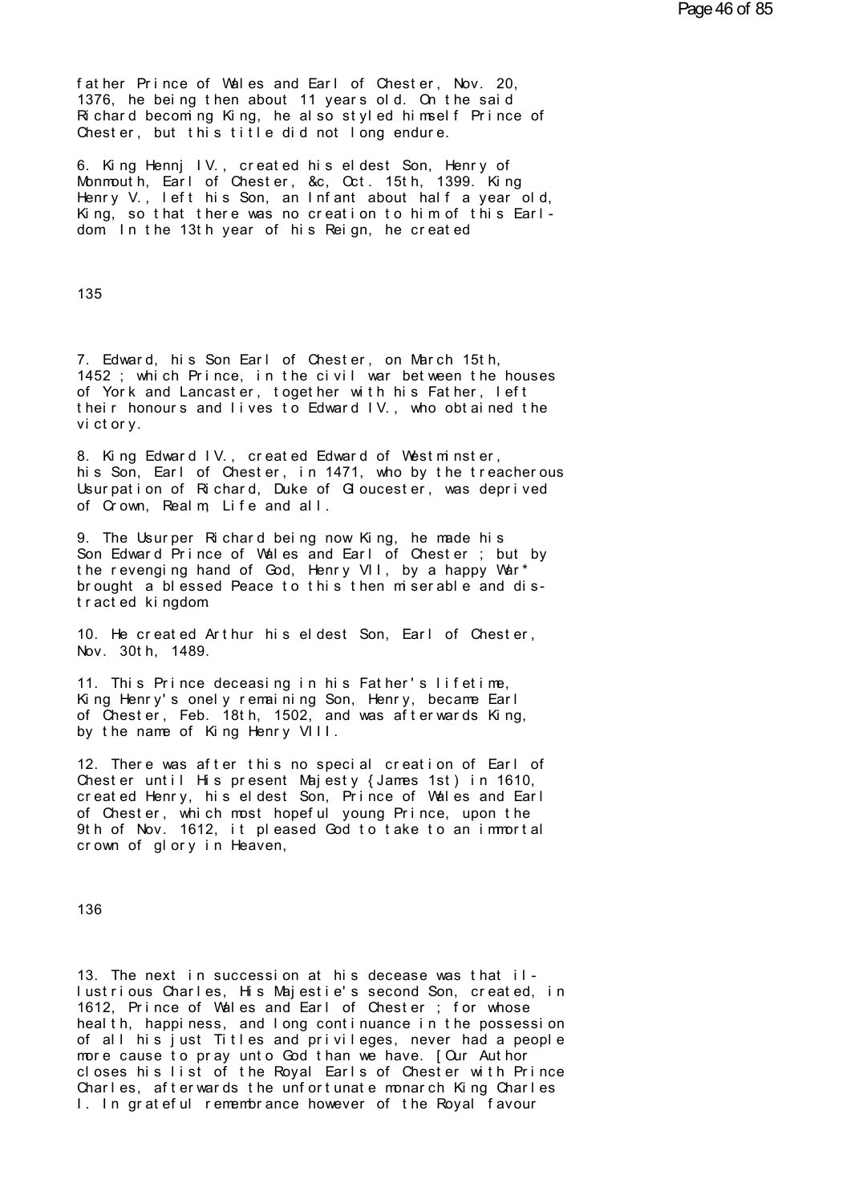father Prince of Wales and Earl of Chester, Nov. 20, 1376, he being then about 11 years old. On the said Richard becoming King, he also styled himself Prince of Chester, but this title did not long endure.

6. King Hennj IV., created his eldest Son, Henry of Monmouth, Earl of Chester, &c, Oct. 15th, 1399. King Henry V., left his Son, an Infant about half a year old, King, so that there was no creation to him of this Earldom. In the 13th year of his Reign, he created

7. Edward, his Son Earl of Chester, on March 15th, 1452 ; which Prince, in the civil war between the houses of York and Lancaster, together with his Father, left their honours and lives to Edward IV., who obtained the victory.

8. King Edward IV., created Edward of Westminster, his Son, Earl of Chester, in 1471, who by the treacherous Usurpation of Richard, Duke of Gloucester, was deprived of Crown, Realm, Life and all.

9. The Usurper Richard being now King, he made his Son Edward Prince of Wales and Earl of Chester ; but by the revenging hand of God, Henry VII, by a happy War* brought a blessed Peace to this then miserable and distracted kingdom.

10. He created Arthur his eldest Son, Earl of Chester, Nov. 30th, 1489.

11. This Prince deceasing in his Father's lifetime, King Henry's onely remaining Son, Henry, became Earl of Chester, Feb. 18th, 1502, and was afterwards King, by the name of King Henry VIII.

12. There was after this no special creation of Earl of Chester until His present Majesty {James 1st) in 1610, created Henry, his eldest Son, Prince of Wales and Earl of Chester, which most hopeful young Prince, upon the 9th of Nov. 1612, it pleased God to take to an immortal crown of glory in Heaven,

13. The next in succession at his decease was that illustrious Charles, His Majestie's second Son, created, in 1612, Prince of Wales and Earl of Chester ; for whose health, happiness, and long continuance in the possession of all his just Titles and privileges, never had a people more cause to pray unto God than we have. [Our Author closes his list of the Royal Earls of Chester with Prince Charles, afterwards the unfortunate monarch King Charles I. In grateful remembrance however of the Royal favour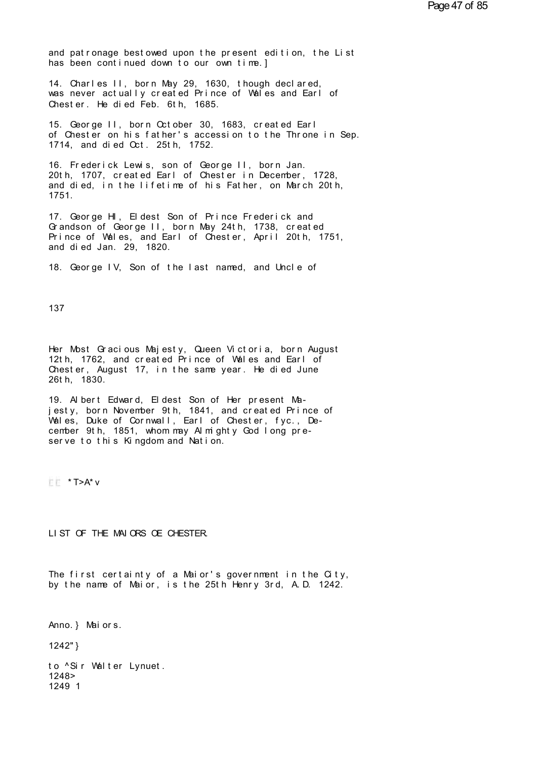and patronage bestowed upon the present edition, the List has been continued down to our own time.]

14. Charles II, born May 29, 1630, though declared, was never actually created Prince of Wales and Earl of Chester. He died Feb. 6th, 1685.

15. George II, born October 30, 1683, created Earl of Chester on his father's accession to the Throne in Sep. 1714, and died Oct. 25th, 1752.

16. Frederick Lewis, son of George II, born Jan. 20th, 1707, created Earl of Chester in December, 1728, and died, in the lifetime of his Father, on March 20th, 1751.

17. George HI, Eldest Son of Prince Frederick and Grandson of George II, born May 24th, 1738, created Prince of Wales, and Earl of Chester, April 20th, 1751, and died Jan. 29, 1820.

18. George IV, Son of the last named, and Uncle of

Her Most Gracious Majesty, Queen Victoria, born August 12th, 1762, and created Prince of Wales and Earl of Chester, August 17, in the same year. He died June 26th, 1830.

19. Albert Edward, Eldest Son of Her present Majesty, born November 9th, 1841, and created Prince of Wales, Duke of Cornwall, Earl of Chester, fyc., December 9th, 1851, whom may Almighty God long preserve to this Kingdom and Nation.

*T>A*v

## LIST OF THE MAIORS OE CHESTER.

The first certainty of a Maior's government in the City, by the name of Maior, is the 25th Henry 3rd, A.D. 1242.

Anno.} Maiors.

1242"}

to ^Sir Walter Lynuet.
1248>
1249 1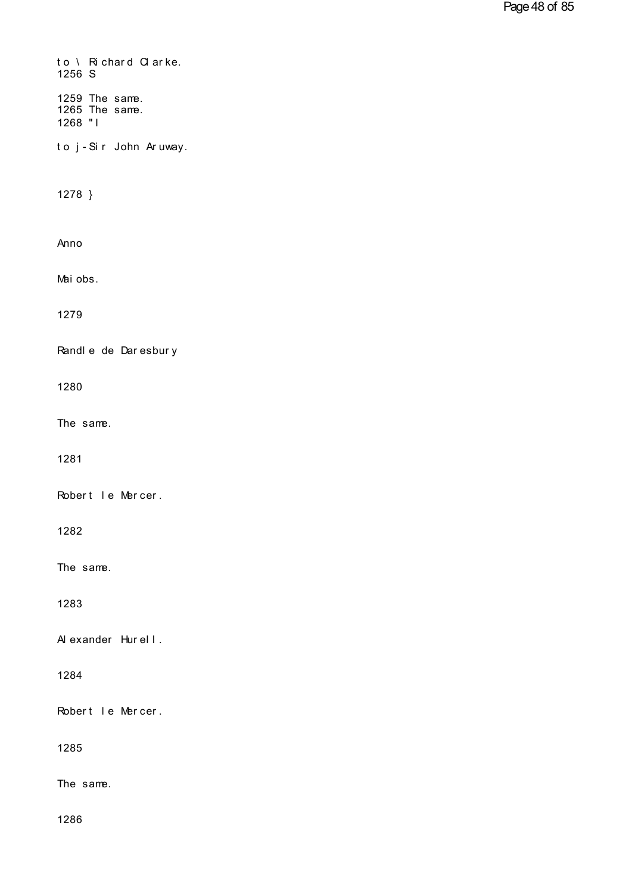to \ Richard Clarke.
1256 S

1259 The same.
1265 The same.
1268 "I

to j-Sir John Aruway.

1278 }

Anno

Mai obs.

1279

Randle de Daresbury

1280

The same.

1281

Robert le Mercer.

1282

The same.

1283

Alexander Hurell.

1284

Robert le Mercer.

1285

The same.

1286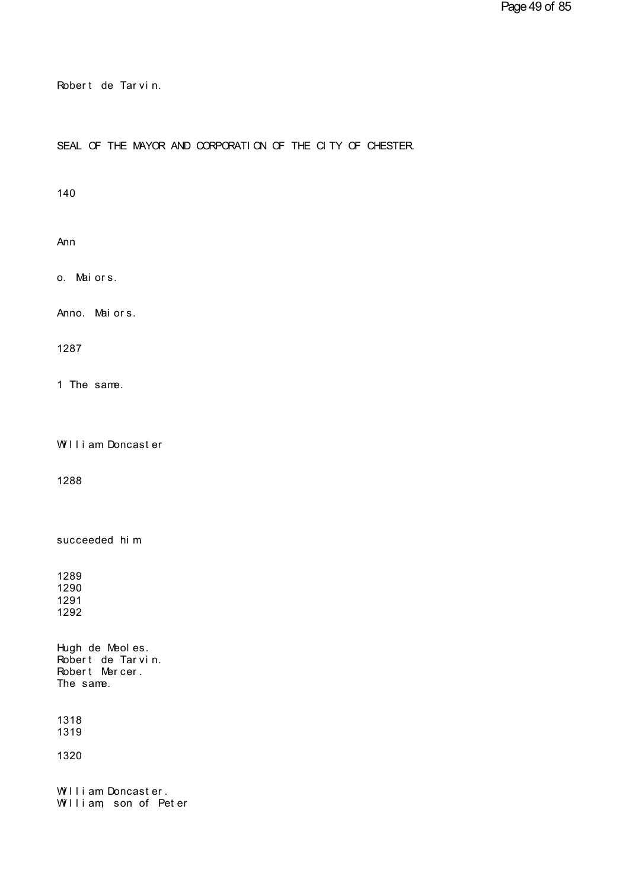Robert de Tarvin.

SEAL OF THE MAYOR AND CORPORATION OF THE CITY OF CHESTER.

140

Ann

o. Maiors.

Anno. Maiors.

1287

1 The same.

William Doncaster

1288

succeeded him

1289
1290
1291
1292

Hugh de Meoles.
Robert de Tarvin.
Robert Mercer.
The same.

1318
1319

1320

William Doncaster.
William, son of Peter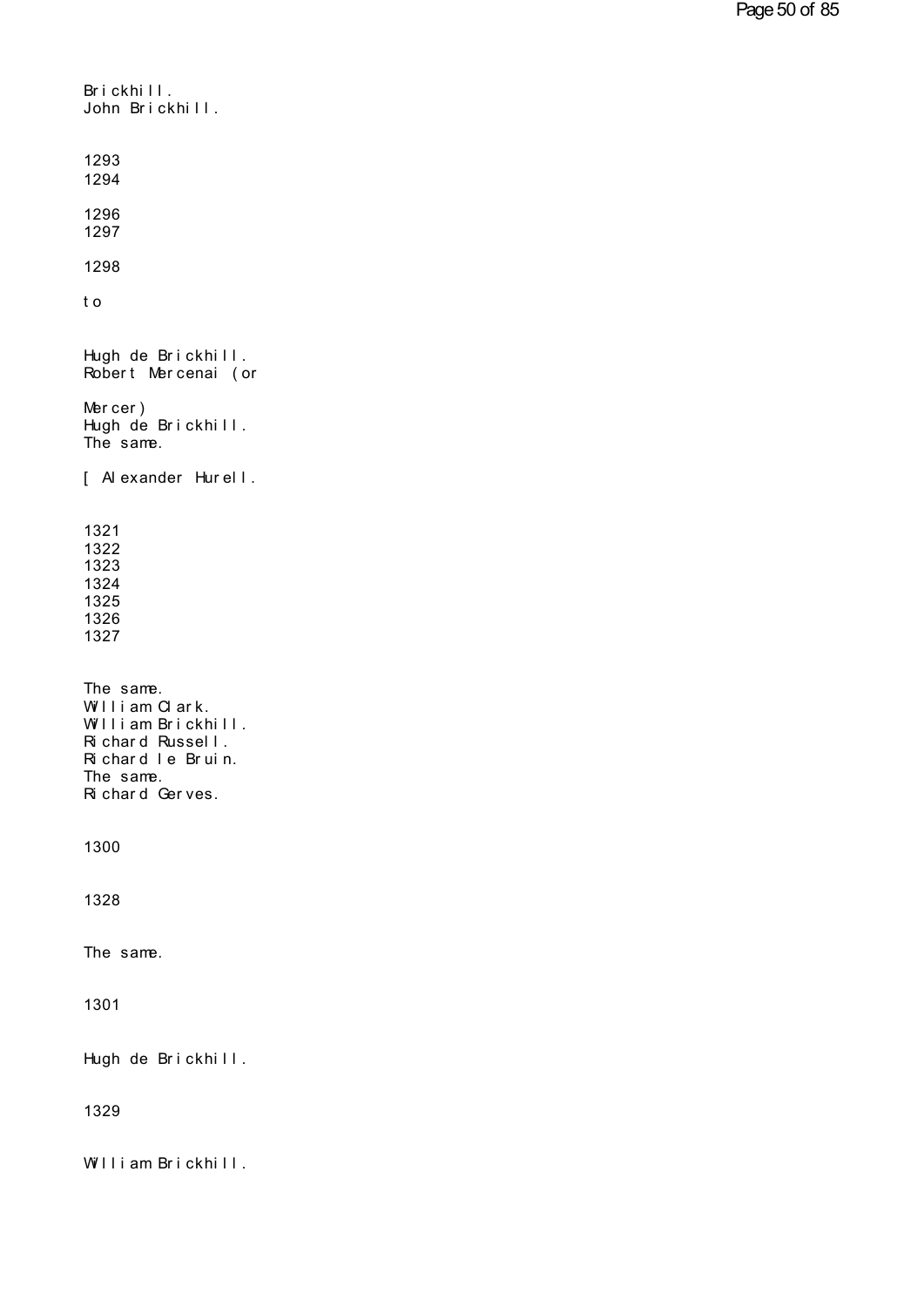Brickhill.
John Brickhill.

1293
1294

1296
1297

1298

to

Hugh de Brickhill.
Robert Mercenai (or

Mercer)
Hugh de Brickhill.
The same.

[ Alexander Hurell.

1321
1322
1323
1324
1325
1326
1327

The same.
William Clark.
William Brickhill.
Richard Russell.
Richard le Bruin.
The same.
Richard Gerves.

1300

1328

The same.

1301

Hugh de Brickhill.

1329

William Brickhill.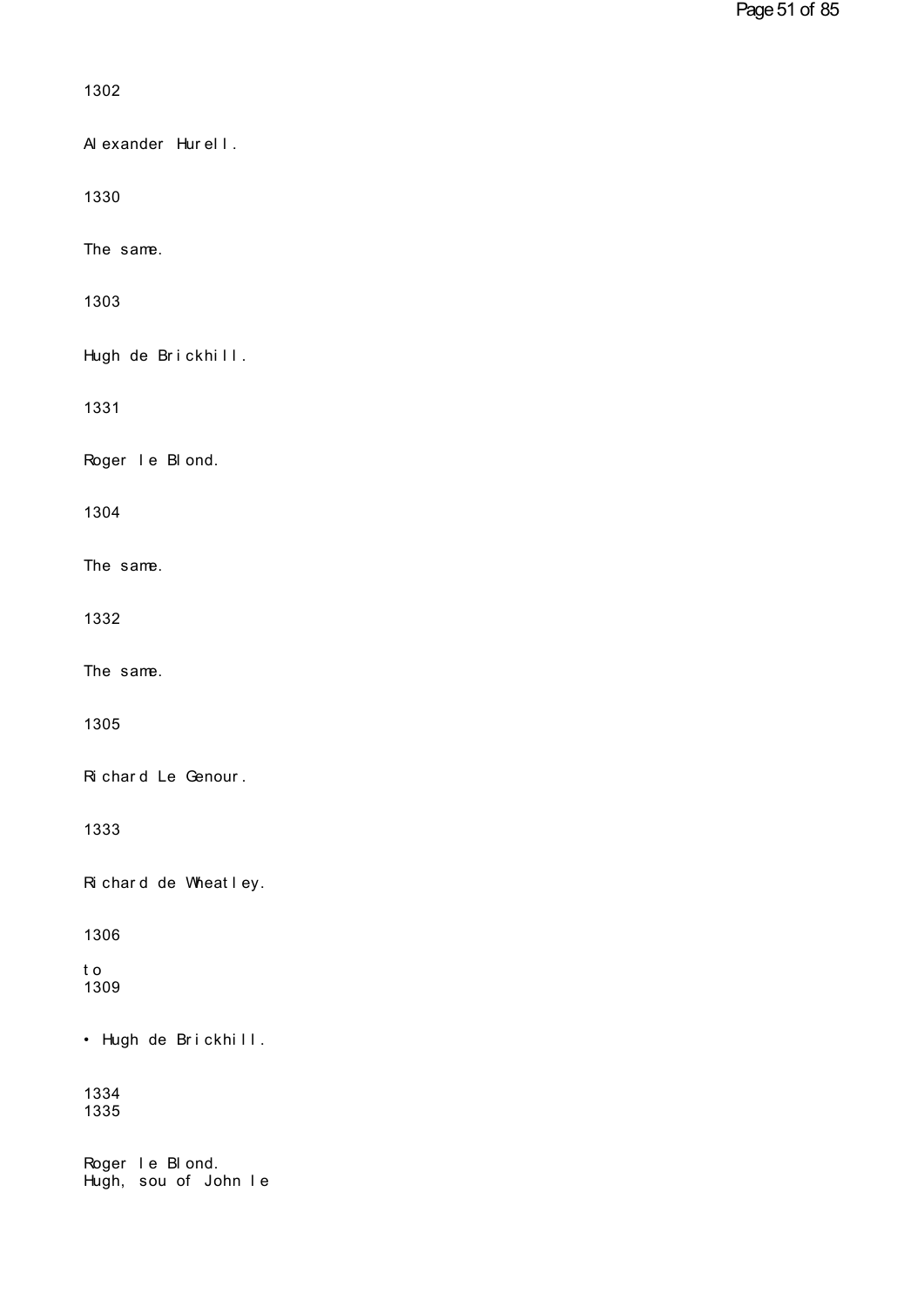1302

Alexander Hurell.

1330

The same.

1303

Hugh de Brickhill.

1331

Roger le Blond.

1304

The same.

1332

The same.

1305

Richard Le Genour.

1333

Richard de Wheatley.

1306

to
1309

• Hugh de Brickhill.

1334
1335

Roger le Blond.
Hugh, sou of John le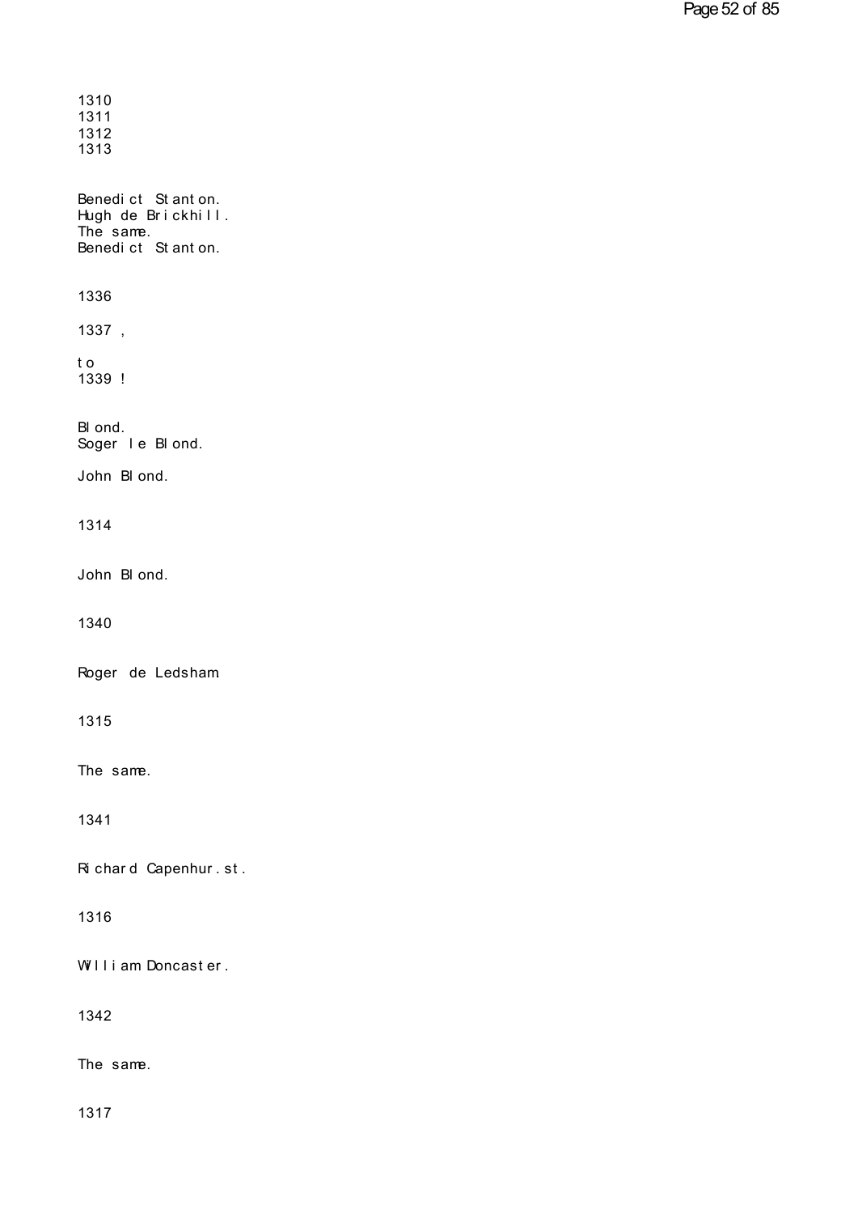1310
1311
1312
1313

Benedict Stanton.
Hugh de Brickhill.
The same.
Benedict Stanton.

1336

1337 ,

to
1339 !

Blond.
Soger le Blond.

John Blond.

1314

John Blond.

1340

Roger de Ledsham

1315

The same.

1341

Richard Capenhur. st.

1316

William Doncaster.

1342

The same.

1317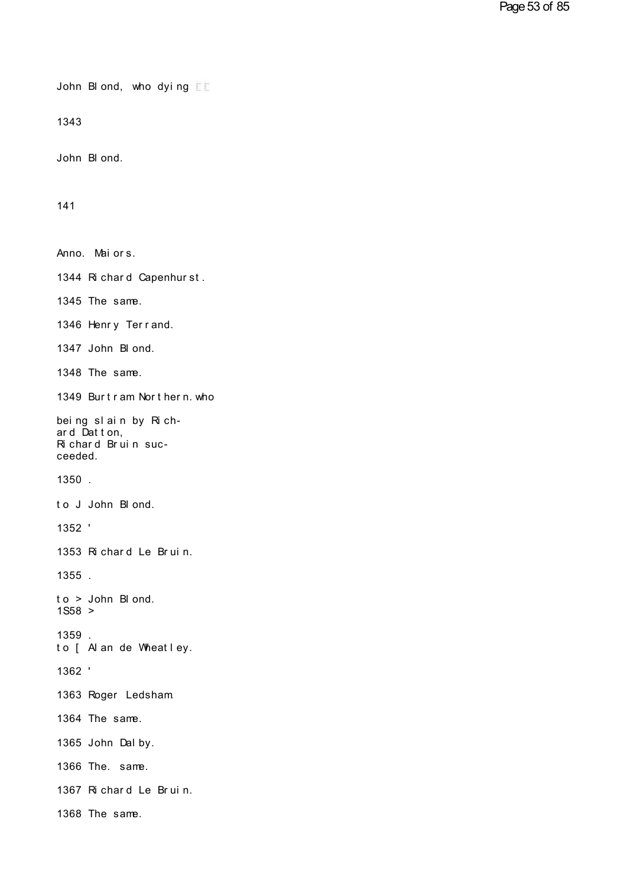John Blond, who dying

1343

John Blond.

141

Anno. Maiors.

1344 Richard Capenhurst.

1345 The same.

1346 Henry Terrand.

1347 John Blond.

1348 The same.

1349 Burtram Northern. who

being slain by Richard Datton, Richard Bruin succeeded.

1350 .

to J John Blond.

1352 '

1353 Richard Le Bruin.

1355 .

to > John Blond.
1S58 >

1359 .
to [ Alan de Wheatley.

1362 '

1363 Roger Ledsham.

1364 The same.

1365 John Dalby.

1366 The. same.

1367 Richard Le Bruin.

1368 The same.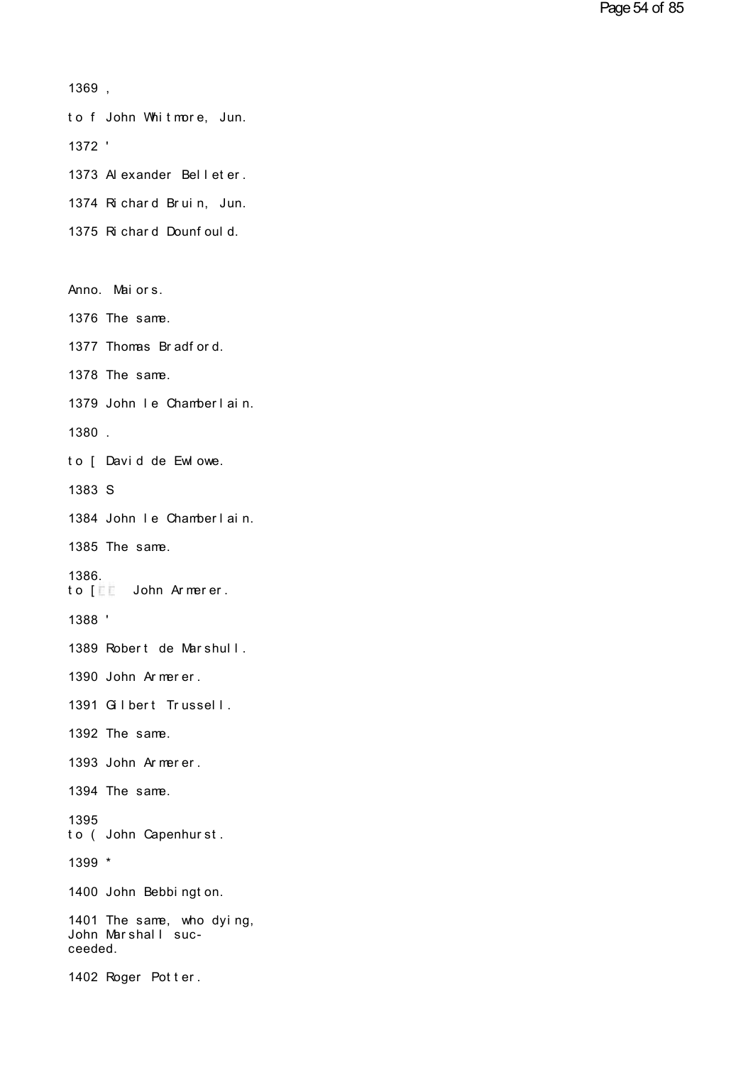1369 ,

to f John Whitmore, Jun.

1372 '

1373 Alexander Belleter.

1374 Richard Bruin, Jun.

1375 Richard Dounfould.

Anno. Maiors.

1376 The same.

1377 Thomas Bradford.

1378 The same.

1379 John le Chamberlain.

1380 .

to [ David de Ewlowe.

1383 S

1384 John le Chamberlain.

1385 The same.

1386.
to [ John Armerer.

1388 '

1389 Robert de Marshull.

1390 John Armerer.

1391 Gilbert Trussell.

1392 The same.

1393 John Armerer.

1394 The same.

1395
to ( John Capenhurst.

1399 *

1400 John Bebbington.

1401 The same, who dying, John Marshall succeeded.

1402 Roger Potter.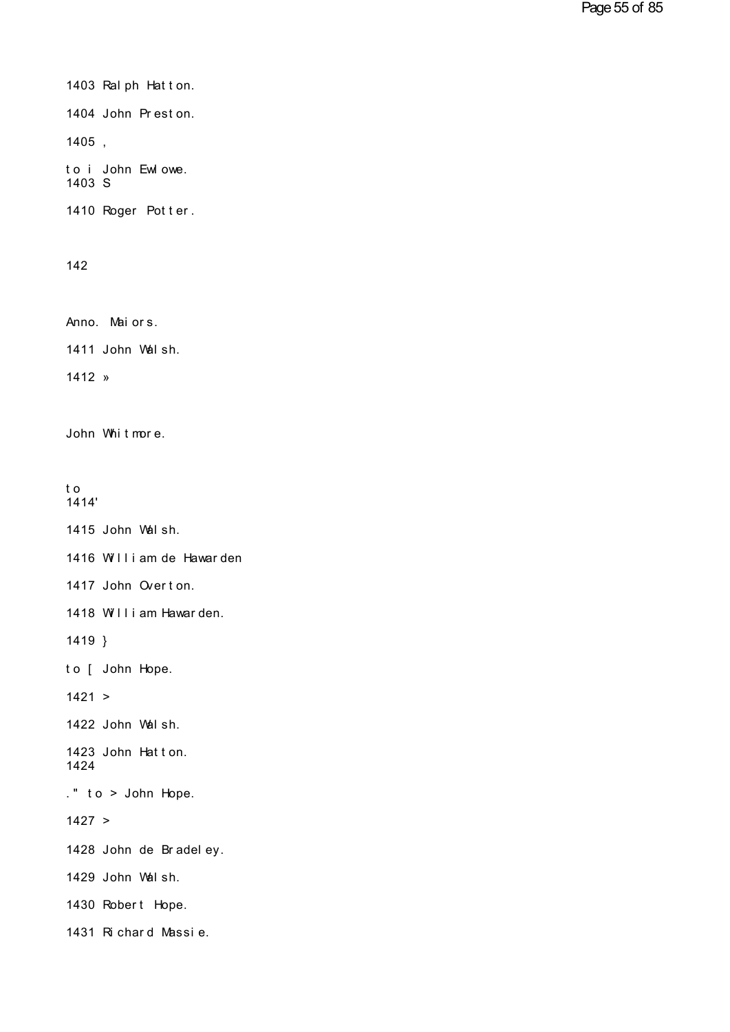1403 Ralph Hatton.

1404 John Preston.

1405 ,

to i John Ewlowe.
1403 S

1410 Roger Potter.

142

Anno. Maiors.

1411 John Walsh.

1412 »

John Whitmore.

to
1414'

1415 John Walsh.

1416 William de Hawarden

1417 John Overton.

1418 William Hawarden.

1419 }

to [ John Hope.

1421 >

1422 John Walsh.

1423 John Hatton.
1424

." to > John Hope.

1427 >

1428 John de Bradeley.

1429 John Walsh.

1430 Robert Hope.

1431 Richard Massie.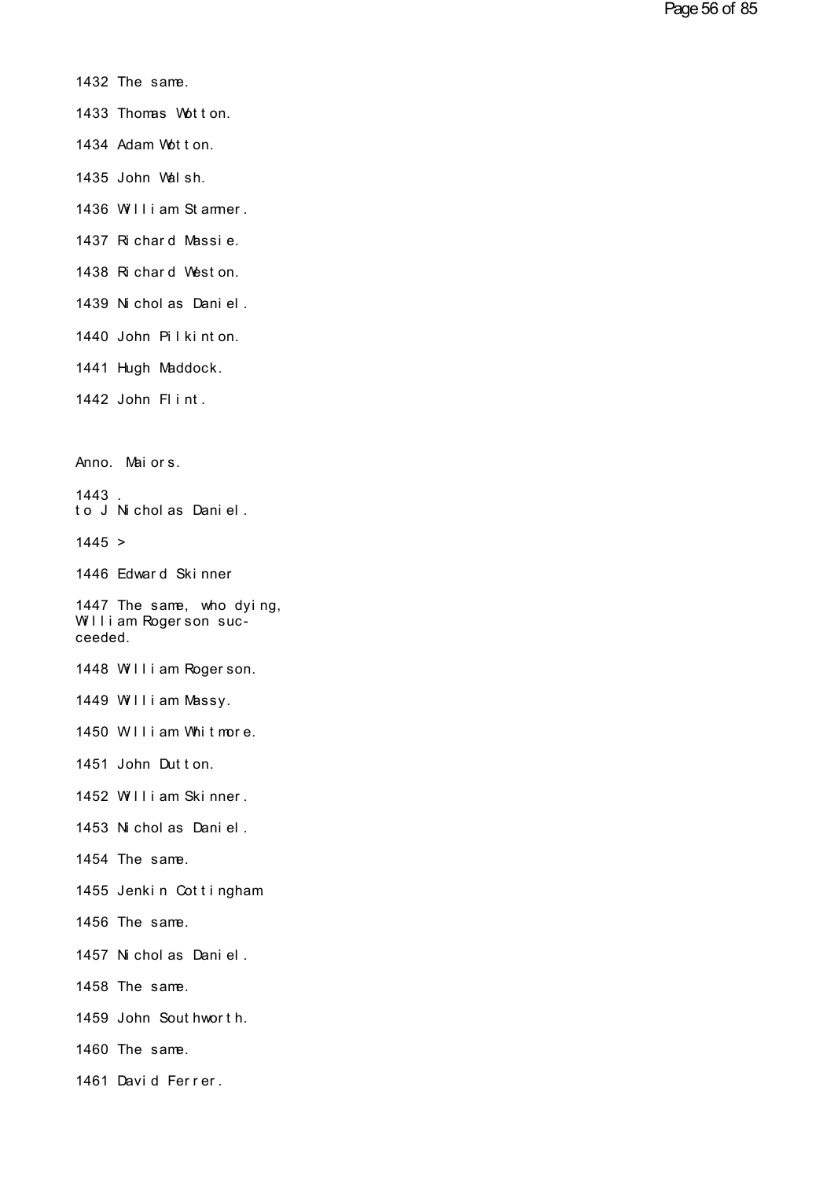1432 The same.

1433 Thomas Wotton.

1434 Adam Wotton.

1435 John Walsh.

1436 William Stanmer.

1437 Richard Massie.

1438 Richard Weston.

1439 Nicholas Daniel.

1440 John Pilkinton.

1441 Hugh Maddock.

1442 John Flint.

Anno. Maiors.

1443 .
to J Nicholas Daniel.

1445 >

1446 Edward Skinner

1447 The same, who dying, William Rogerson succeeded.

1448 William Rogerson.

1449 William Massy.

1450 William Whitmore.

1451 John Dutton.

1452 William Skinner.

1453 Nicholas Daniel.

1454 The same.

1455 Jenkin Cottingham

1456 The same.

1457 Nicholas Daniel.

1458 The same.

1459 John Southworth.

1460 The same.

1461 David Ferrer.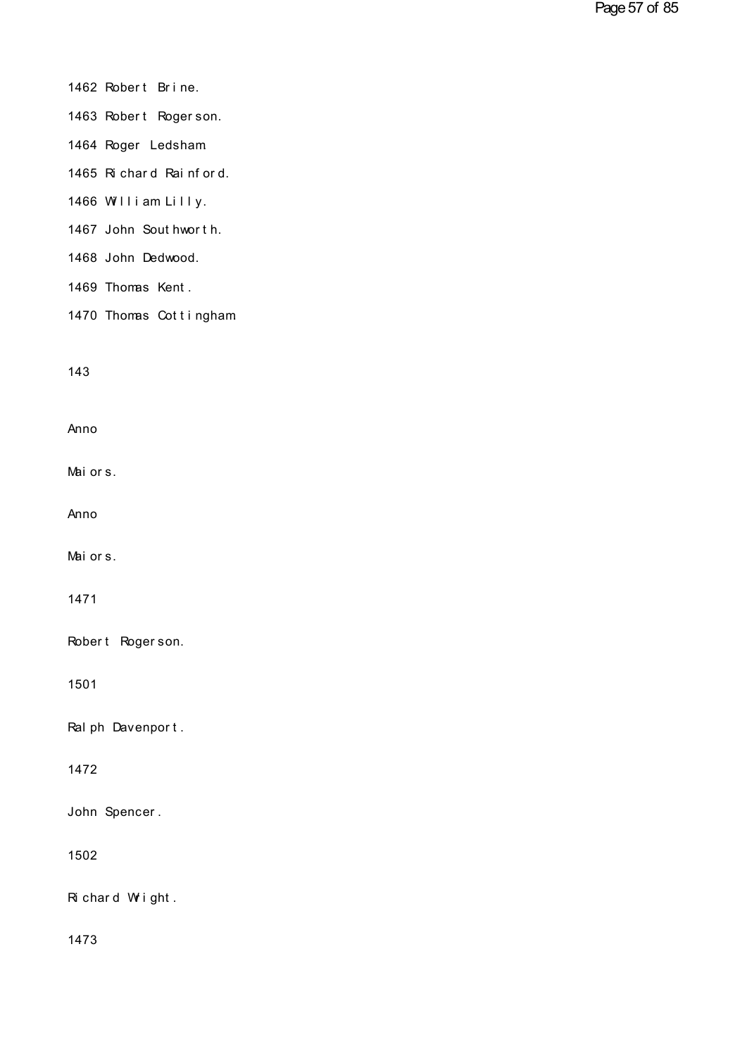1462 Robert Brine.

1463 Robert Rogerson.

1464 Roger Ledsham

1465 Richard Rainford.

1466 William Lilly.

1467 John Southworth.

1468 John Dedwood.

1469 Thomas Kent.

1470 Thomas Cottingham

143

Anno

Maiors.

Anno

Maiors.

1471

Robert Rogerson.

1501

Ralph Davenport.

1472

John Spencer.

1502

Richard Wright.

1473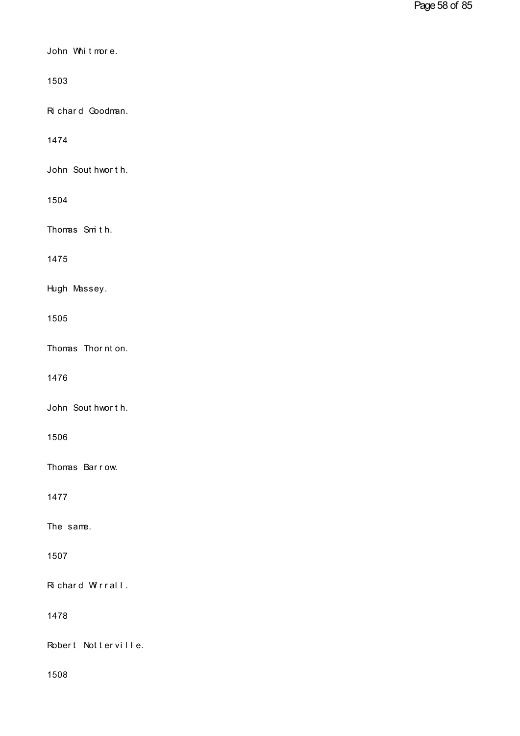John Whitmore.

1503

Richard Goodman.

1474

John Southworth.

1504

Thomas Smith.

1475

Hugh Massey.

1505

Thomas Thornton.

1476

John Southworth.

1506

Thomas Barrow.

1477

The same.

1507

Richard Wirrall.

1478

Robert Notterville.

1508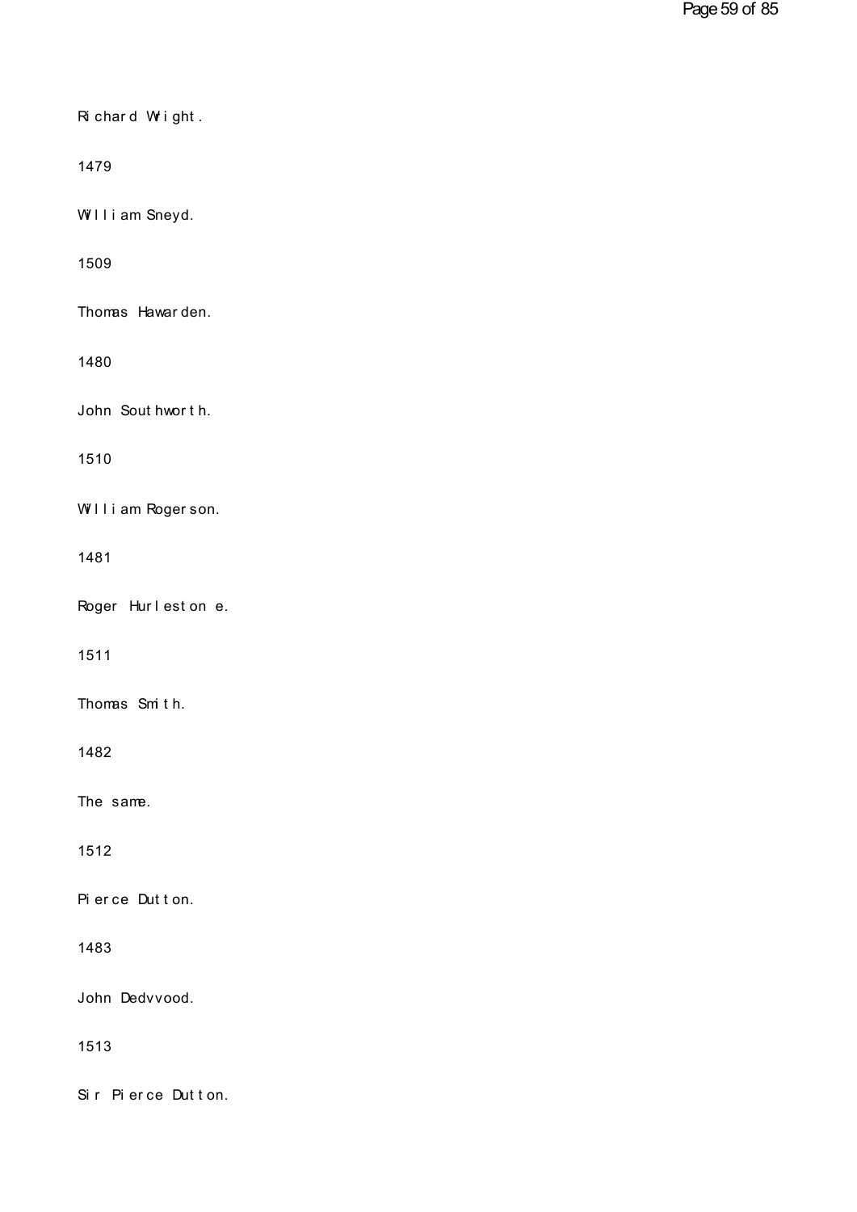Richard Wight.

1479

William Sneyd.

1509

Thomas Hawarden.

1480

John Southworth.

1510

William Rogerson.

1481

Roger Hurleston e.

1511

Thomas Smith.

1482

The same.

1512

Pierce Dutton.

1483

John Dedvvood.

1513

Sir Pierce Dutton.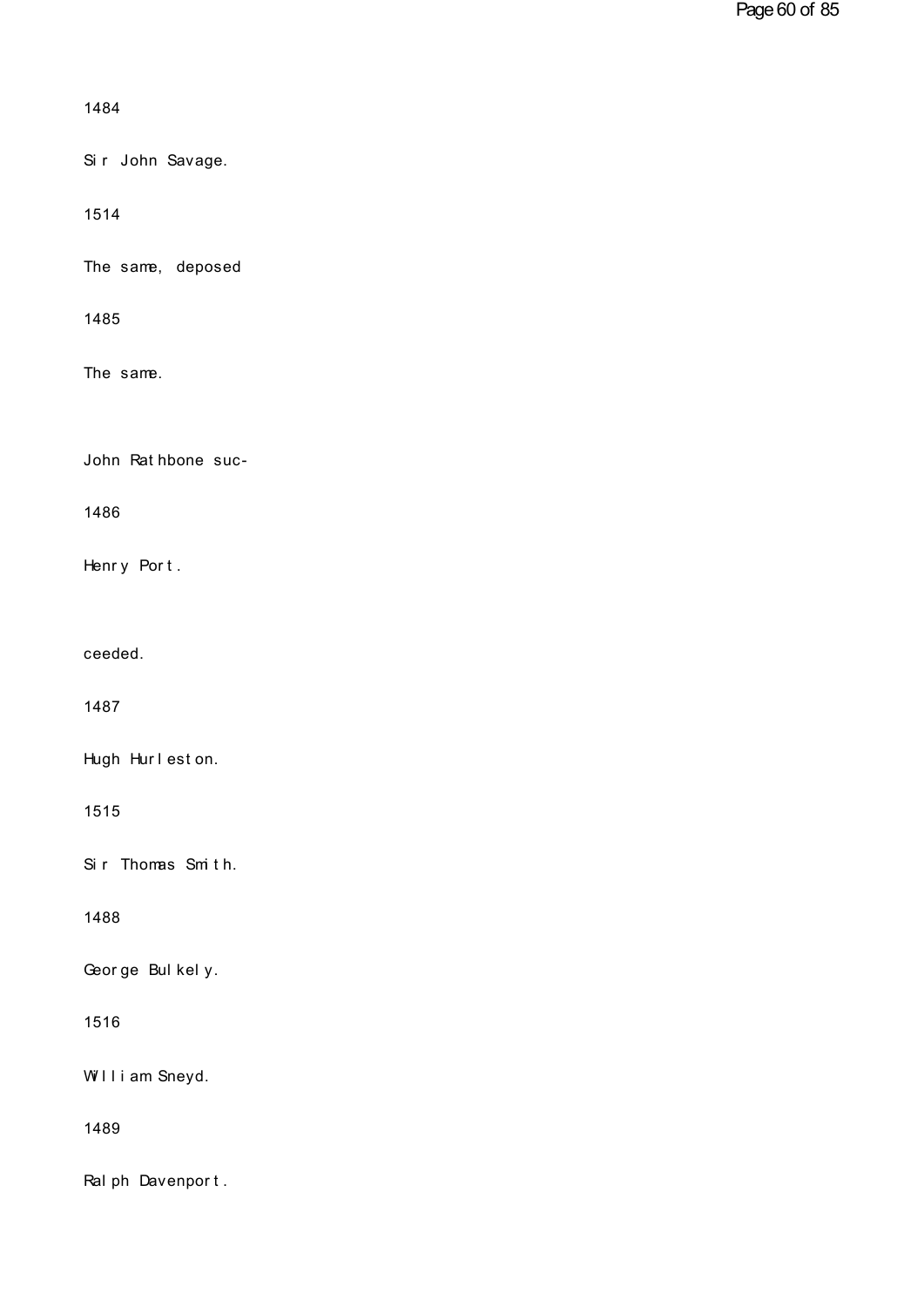1484

Sir John Savage.

1514

The same, deposed

1485

The same.

John Rathbone suc-

1486

Henry Port.

ceeded.

1487

Hugh Hurleston.

1515

Sir Thomas Smith.

1488

George Bulkely.

1516

William Sneyd.

1489

Ralph Davenport.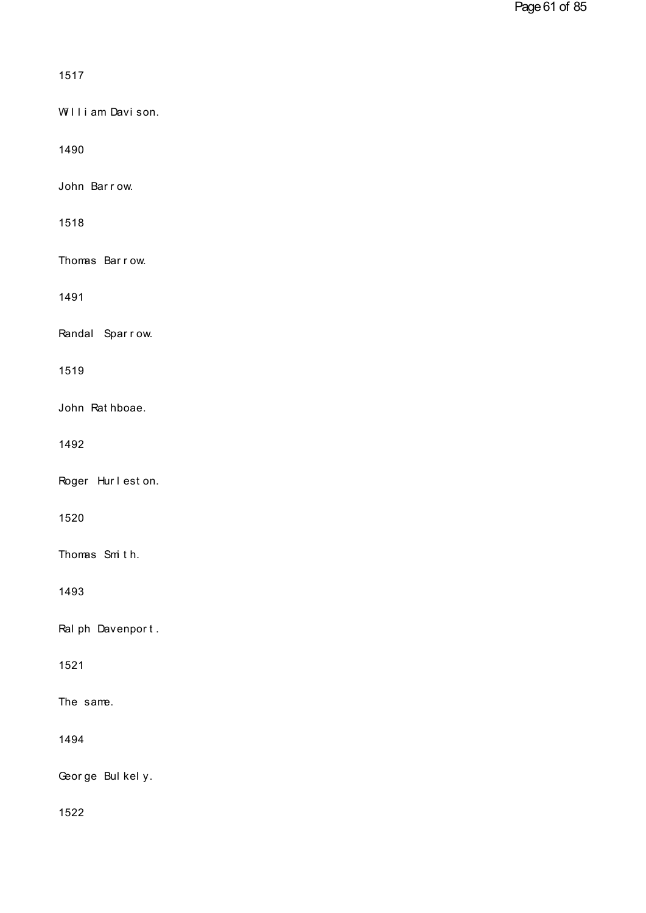1517

William Davison.

1490

John Barrow.

1518

Thomas Barrow.

1491

Randal Sparrow.

1519

John Rathboae.

1492

Roger Hurleston.

1520

Thomas Smith.

1493

Ralph Davenport.

1521

The same.

1494

George Bulkely.

1522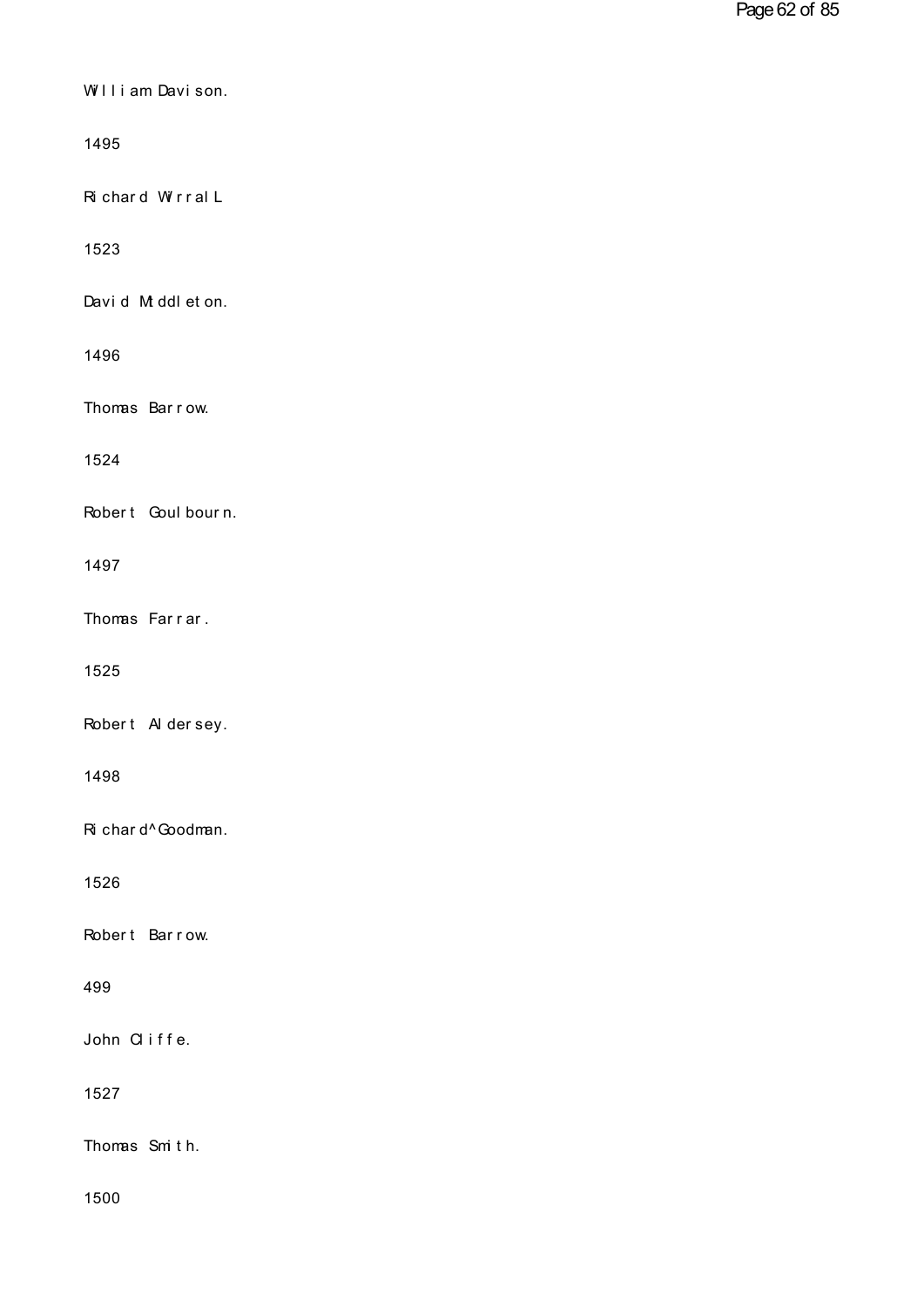William Davison.

1495

Richard Wirrall.

1523

David Middleton.

1496

Thomas Barrow.

1524

Robert Goulbourn.

1497

Thomas Farrar.

1525

Robert Aldersey.

1498

Richard^Goodman.

1526

Robert Barrow.

499

John Cliffe.

1527

Thomas Smith.

1500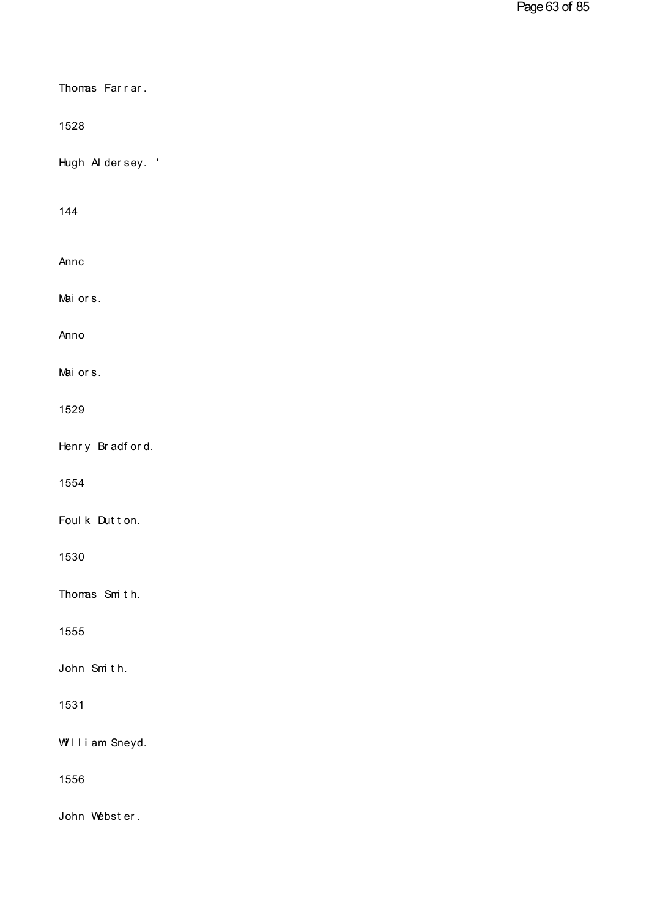Thomas Farrar.

1528

Hugh Aldersey. '

144

Annc

Maiors.

Anno

Maiors.

1529

Henry Bradford.

1554

Foulk Dutton.

1530

Thomas Smith.

1555

John Smith.

1531

William Sneyd.

1556

John Webster.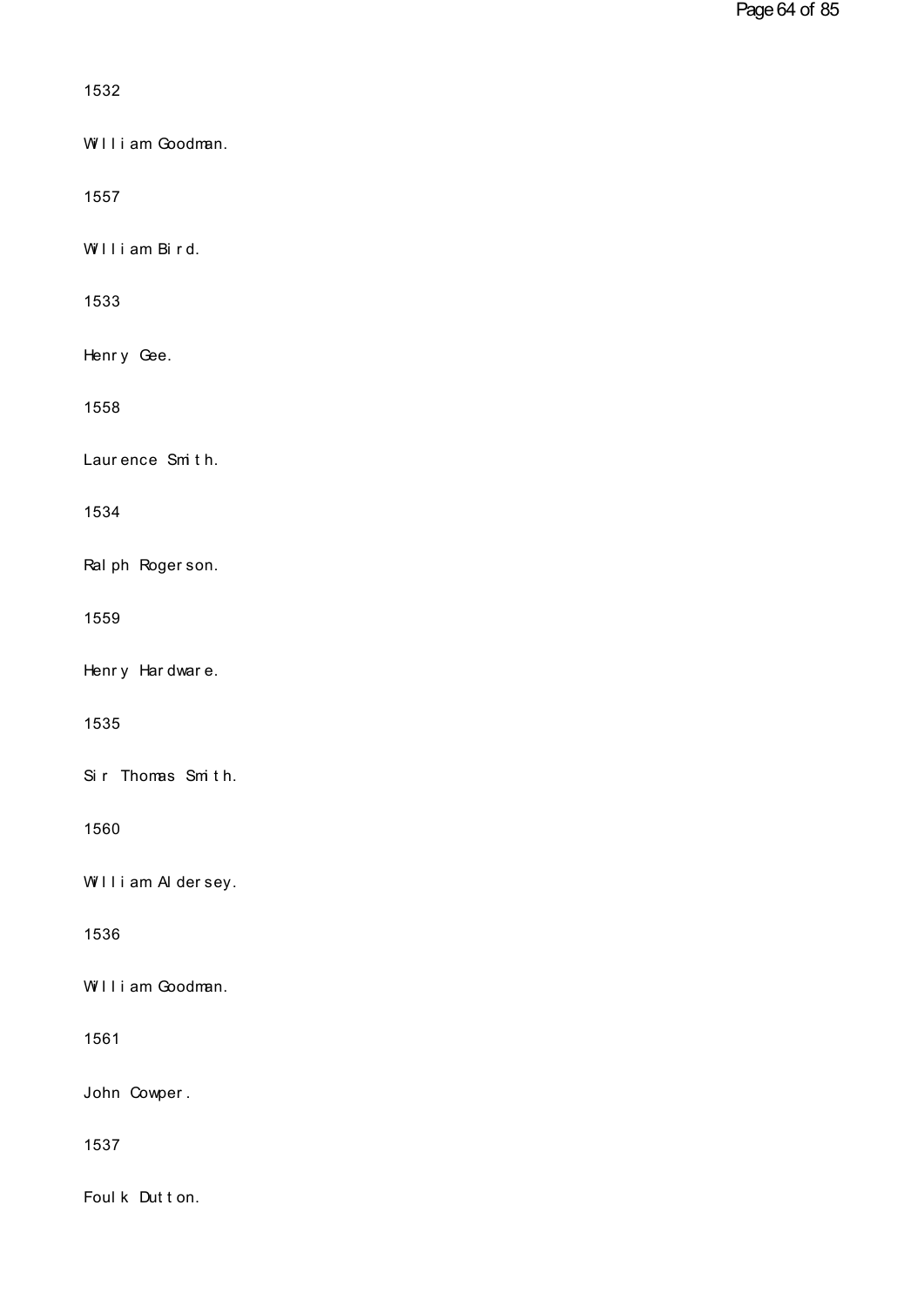1532

William Goodman.

1557

William Bird.

1533

Henry Gee.

1558

Laurence Smith.

1534

Ralph Rogerson.

1559

Henry Hardware.

1535

Sir Thomas Smith.

1560

William Aldersey.

1536

William Goodman.

1561

John Cowper.

1537

Foulk Dutton.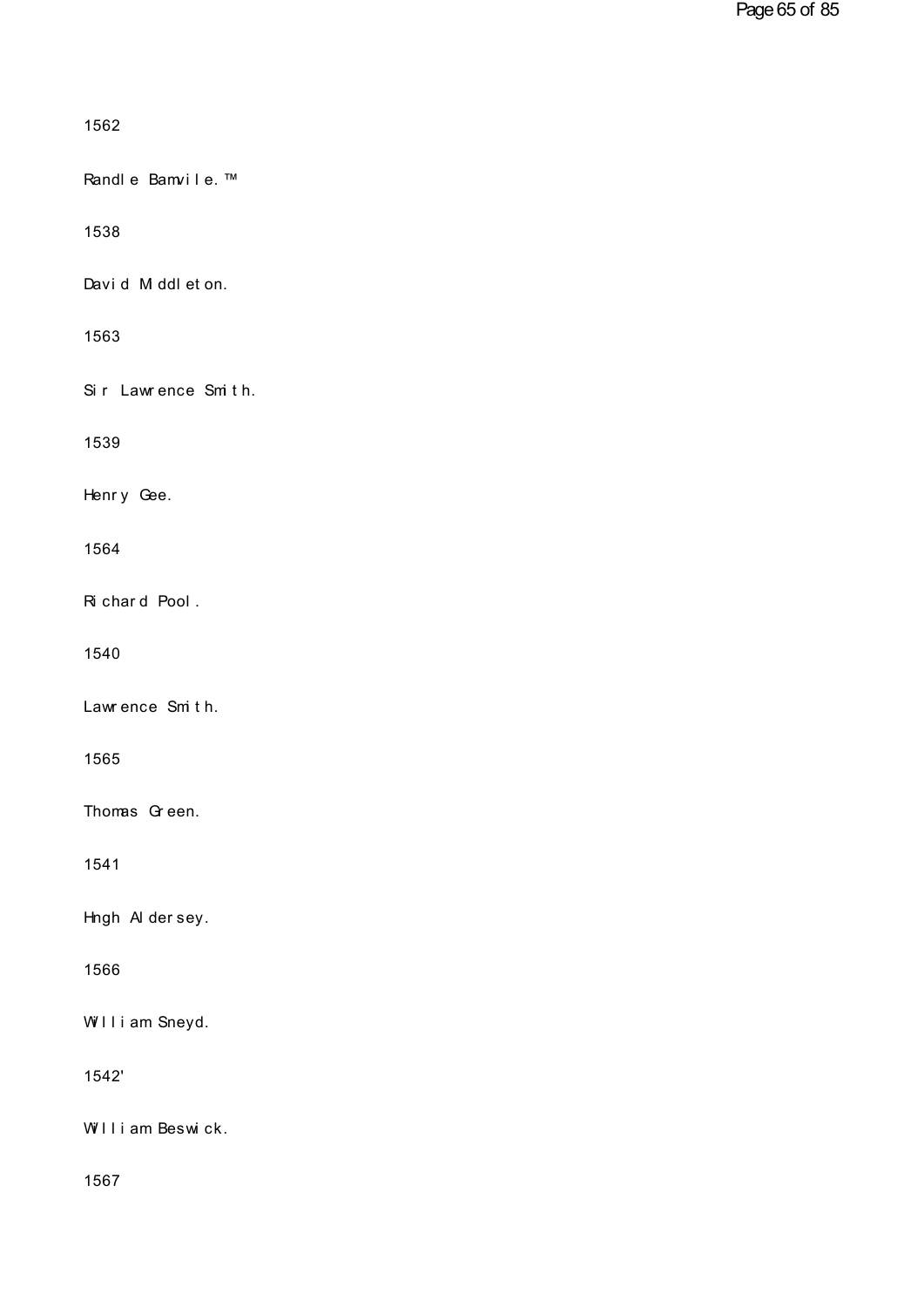1562

Randle Bamvile.™

1538

David Middleton.

1563

Sir Lawrence Smith.

1539

Henry Gee.

1564

Richard Pool.

1540

Lawrence Smith.

1565

Thomas Green.

1541

Hngh Aldersey.

1566

William Sneyd.

1542'

William Beswick.

1567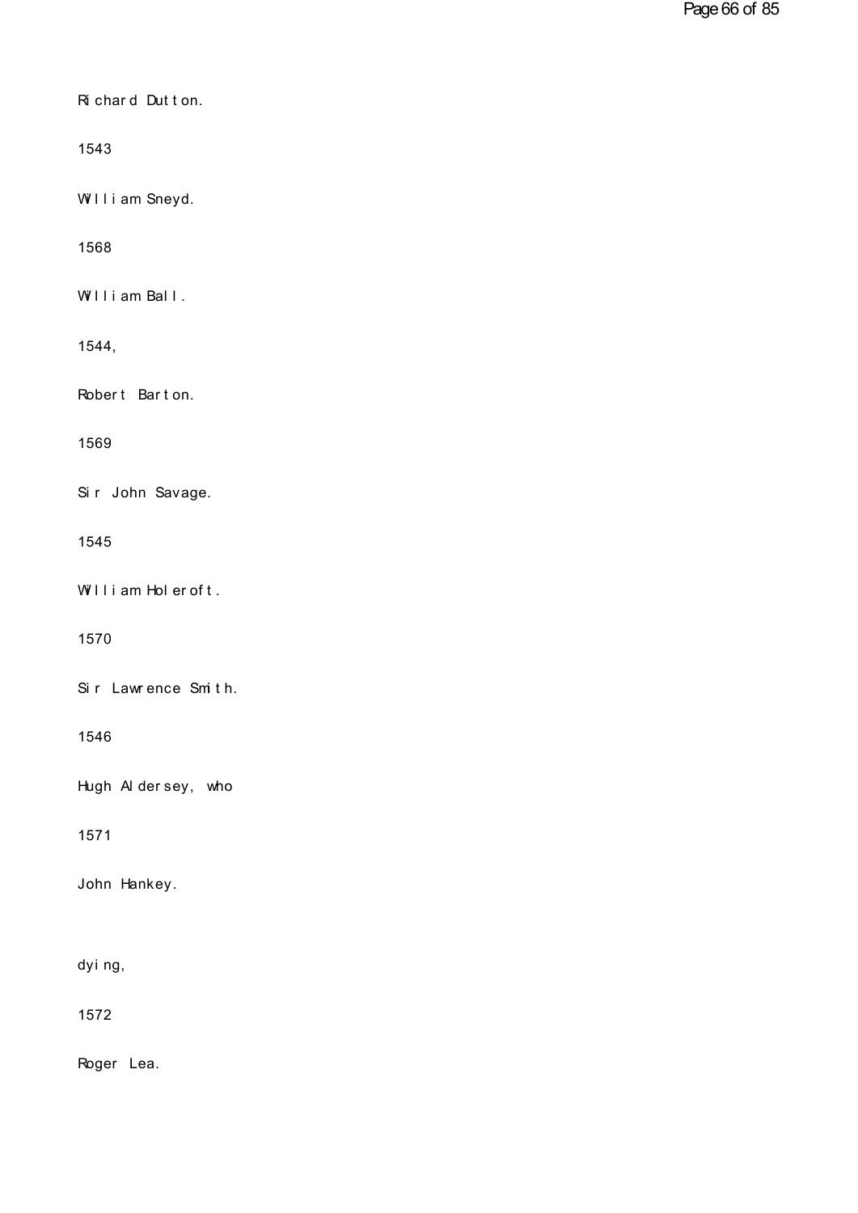Richard Dutton.

1543

William Sneyd.

1568

William Ball.

1544,

Robert Barton.

1569

Sir John Savage.

1545

William Holcroft.

1570

Sir Lawrence Smith.

1546

Hugh Aldersey, who

1571

John Hankey.

dying,

1572

Roger Lea.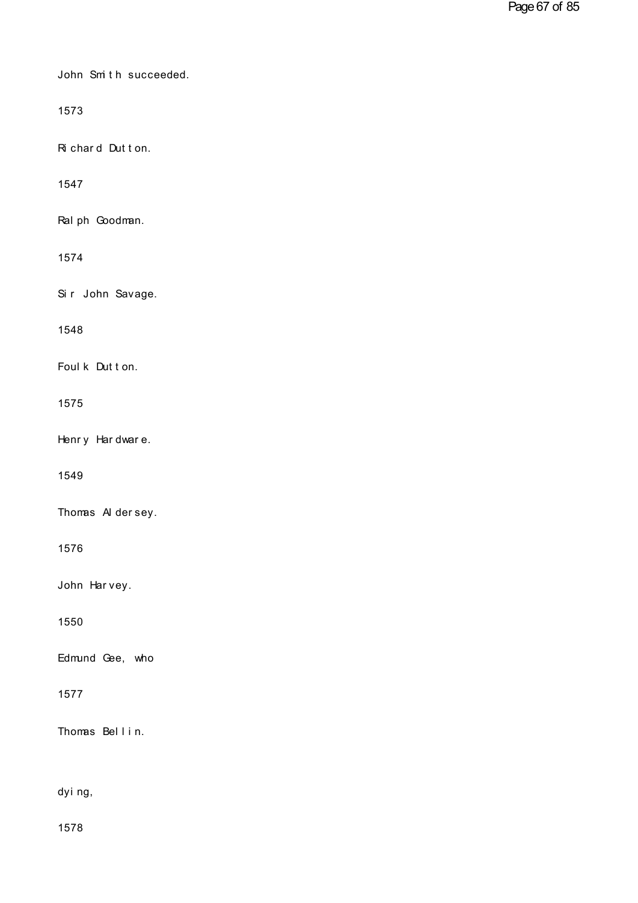John Smith succeeded.

1573

Richard Dutton.

1547

Ralph Goodman.

1574

Sir John Savage.

1548

Foulk Dutton.

1575

Henry Hardware.

1549

Thomas Aldersey.

1576

John Harvey.

1550

Edmund Gee, who

1577

Thomas Bellin.

dying,

1578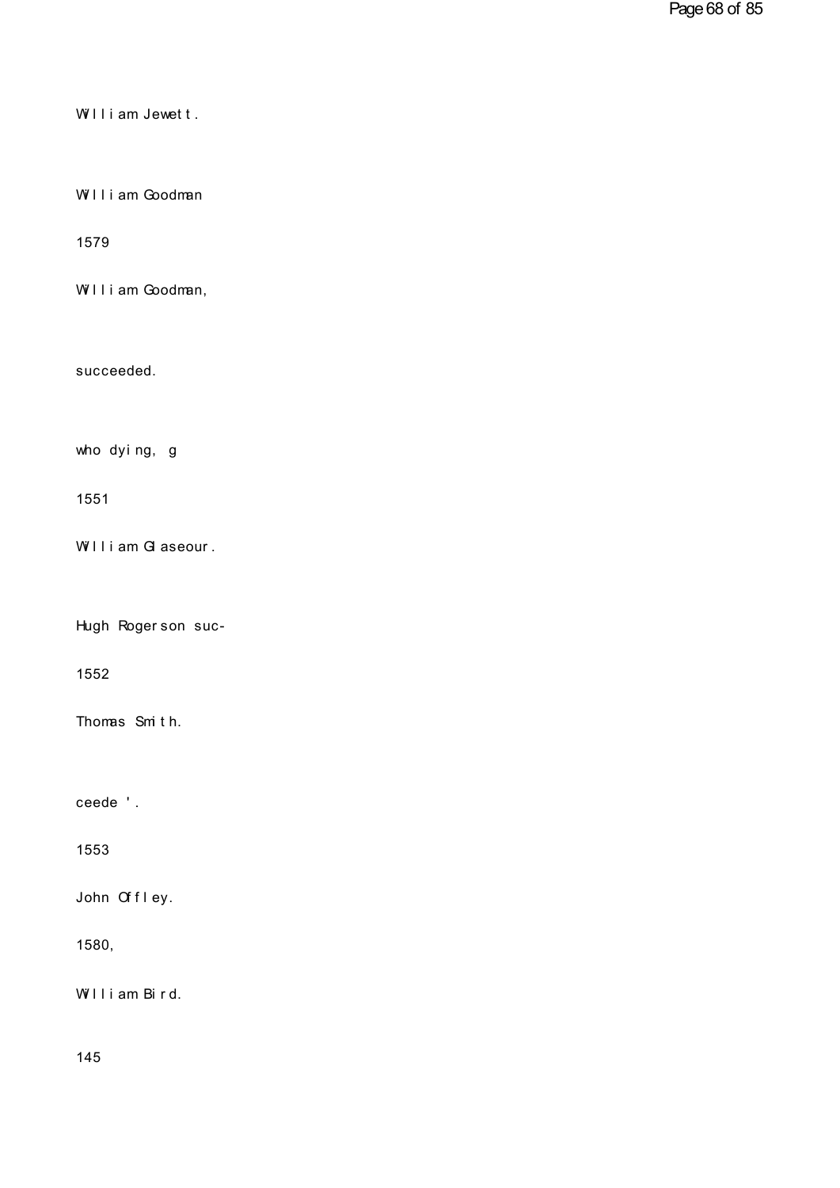William Jewett.

William Goodman

1579

William Goodman,

succeeded.

who dying, g

1551

William Glaseour.

Hugh Rogerson suc-

1552

Thomas Smith.

ceede '.

1553

John Offley.

1580,

William Bird.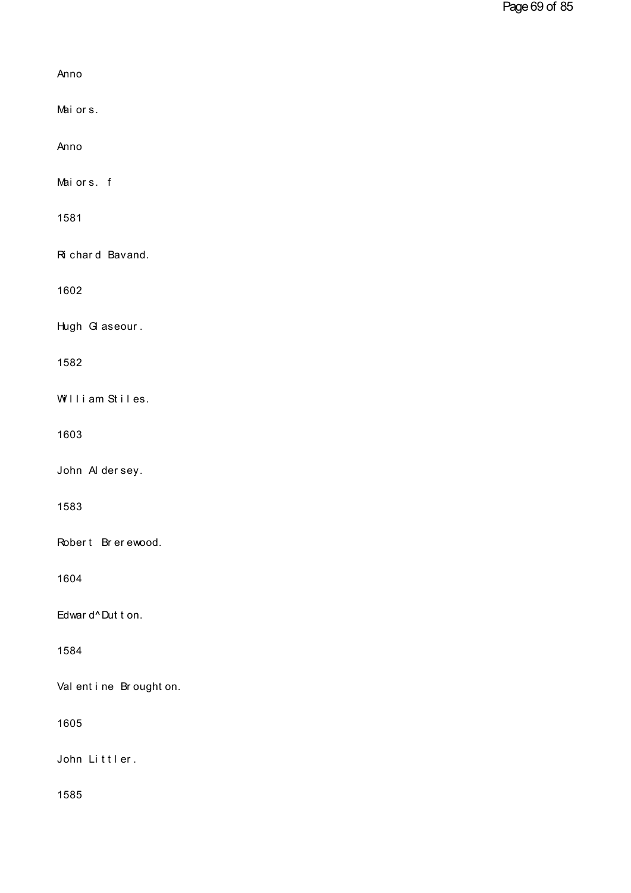Anno

Maiors.

Anno

Maiors. f

1581

Richard Bavand.

1602

Hugh Glaseour.

1582

William Stiles.

1603

John Aldersey.

1583

Robert Brerewood.

1604

Edward^Dutton.

1584

Valentine Broughton.

1605

John Littler.

1585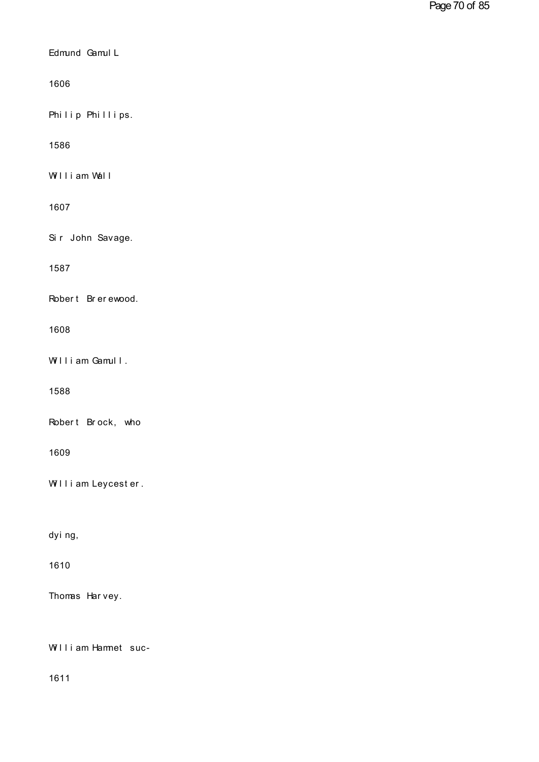Edmund Gamull.

1606

Philip Phillips.

1586

William Wall

1607

Sir John Savage.

1587

Robert Brerewood.

1608

William Gamull.

1588

Robert Brock, who

1609

William Leycester.

dying,

1610

Thomas Harvey.

William Hammet suc-

1611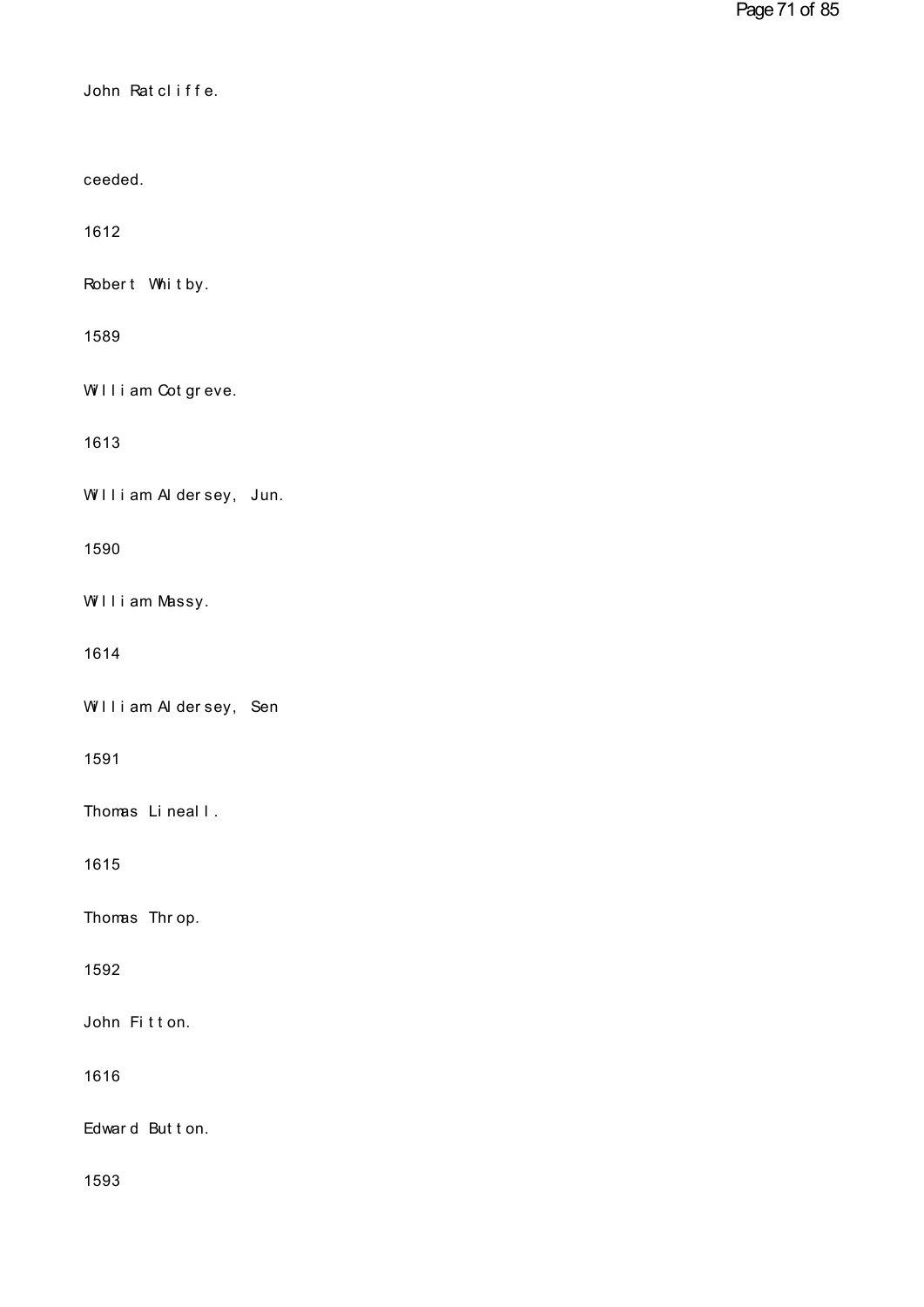John Ratcliffe.

ceeded.

1612

Robert Whitby.

1589

William Cotgreve.

1613

William Aldersey, Jun.

1590

William Massy.

1614

William Aldersey, Sen

1591

Thomas Lineall.

1615

Thomas Throp.

1592

John Fitton.

1616

Edward Button.

1593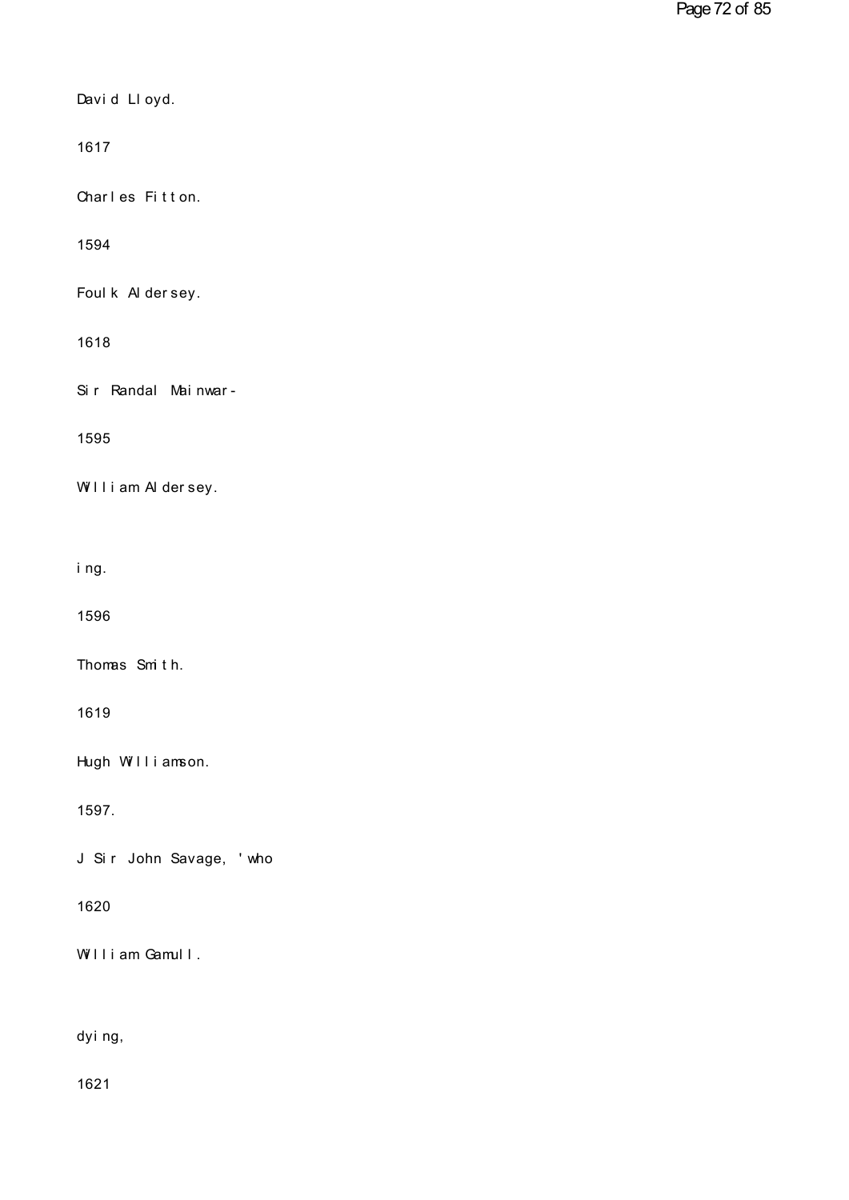David Lloyd.

1617

Charles Fitton.

1594

Foulk Aldersey.

1618

Sir Randal Mainwar-

1595

William Aldersey.

ing.

1596

Thomas Smith.

1619

Hugh Williamson.

1597.

J Sir John Savage, 'who

1620

William Gamull.

dying,

1621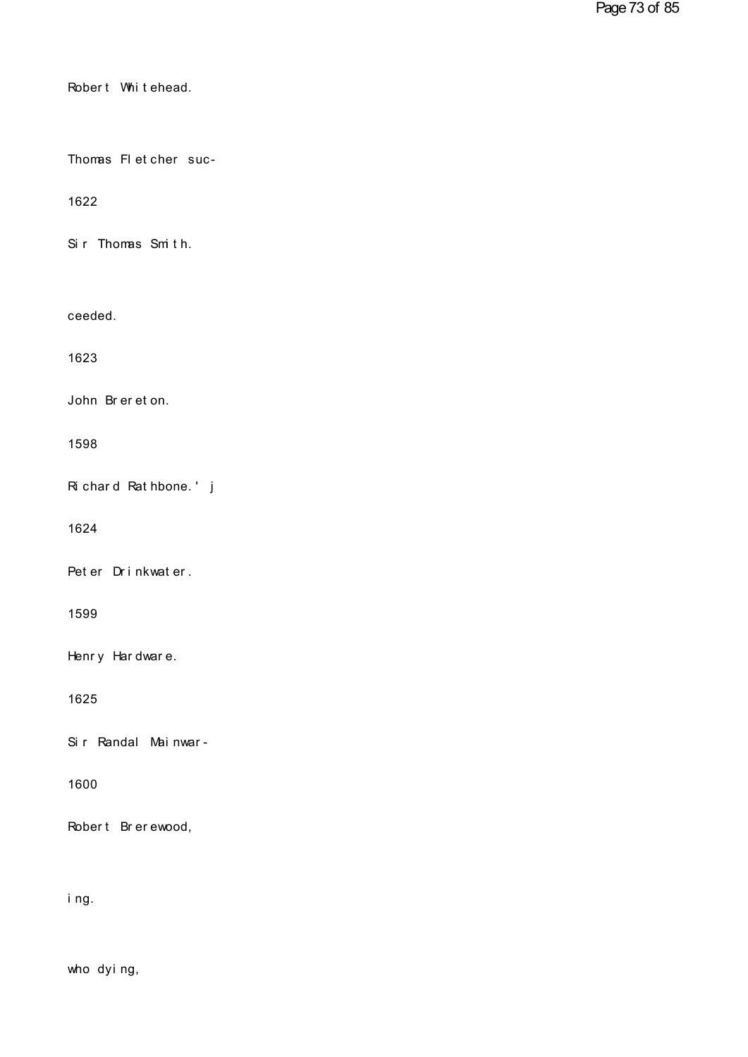Robert Whitehead.

Thomas Fletcher suc-

1622

Sir Thomas Smith.

ceeded.

1623

John Brereton.

1598

Richard Rathbone.' j

1624

Peter Drinkwater.

1599

Henry Hardware.

1625

Sir Randal Mainwar-

1600

Robert Brerewood,

ing.

who dying,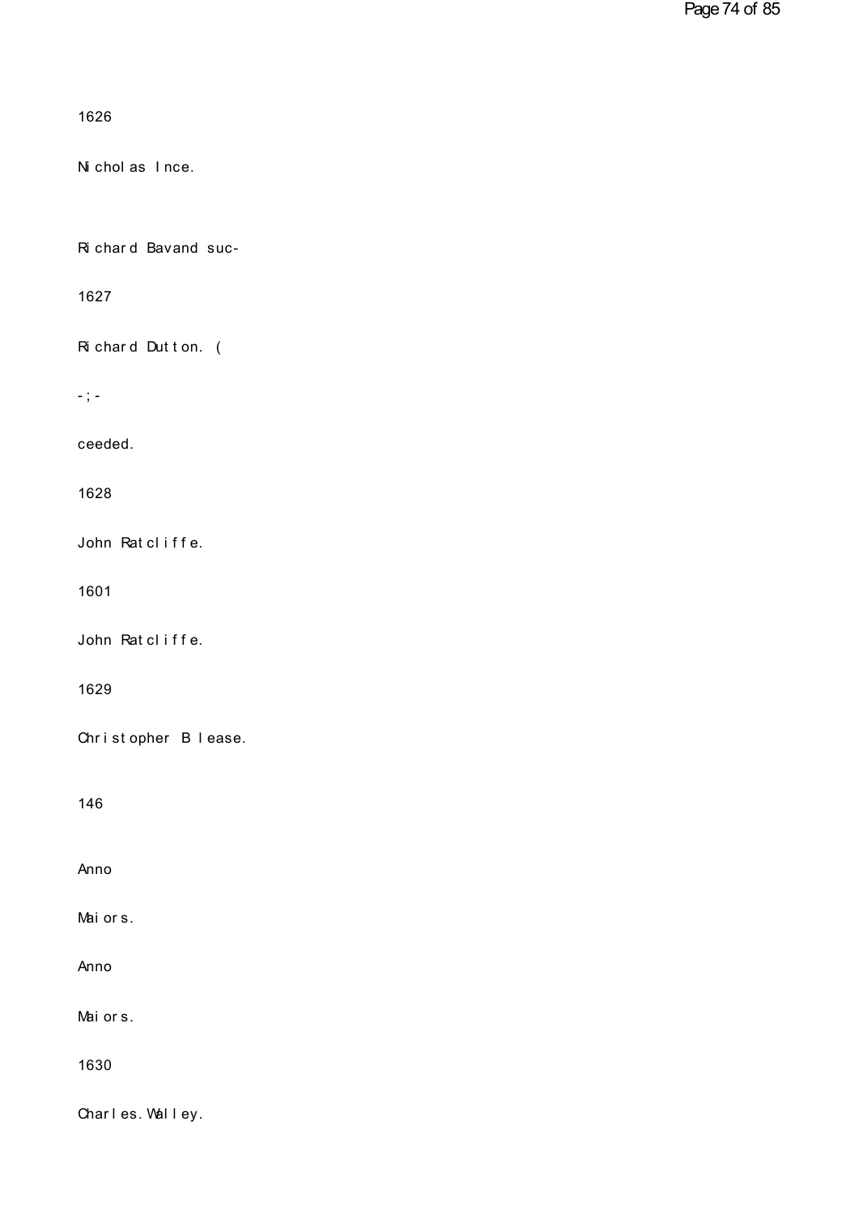1626

Nicholas Ince.

Richard Bavand suc-

1627

Richard Dutton. (

-;-

ceeded.

1628

John Ratcliffe.

1601

John Ratcliffe.

1629

Christopher Blease.

146

Anno

Maiors.

Anno

Maiors.

1630

Charles. Walley.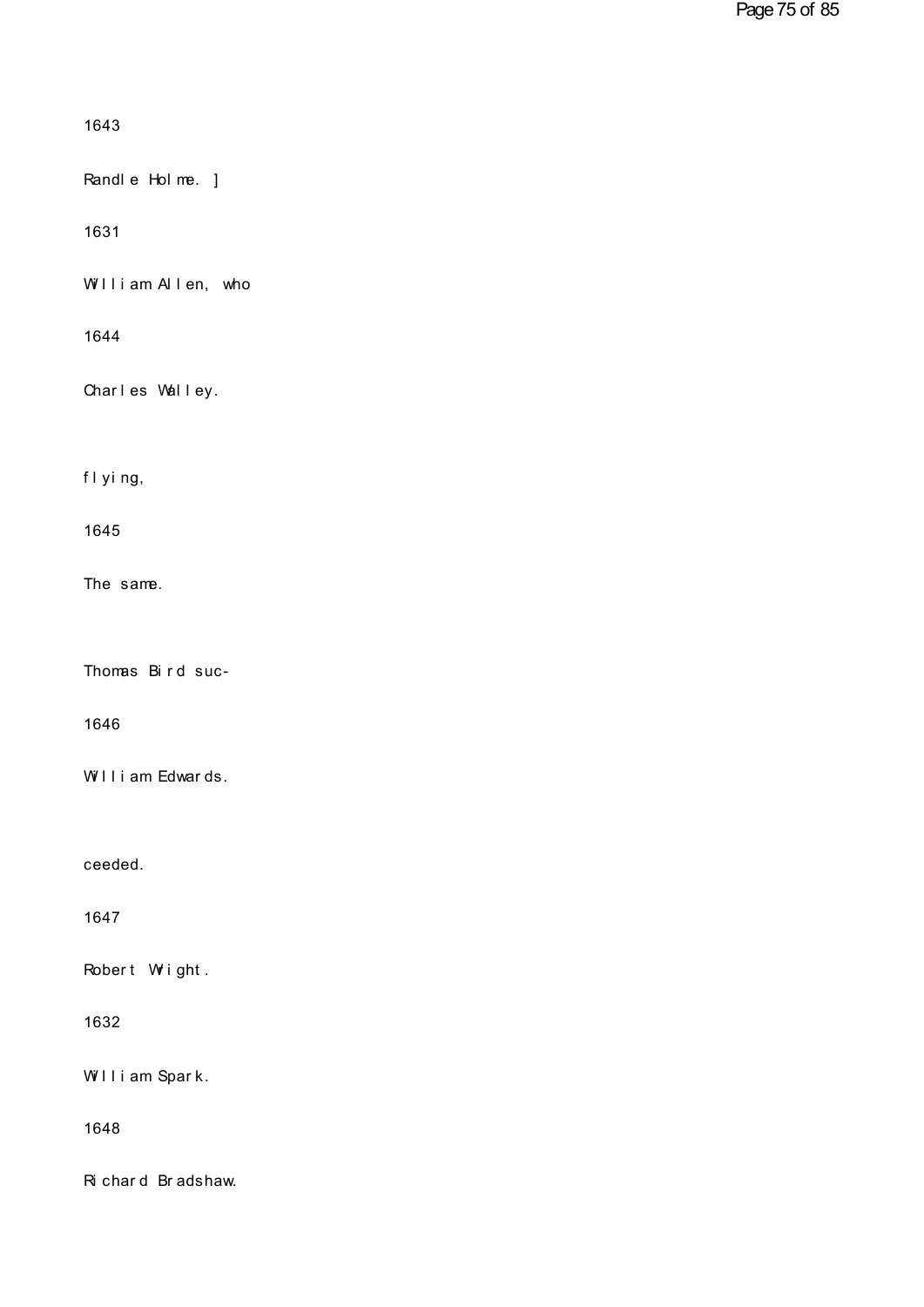1643

Randle Holme. ]

1631

William Allen, who

1644

Charles Walley.

flying,

1645

The same.

Thomas Bird suc-

1646

William Edwards.

ceeded.

1647

Robert Wright.

1632

William Spark.

1648

Richard Bradshaw.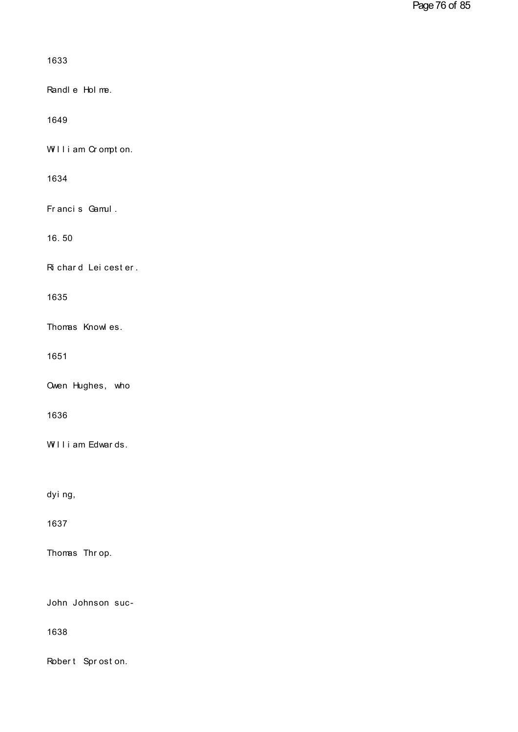1633

Randle Holme.

1649

William Crompton.

1634

Francis Gamul.

16.50

Richard Leicester.

1635

Thomas Knowles.

1651

Owen Hughes, who

1636

William Edwards.

dying,

1637

Thomas Throp.

John Johnson suc-

1638

Robert Sproston.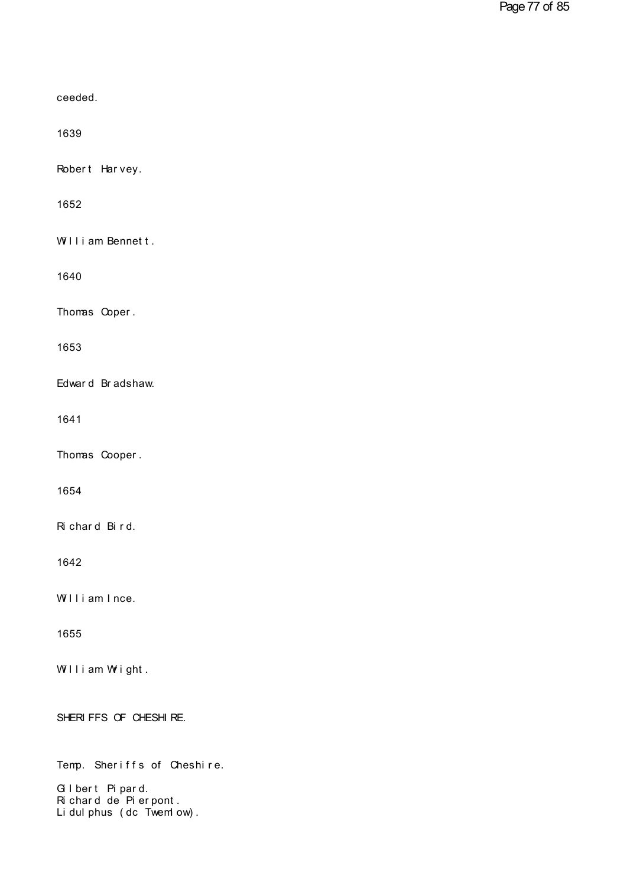ceeded.

1639

Robert Harvey.

1652

William Bennett.

1640

Thomas Coper.

1653

Edward Bradshaw.

1641

Thomas Cooper.

1654

Richard Bird.

1642

William Ince.

1655

William Wright.

SHERIFFS OF CHESHIRE.

Temp. Sheriffs of Cheshire.

Gilbert Pipard.
Richard de Pierpont.
Lidulphus (dc Twemlow).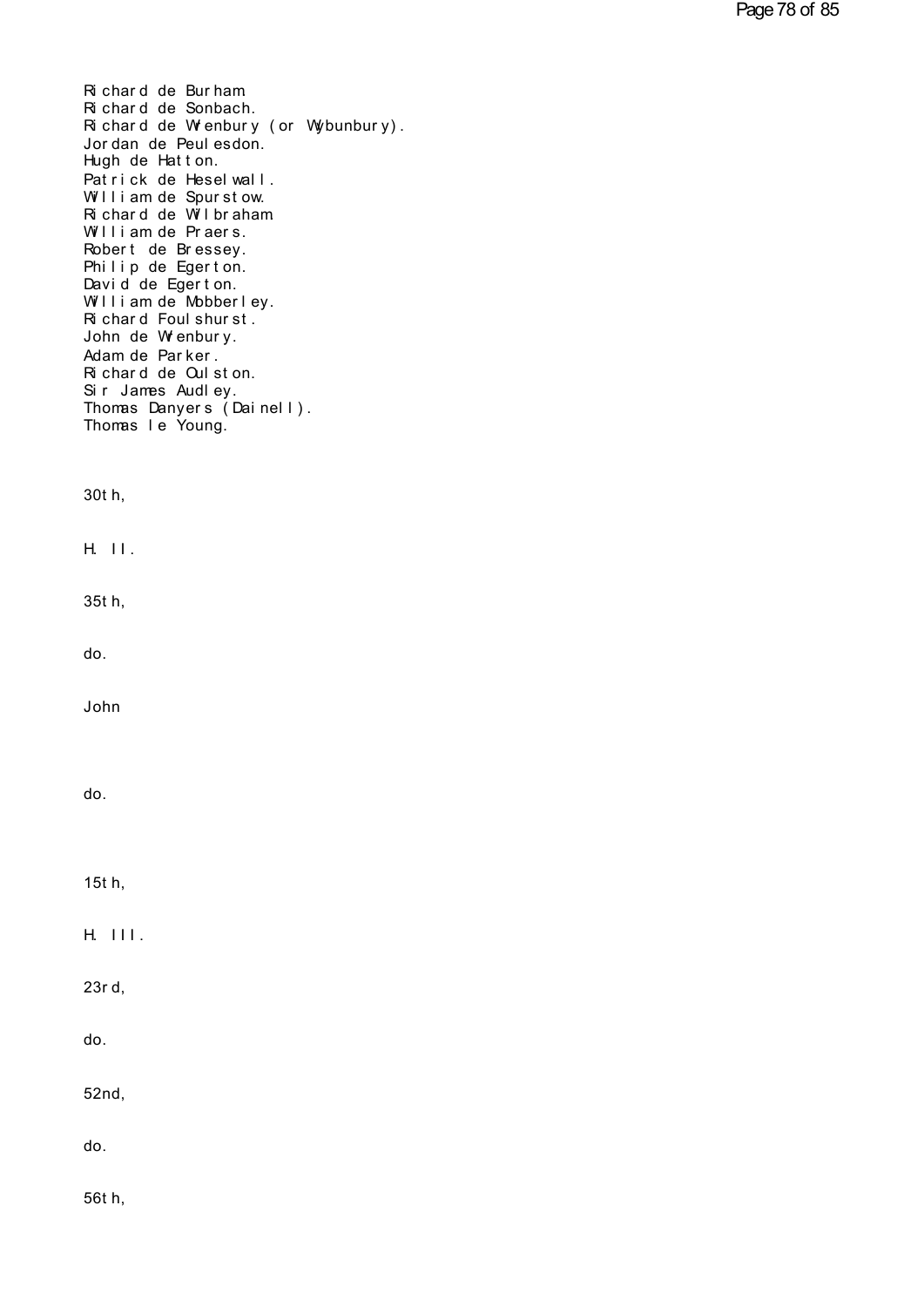Richard de Burham.
Richard de Sonbach.
Richard de Wrenbury (or Wybunbury).
Jordan de Peulesdon.
Hugh de Hatton.
Patrick de Heselwall.
William de Spurstow.
Richard de Wilbraham.
William de Praers.
Robert de Bressey.
Philip de Egerton.
David de Egerton.
William de Mobberley.
Richard Foulshurst.
John de Wrenbury.
Adam de Parker.
Richard de Oulston.
Sir James Audley.
Thomas Danyers (Dainell).
Thomas le Young.

30th,

H. II.

35th,

do.

John

do.

15th,

H. III.

23rd,

do.

52nd,

do.

56th,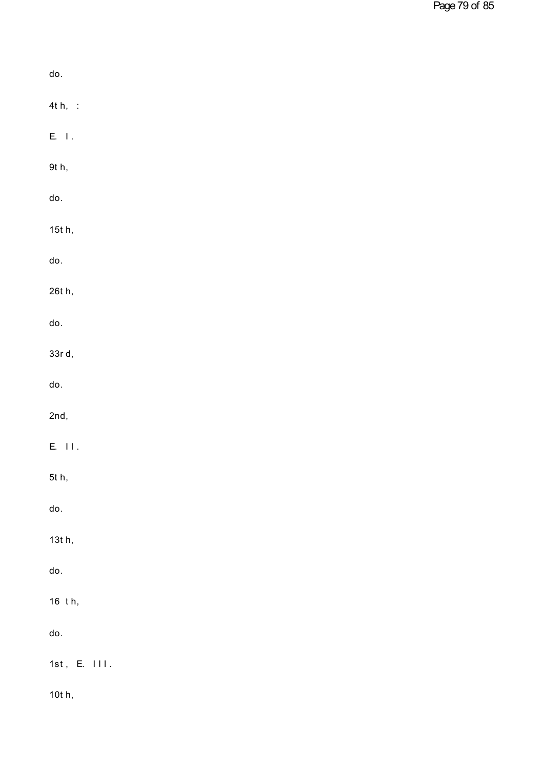do.

4th, :

E. I.

9th,

do.

15th,

do.

26th,

do.

33rd,

do.

2nd,

E. II.

5th,

do.

13th,

do.

16 th,

do.

1st, E. III.

10th,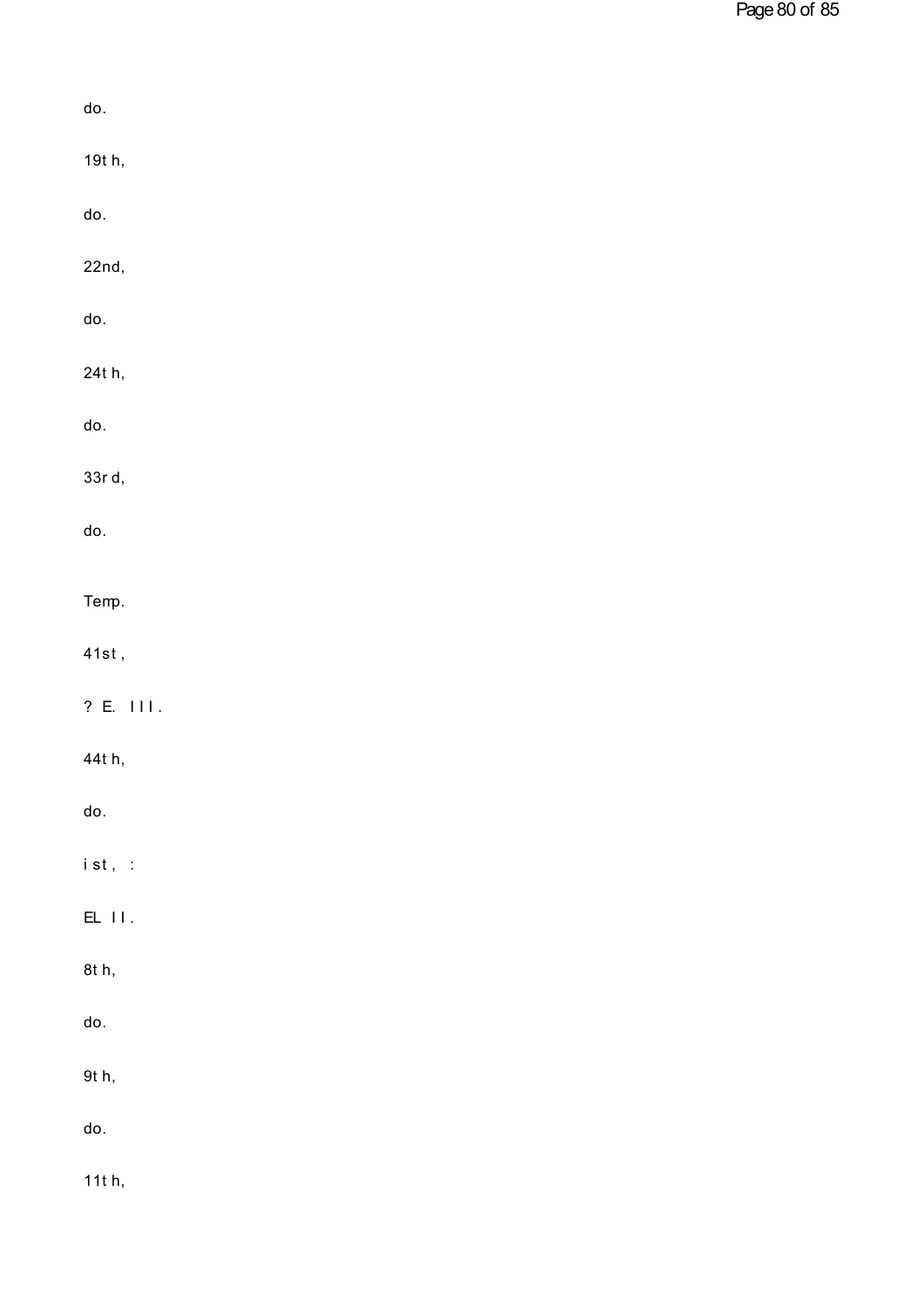do.

19t h,

do.

22nd,

do.

24t h,

do.

33r d,

do.

Temp.

41st ,

? E. I I I .

44t h,

do.

i st , :

EL I I .

8t h,

do.

9t h,

do.

11t h,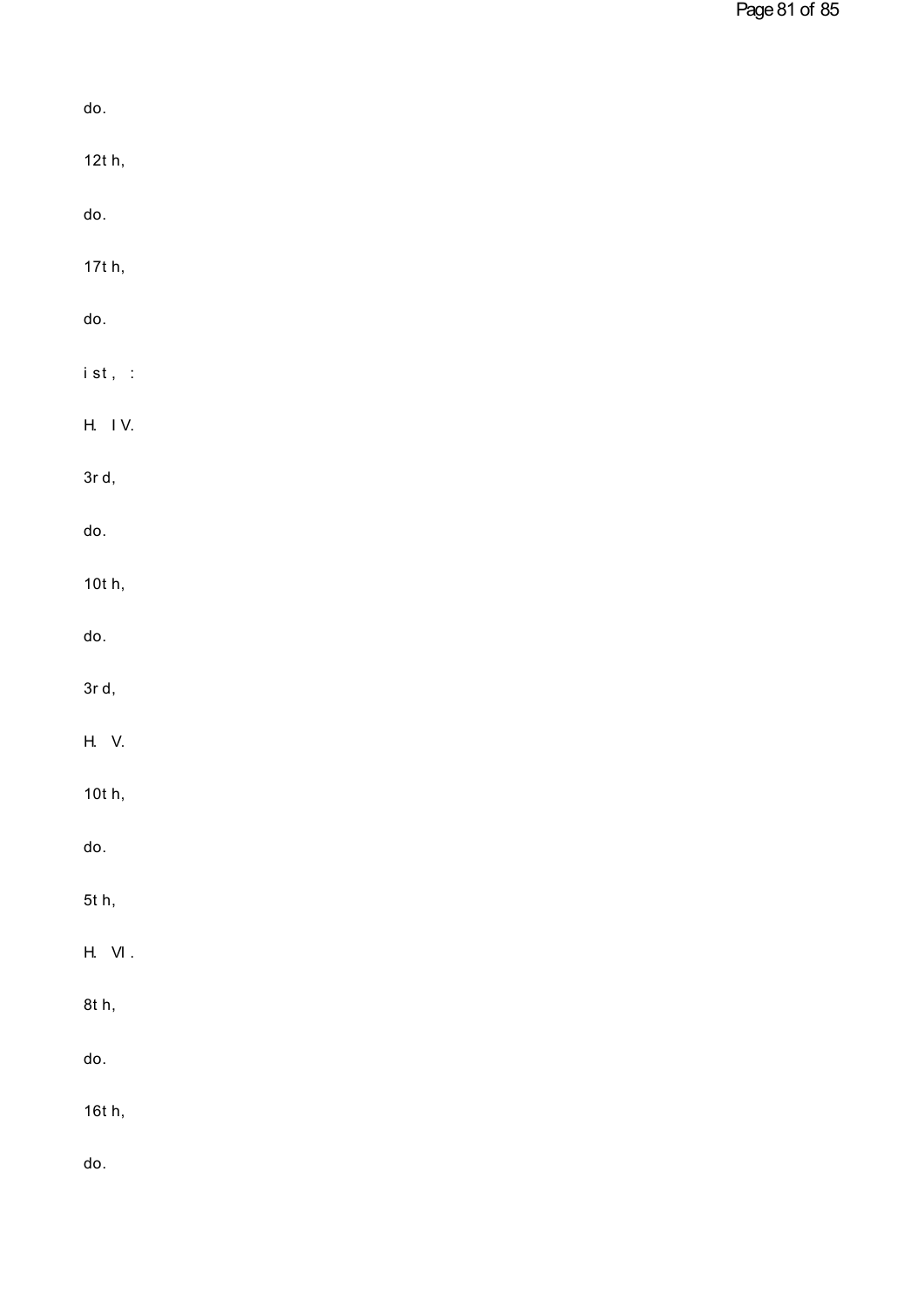do.

12t h,

do.

17t h,

do.

i st , :

H. I V.

3r d,

do.

10t h,

do.

3r d,

H. V.

10t h,

do.

5t h,

H. VI .

8t h,

do.

16t h,

do.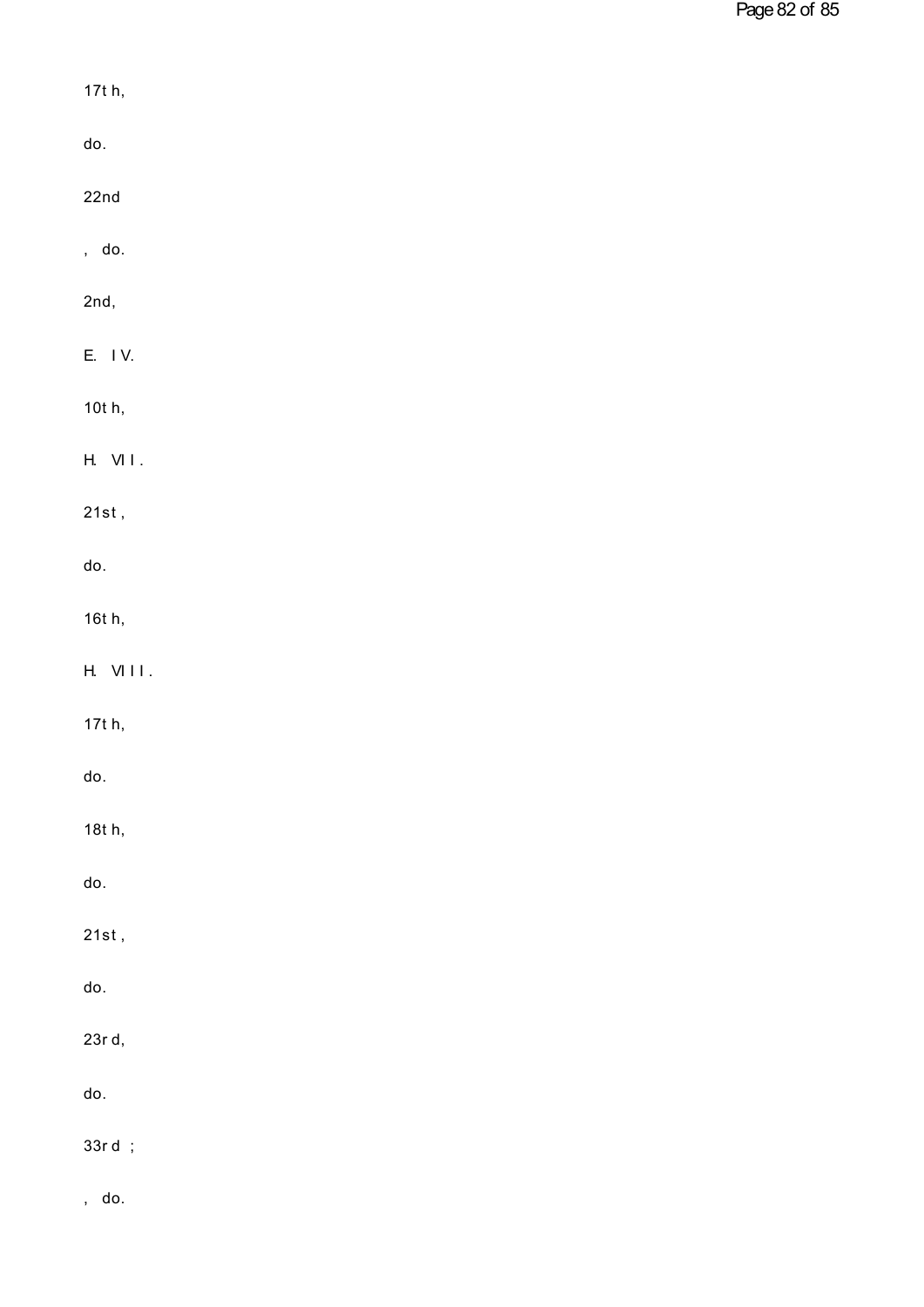17th,

do.

22nd

, do.

2nd,

E. IV.

10th,

H. VII.

21st,

do.

16th,

H. VIII.

17th,

do.

18th,

do.

21st,

do.

23rd,

do.

33rd ;

, do.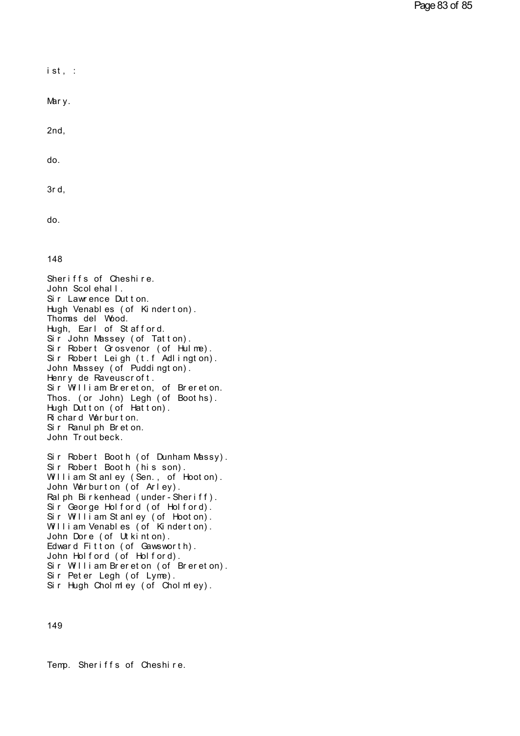ist, :

Mary.

2nd,

do.

3rd,

do.

148

Sheriffs of Cheshire.
John Scolehall.
Sir Lawrence Dutton.
Hugh Venables (of Kinderton).
Thomas del Wood.
Hugh, Earl of Stafford.
Sir John Massey (of Tatton).
Sir Robert Grosvenor (of Hulme).
Sir Robert Leigh (t.f Adlington).
John Massey (of Puddington).
Henry de Raveuscroft.
Sir William Brereton, of Brereton.
Thos. (or John) Legh (of Booths).
Hugh Dutton (of Hatton).
Richard Warburton.
Sir Ranulph Breton.
John Troutbeck.

Sir Robert Booth (of Dunham Massy).
Sir Robert Booth (his son).
William Stanley (Sen., of Hooton).
John Warburton (of Arley).
Ralph Birkenhead (under-Sheriff).
Sir George Holford (of Holford).
Sir William Stanley (of Hooton).
William Venables (of Kinderton).
John Dore (of Utkinton).
Edward Fitton (of Gawsworth).
John Holford (of Holford).
Sir William Brereton (of Brereton).
Sir Peter Legh (of Lyme).
Sir Hugh Cholmley (of Cholmley).

149

Temp. Sheriffs of Cheshire.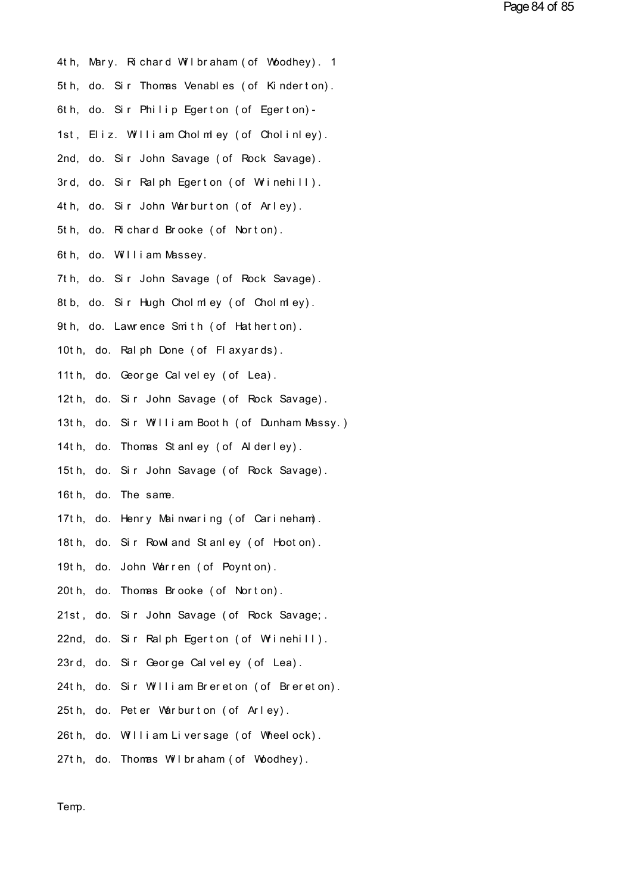4th, Mary. Richard Wilbraham (of Woodhey). 1

5th, do. Sir Thomas Venables (of Kinderton).

6th, do. Sir Philip Egerton (of Egerton)-

1st, Eliz. William Cholmley (of Cholinley).

2nd, do. Sir John Savage (of Rock Savage).

3rd, do. Sir Ralph Egerton (of Wrinehill).

4th, do. Sir John Warburton (of Arley).

5th, do. Richard Brooke (of Norton).

6th, do. William Massey.

7th, do. Sir John Savage (of Rock Savage).

8tb, do. Sir Hugh Cholmley (of Cholmley).

9th, do. Lawrence Smith (of Hatherton).

10th, do. Ralph Done (of Flaxyards).

11th, do. George Calveley (of Lea).

12th, do. Sir John Savage (of Rock Savage).

13th, do. Sir William Booth (of Dunham Massy.)

14th, do. Thomas Stanley (of Alderley).

15th, do. Sir John Savage (of Rock Savage).

16th, do. The same.

17th, do. Henry Mainwaring (of Carineham).

18th, do. Sir Rowland Stanley (of Hooton).

19th, do. John Warren (of Poynton).

20th, do. Thomas Brooke (of Norton).

21st, do. Sir John Savage (of Rock Savage;.

22nd, do. Sir Ralph Egerton (of Wrinehill).

23rd, do. Sir George Calveley (of Lea).

24th, do. Sir William Brereton (of Brereton).

25th, do. Peter Warburton (of Arley).

26th, do. William Liversage (of Wheelock).

27th, do. Thomas Wilbraham (of Woodhey).

Temp.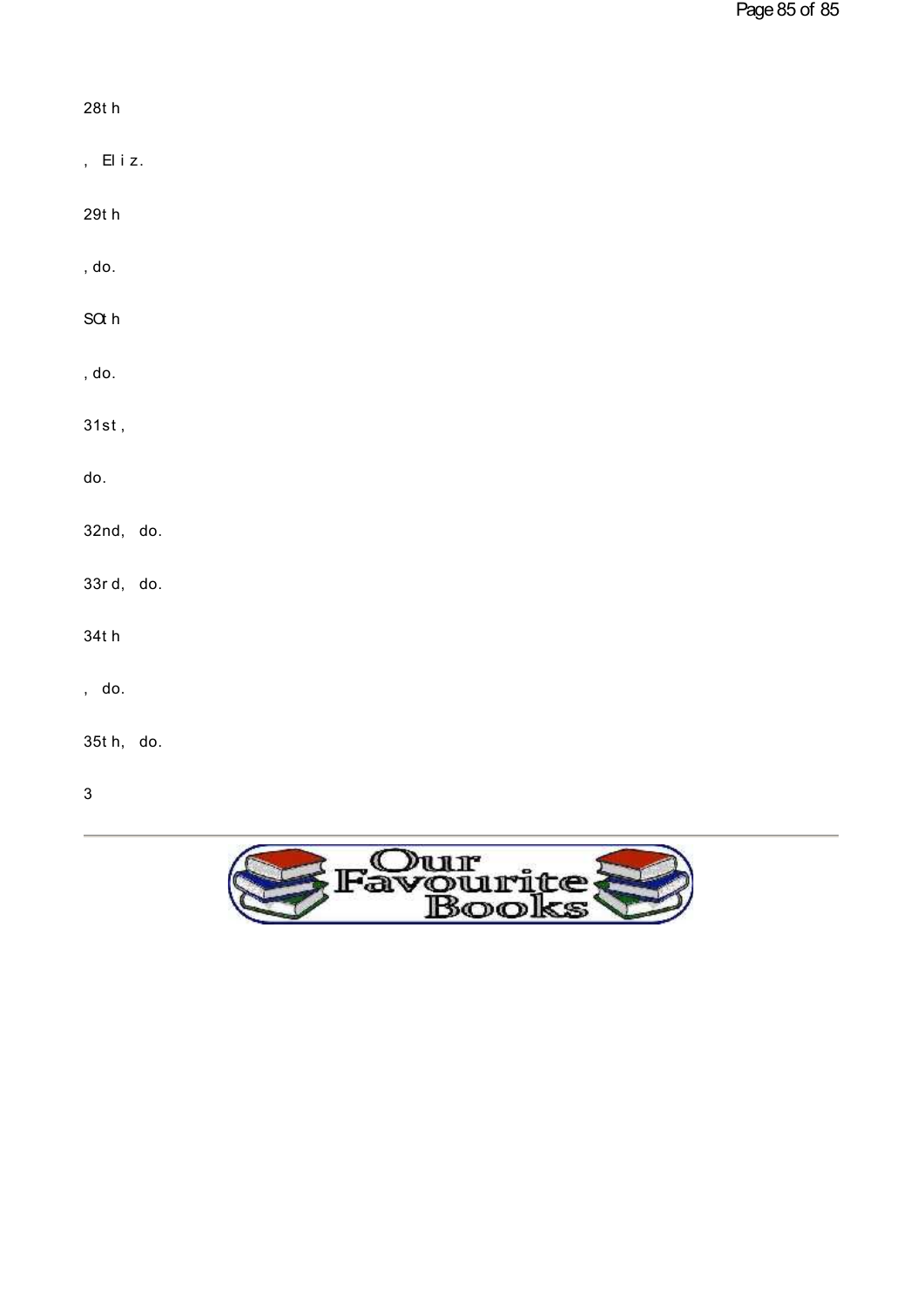28t h

, El i z.

29t h

, do.

SOt h

, do.

31st ,

do.

32nd, do.

33r d, do.

34t h

, do.

35t h, do.

3

---